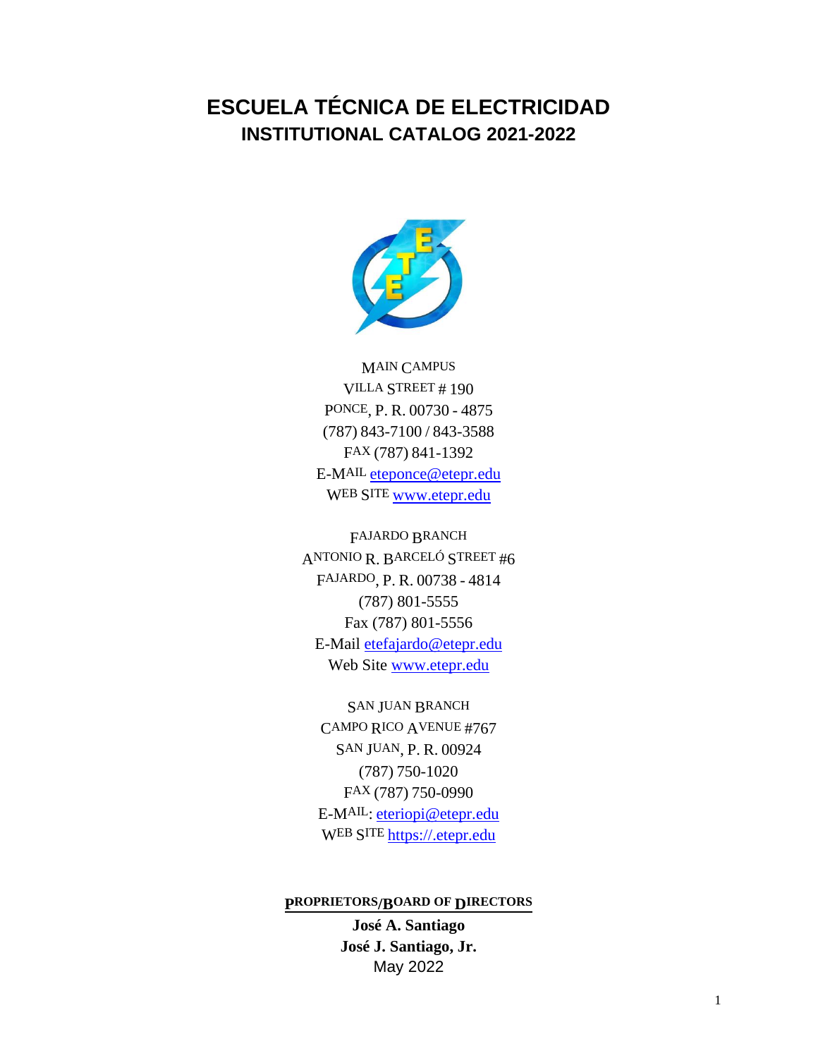# ESCUELA TÉCNICA DE ELECTRICIDAD
## INSTITUTIONAL CATALOG 2021-2022

MAIN CAMPUS
VILLA STREET # 190
PONCE, P. R. 00730 - 4875
(787) 843-7100 / 843-3588
FAX (787) 841-1392
E-MAIL eteponce@etepr.edu
WEB SITE www.etepr.edu

FAJARDO BRANCH
ANTONIO R. BARCELÓ STREET #6
FAJARDO, P. R. 00738 - 4814
(787) 801-5555
Fax (787) 801-5556
E-Mail etefajardo@etepr.edu
Web Site www.etepr.edu

SAN JUAN BRANCH
CAMPO RICO AVENUE #767
SAN JUAN, P. R. 00924
(787) 750-1020
FAX (787) 750-0990
E-MAIL: eteriopi@etepr.edu
WEB SITE https://.etepr.edu

**PROPRIETORS/BOARD OF DIRECTORS**

**José A. Santiago**
**José J. Santiago, Jr.**
May 2022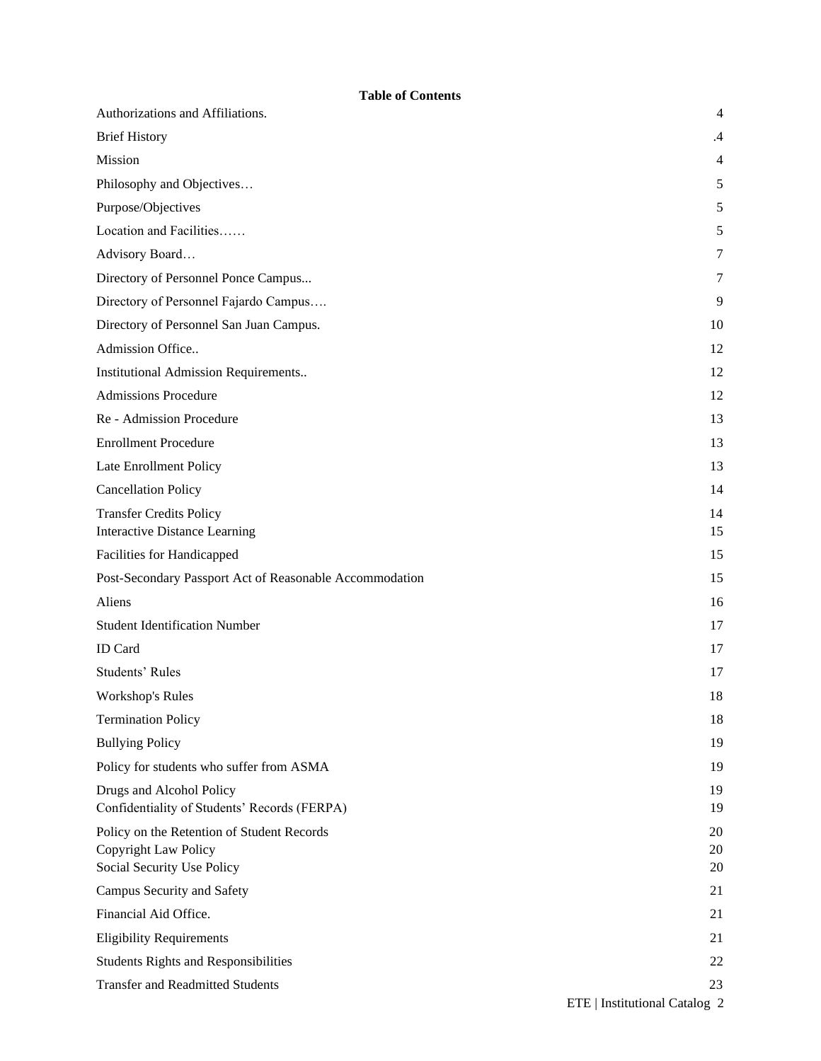**Table of Contents**

| | |
|---|---|
| Authorizations and Affiliations. | 4 |
| Brief History | .4 |
| Mission | 4 |
| Philosophy and Objectives… | 5 |
| Purpose/Objectives | 5 |
| Location and Facilities…… | 5 |
| Advisory Board… | 7 |
| Directory of Personnel Ponce Campus... | 7 |
| Directory of Personnel Fajardo Campus…. | 9 |
| Directory of Personnel San Juan Campus. | 10 |
| Admission Office.. | 12 |
| Institutional Admission Requirements.. | 12 |
| Admissions Procedure | 12 |
| Re - Admission Procedure | 13 |
| Enrollment Procedure | 13 |
| Late Enrollment Policy | 13 |
| Cancellation Policy | 14 |
| Transfer Credits Policy | 14 |
| Interactive Distance Learning | 15 |
| Facilities for Handicapped | 15 |
| Post-Secondary Passport Act of Reasonable Accommodation | 15 |
| Aliens | 16 |
| Student Identification Number | 17 |
| ID Card | 17 |
| Students' Rules | 17 |
| Workshop's Rules | 18 |
| Termination Policy | 18 |
| Bullying Policy | 19 |
| Policy for students who suffer from ASMA | 19 |
| Drugs and Alcohol Policy | 19 |
| Confidentiality of Students' Records (FERPA) | 19 |
| Policy on the Retention of Student Records | 20 |
| Copyright Law Policy | 20 |
| Social Security Use Policy | 20 |
| Campus Security and Safety | 21 |
| Financial Aid Office. | 21 |
| Eligibility Requirements | 21 |
| Students Rights and Responsibilities | 22 |
| Transfer and Readmitted Students | 23 |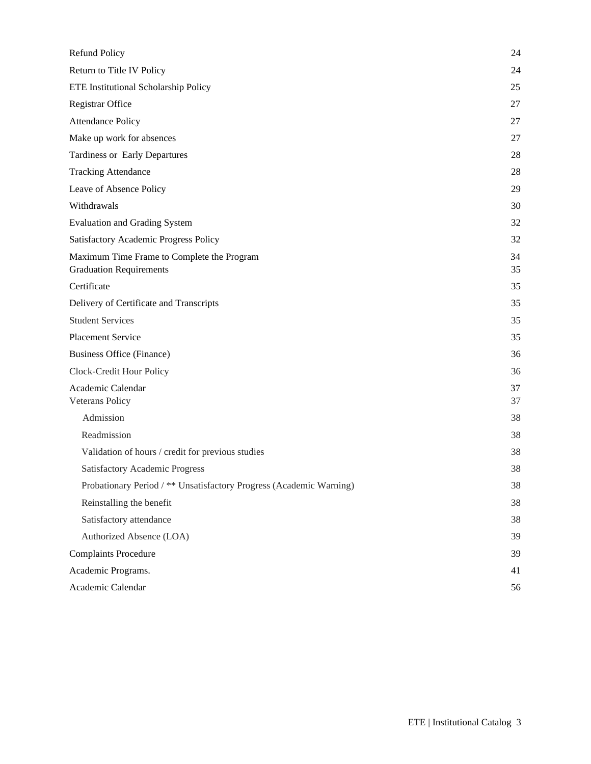| | |
|---|---|
| Refund Policy | 24 |
| Return to Title IV Policy | 24 |
| ETE Institutional Scholarship Policy | 25 |
| Registrar Office | 27 |
| Attendance Policy | 27 |
| Make up work for absences | 27 |
| Tardiness or Early Departures | 28 |
| Tracking Attendance | 28 |
| Leave of Absence Policy | 29 |
| Withdrawals | 30 |
| Evaluation and Grading System | 32 |
| Satisfactory Academic Progress Policy | 32 |
| Maximum Time Frame to Complete the Program | 34 |
| Graduation Requirements | 35 |
| Certificate | 35 |
| Delivery of Certificate and Transcripts | 35 |
| Student Services | 35 |
| Placement Service | 35 |
| Business Office (Finance) | 36 |
| Clock-Credit Hour Policy | 36 |
| Academic Calendar | 37 |
| Veterans Policy | 37 |
| Admission | 38 |
| Readmission | 38 |
| Validation of hours / credit for previous studies | 38 |
| Satisfactory Academic Progress | 38 |
| Probationary Period / ** Unsatisfactory Progress (Academic Warning) | 38 |
| Reinstalling the benefit | 38 |
| Satisfactory attendance | 38 |
| Authorized Absence (LOA) | 39 |
| Complaints Procedure | 39 |
| Academic Programs. | 41 |
| Academic Calendar | 56 |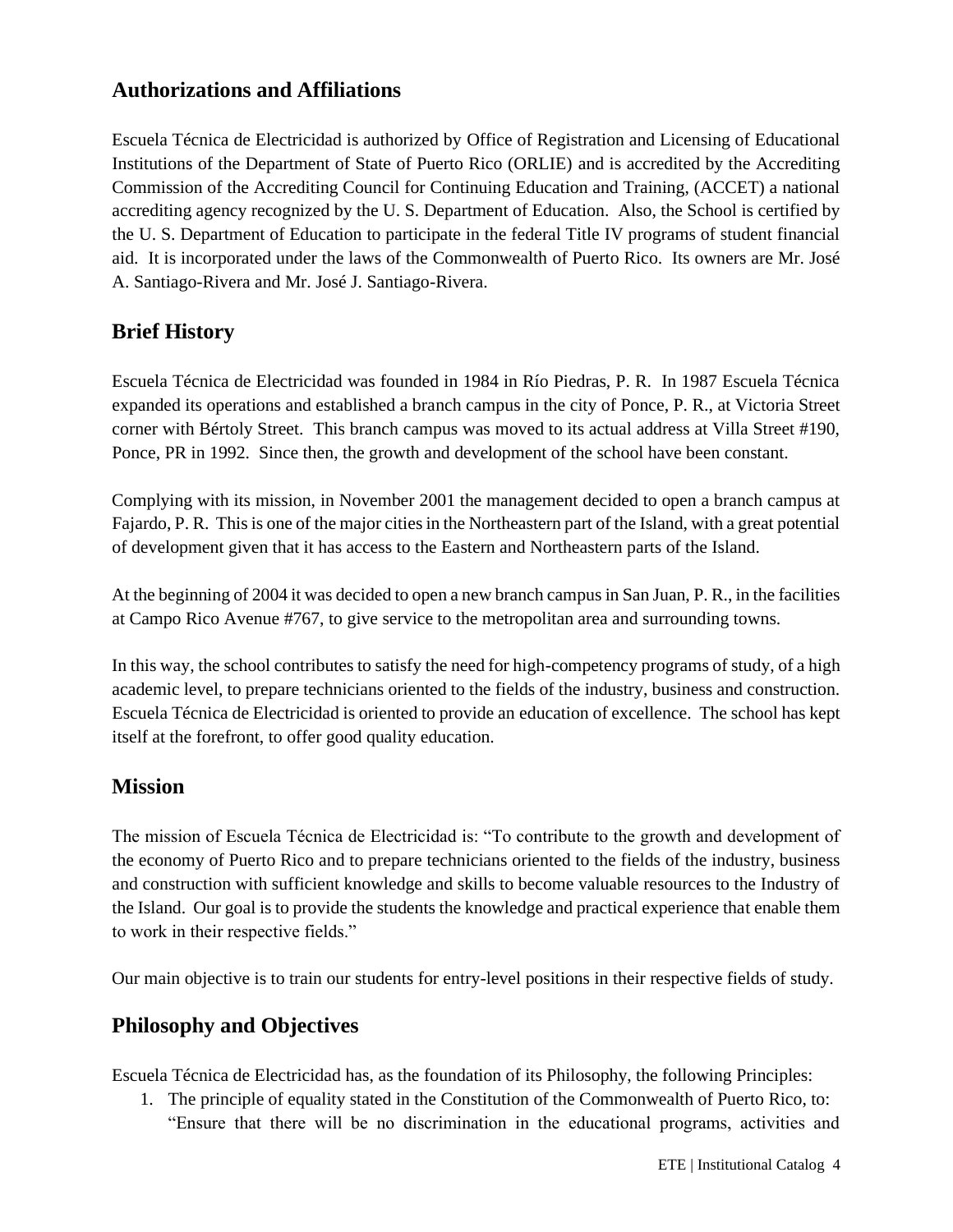## Authorizations and Affiliations

Escuela Técnica de Electricidad is authorized by Office of Registration and Licensing of Educational Institutions of the Department of State of Puerto Rico (ORLIE) and is accredited by the Accrediting Commission of the Accrediting Council for Continuing Education and Training, (ACCET) a national accrediting agency recognized by the U. S. Department of Education. Also, the School is certified by the U. S. Department of Education to participate in the federal Title IV programs of student financial aid. It is incorporated under the laws of the Commonwealth of Puerto Rico. Its owners are Mr. José A. Santiago-Rivera and Mr. José J. Santiago-Rivera.

## Brief History

Escuela Técnica de Electricidad was founded in 1984 in Río Piedras, P. R. In 1987 Escuela Técnica expanded its operations and established a branch campus in the city of Ponce, P. R., at Victoria Street corner with Bértoly Street. This branch campus was moved to its actual address at Villa Street #190, Ponce, PR in 1992. Since then, the growth and development of the school have been constant.

Complying with its mission, in November 2001 the management decided to open a branch campus at Fajardo, P. R. This is one of the major cities in the Northeastern part of the Island, with a great potential of development given that it has access to the Eastern and Northeastern parts of the Island.

At the beginning of 2004 it was decided to open a new branch campus in San Juan, P. R., in the facilities at Campo Rico Avenue #767, to give service to the metropolitan area and surrounding towns.

In this way, the school contributes to satisfy the need for high-competency programs of study, of a high academic level, to prepare technicians oriented to the fields of the industry, business and construction. Escuela Técnica de Electricidad is oriented to provide an education of excellence. The school has kept itself at the forefront, to offer good quality education.

## Mission

The mission of Escuela Técnica de Electricidad is: "To contribute to the growth and development of the economy of Puerto Rico and to prepare technicians oriented to the fields of the industry, business and construction with sufficient knowledge and skills to become valuable resources to the Industry of the Island. Our goal is to provide the students the knowledge and practical experience that enable them to work in their respective fields."

Our main objective is to train our students for entry-level positions in their respective fields of study.

## Philosophy and Objectives

Escuela Técnica de Electricidad has, as the foundation of its Philosophy, the following Principles:

1. The principle of equality stated in the Constitution of the Commonwealth of Puerto Rico, to: "Ensure that there will be no discrimination in the educational programs, activities and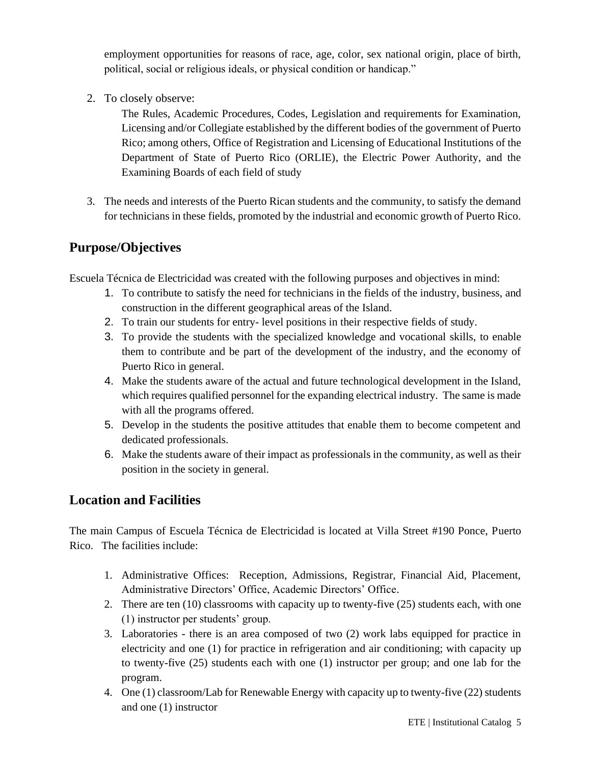employment opportunities for reasons of race, age, color, sex national origin, place of birth, political, social or religious ideals, or physical condition or handicap."

2. To closely observe:

   The Rules, Academic Procedures, Codes, Legislation and requirements for Examination, Licensing and/or Collegiate established by the different bodies of the government of Puerto Rico; among others, Office of Registration and Licensing of Educational Institutions of the Department of State of Puerto Rico (ORLIE), the Electric Power Authority, and the Examining Boards of each field of study

3. The needs and interests of the Puerto Rican students and the community, to satisfy the demand for technicians in these fields, promoted by the industrial and economic growth of Puerto Rico.

## Purpose/Objectives

Escuela Técnica de Electricidad was created with the following purposes and objectives in mind:

1. To contribute to satisfy the need for technicians in the fields of the industry, business, and construction in the different geographical areas of the Island.
2. To train our students for entry- level positions in their respective fields of study.
3. To provide the students with the specialized knowledge and vocational skills, to enable them to contribute and be part of the development of the industry, and the economy of Puerto Rico in general.
4. Make the students aware of the actual and future technological development in the Island, which requires qualified personnel for the expanding electrical industry. The same is made with all the programs offered.
5. Develop in the students the positive attitudes that enable them to become competent and dedicated professionals.
6. Make the students aware of their impact as professionals in the community, as well as their position in the society in general.

## Location and Facilities

The main Campus of Escuela Técnica de Electricidad is located at Villa Street #190 Ponce, Puerto Rico. The facilities include:

1. Administrative Offices: Reception, Admissions, Registrar, Financial Aid, Placement, Administrative Directors' Office, Academic Directors' Office.
2. There are ten (10) classrooms with capacity up to twenty-five (25) students each, with one (1) instructor per students' group.
3. Laboratories - there is an area composed of two (2) work labs equipped for practice in electricity and one (1) for practice in refrigeration and air conditioning; with capacity up to twenty-five (25) students each with one (1) instructor per group; and one lab for the program.
4. One (1) classroom/Lab for Renewable Energy with capacity up to twenty-five (22) students and one (1) instructor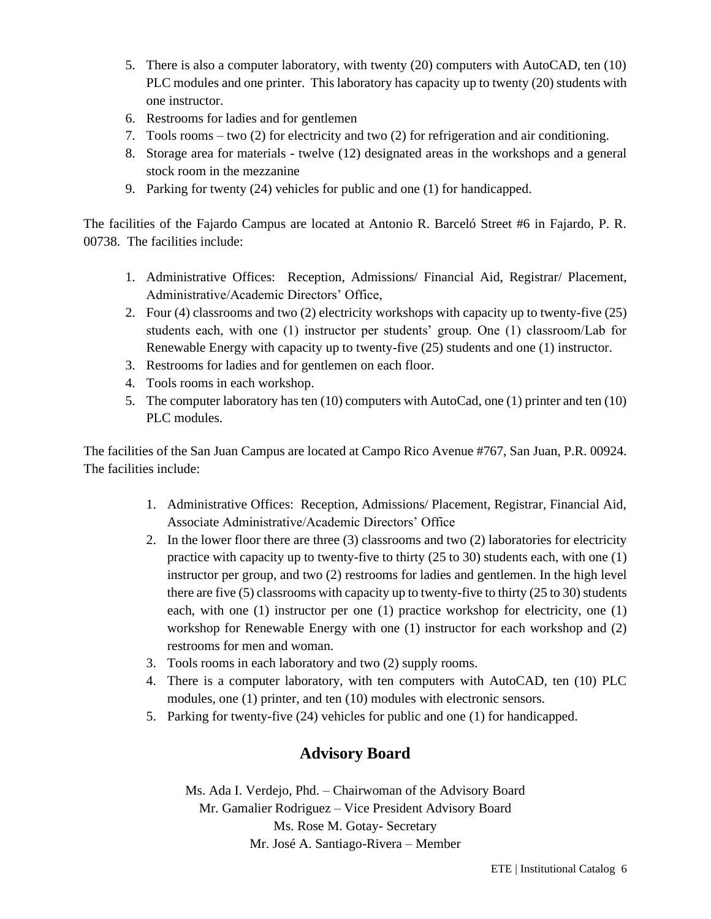5. There is also a computer laboratory, with twenty (20) computers with AutoCAD, ten (10) PLC modules and one printer. This laboratory has capacity up to twenty (20) students with one instructor.
6. Restrooms for ladies and for gentlemen
7. Tools rooms – two (2) for electricity and two (2) for refrigeration and air conditioning.
8. Storage area for materials - twelve (12) designated areas in the workshops and a general stock room in the mezzanine
9. Parking for twenty (24) vehicles for public and one (1) for handicapped.

The facilities of the Fajardo Campus are located at Antonio R. Barceló Street #6 in Fajardo, P. R. 00738. The facilities include:

1. Administrative Offices: Reception, Admissions/ Financial Aid, Registrar/ Placement, Administrative/Academic Directors' Office,
2. Four (4) classrooms and two (2) electricity workshops with capacity up to twenty-five (25) students each, with one (1) instructor per students' group. One (1) classroom/Lab for Renewable Energy with capacity up to twenty-five (25) students and one (1) instructor.
3. Restrooms for ladies and for gentlemen on each floor.
4. Tools rooms in each workshop.
5. The computer laboratory has ten (10) computers with AutoCad, one (1) printer and ten (10) PLC modules.

The facilities of the San Juan Campus are located at Campo Rico Avenue #767, San Juan, P.R. 00924. The facilities include:

1. Administrative Offices: Reception, Admissions/ Placement, Registrar, Financial Aid, Associate Administrative/Academic Directors' Office
2. In the lower floor there are three (3) classrooms and two (2) laboratories for electricity practice with capacity up to twenty-five to thirty (25 to 30) students each, with one (1) instructor per group, and two (2) restrooms for ladies and gentlemen. In the high level there are five (5) classrooms with capacity up to twenty-five to thirty (25 to 30) students each, with one (1) instructor per one (1) practice workshop for electricity, one (1) workshop for Renewable Energy with one (1) instructor for each workshop and (2) restrooms for men and woman.
3. Tools rooms in each laboratory and two (2) supply rooms.
4. There is a computer laboratory, with ten computers with AutoCAD, ten (10) PLC modules, one (1) printer, and ten (10) modules with electronic sensors.
5. Parking for twenty-five (24) vehicles for public and one (1) for handicapped.

## Advisory Board

Ms. Ada I. Verdejo, Phd. – Chairwoman of the Advisory Board
Mr. Gamalier Rodriguez – Vice President Advisory Board
Ms. Rose M. Gotay- Secretary
Mr. José A. Santiago-Rivera – Member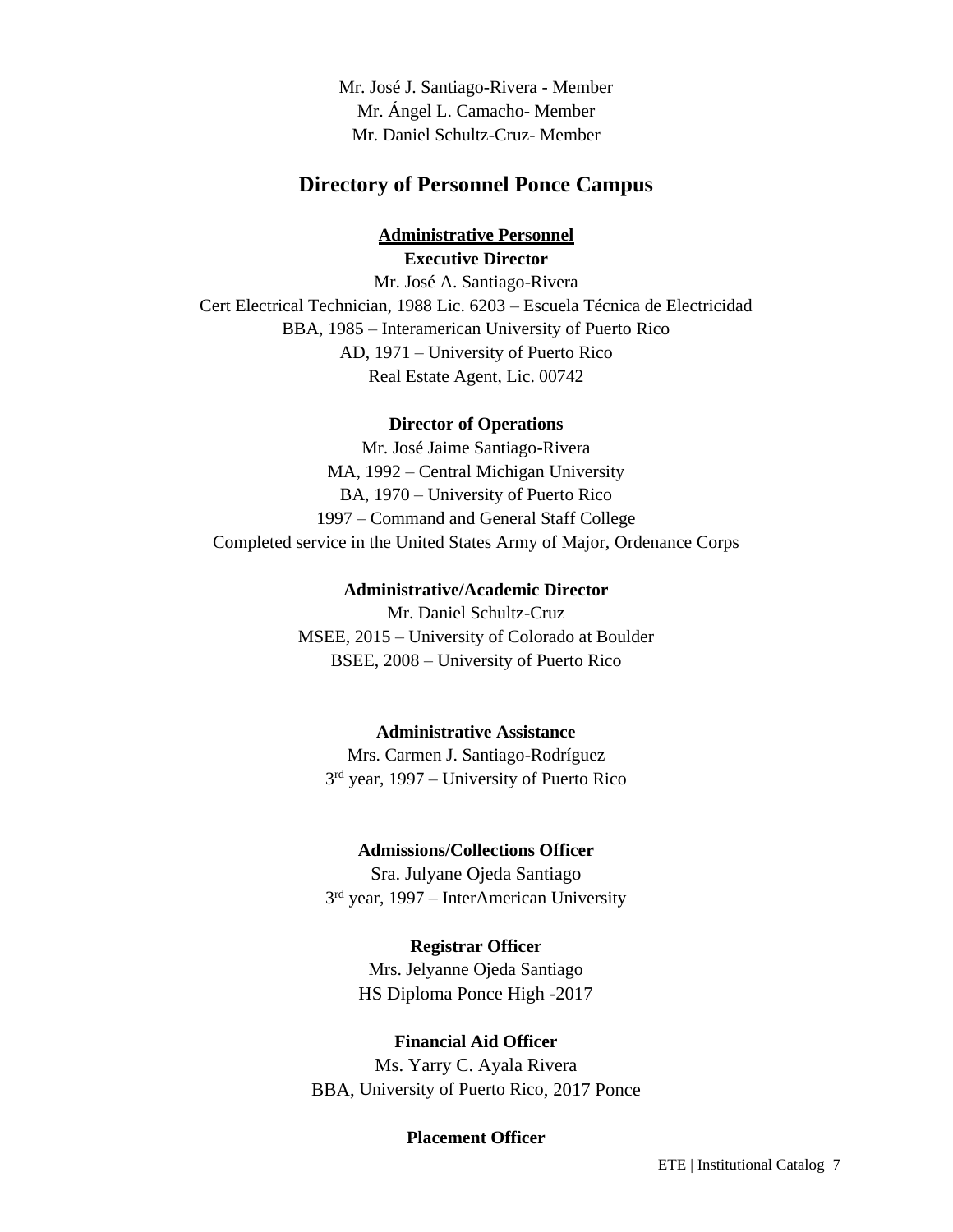Mr. José J. Santiago-Rivera - Member
Mr. Ángel L. Camacho- Member
Mr. Daniel Schultz-Cruz- Member

## Directory of Personnel Ponce Campus

### Administrative Personnel

**Executive Director**

Mr. José A. Santiago-Rivera
Cert Electrical Technician, 1988 Lic. 6203 – Escuela Técnica de Electricidad
BBA, 1985 – Interamerican University of Puerto Rico
AD, 1971 – University of Puerto Rico
Real Estate Agent, Lic. 00742

**Director of Operations**

Mr. José Jaime Santiago-Rivera
MA, 1992 – Central Michigan University
BA, 1970 – University of Puerto Rico
1997 – Command and General Staff College
Completed service in the United States Army of Major, Ordenance Corps

**Administrative/Academic Director**

Mr. Daniel Schultz-Cruz
MSEE, 2015 – University of Colorado at Boulder
BSEE, 2008 – University of Puerto Rico

**Administrative Assistance**

Mrs. Carmen J. Santiago-Rodríguez
3rd year, 1997 – University of Puerto Rico

**Admissions/Collections Officer**

Sra. Julyane Ojeda Santiago
3rd year, 1997 – InterAmerican University

**Registrar Officer**

Mrs. Jelyanne Ojeda Santiago
HS Diploma Ponce High -2017

**Financial Aid Officer**

Ms. Yarry C. Ayala Rivera
BBA, University of Puerto Rico, 2017 Ponce

**Placement Officer**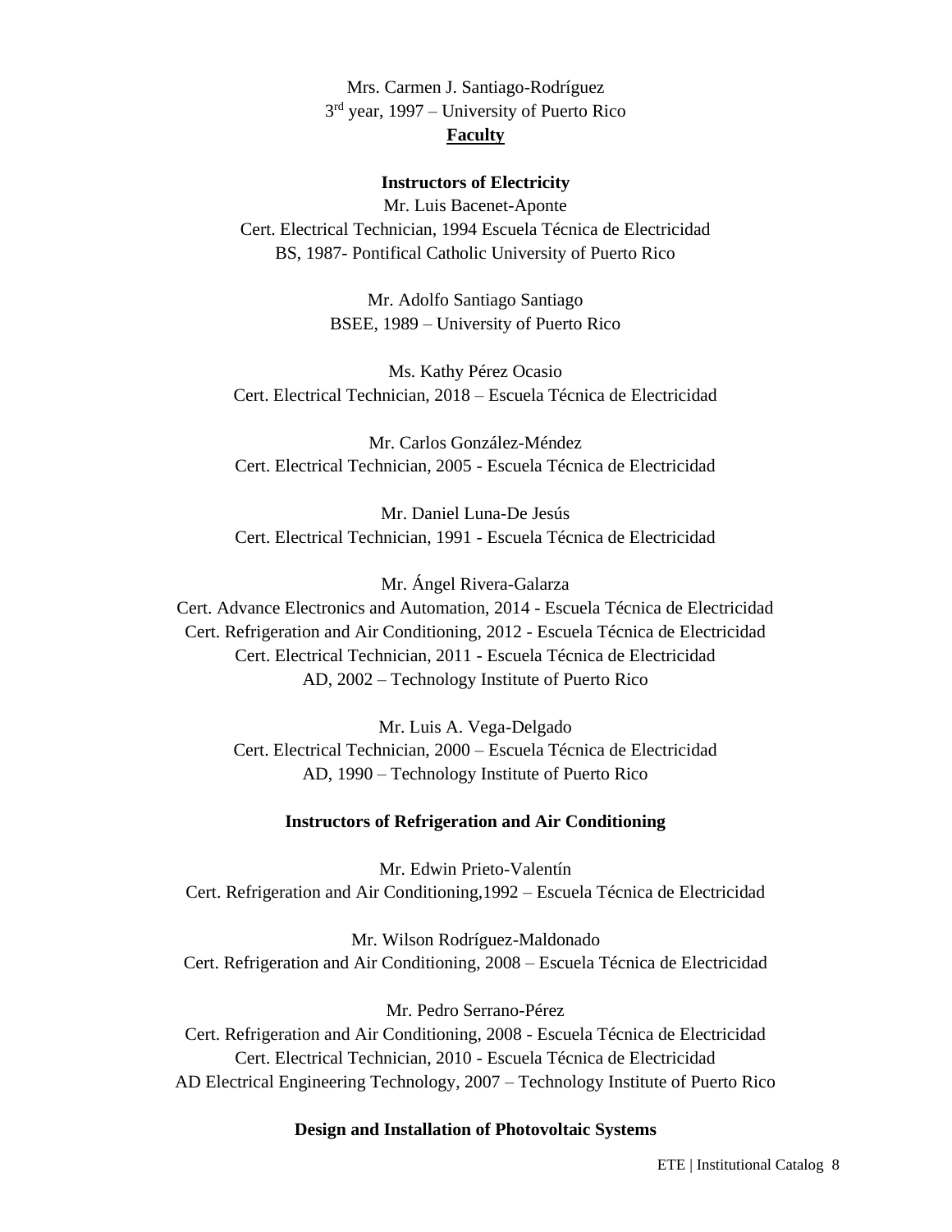Mrs. Carmen J. Santiago-Rodríguez
3rd year, 1997 – University of Puerto Rico

## Faculty

### Instructors of Electricity

Mr. Luis Bacenet-Aponte
Cert. Electrical Technician, 1994 Escuela Técnica de Electricidad
BS, 1987- Pontifical Catholic University of Puerto Rico

Mr. Adolfo Santiago Santiago
BSEE, 1989 – University of Puerto Rico

Ms. Kathy Pérez Ocasio
Cert. Electrical Technician, 2018 – Escuela Técnica de Electricidad

Mr. Carlos González-Méndez
Cert. Electrical Technician, 2005 - Escuela Técnica de Electricidad

Mr. Daniel Luna-De Jesús
Cert. Electrical Technician, 1991 - Escuela Técnica de Electricidad

Mr. Ángel Rivera-Galarza
Cert. Advance Electronics and Automation, 2014 - Escuela Técnica de Electricidad
Cert. Refrigeration and Air Conditioning, 2012 - Escuela Técnica de Electricidad
Cert. Electrical Technician, 2011 - Escuela Técnica de Electricidad
AD, 2002 – Technology Institute of Puerto Rico

Mr. Luis A. Vega-Delgado
Cert. Electrical Technician, 2000 – Escuela Técnica de Electricidad
AD, 1990 – Technology Institute of Puerto Rico

### Instructors of Refrigeration and Air Conditioning

Mr. Edwin Prieto-Valentín
Cert. Refrigeration and Air Conditioning,1992 – Escuela Técnica de Electricidad

Mr. Wilson Rodríguez-Maldonado
Cert. Refrigeration and Air Conditioning, 2008 – Escuela Técnica de Electricidad

Mr. Pedro Serrano-Pérez
Cert. Refrigeration and Air Conditioning, 2008 - Escuela Técnica de Electricidad
Cert. Electrical Technician, 2010 - Escuela Técnica de Electricidad
AD Electrical Engineering Technology, 2007 – Technology Institute of Puerto Rico

### Design and Installation of Photovoltaic Systems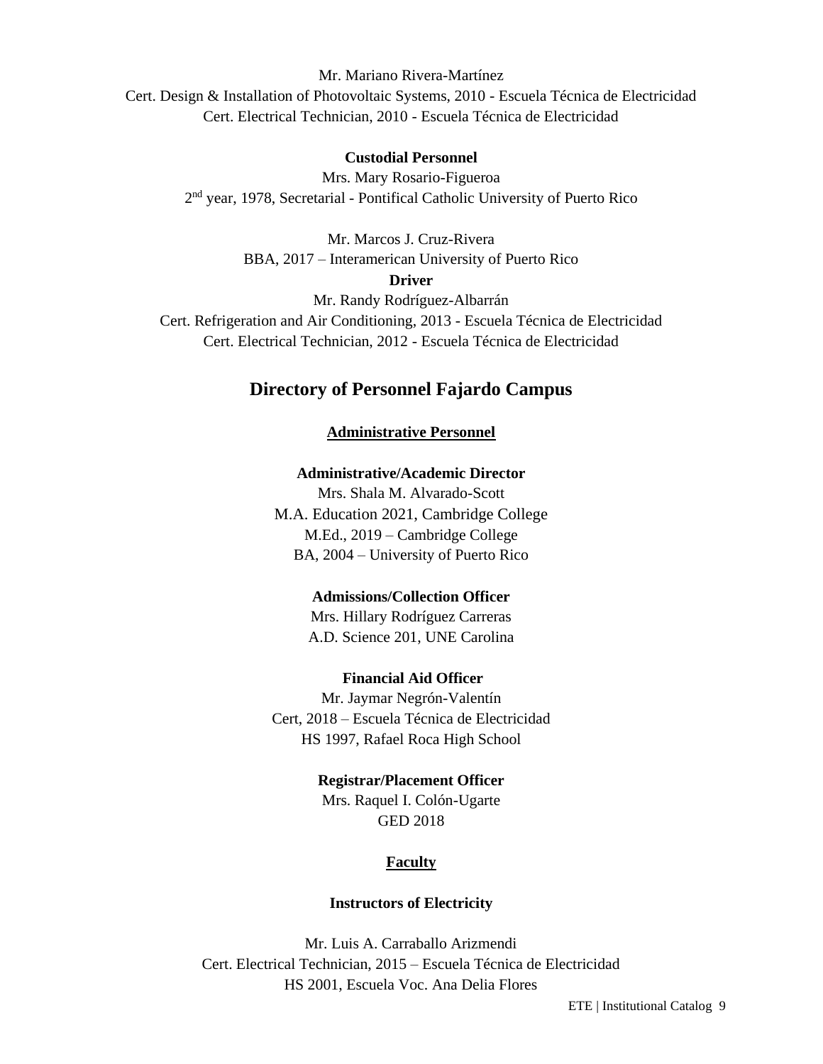Mr. Mariano Rivera-Martínez
Cert. Design & Installation of Photovoltaic Systems, 2010 - Escuela Técnica de Electricidad
Cert. Electrical Technician, 2010 - Escuela Técnica de Electricidad

**Custodial Personnel**

Mrs. Mary Rosario-Figueroa
2nd year, 1978, Secretarial - Pontifical Catholic University of Puerto Rico

Mr. Marcos J. Cruz-Rivera
BBA, 2017 – Interamerican University of Puerto Rico

**Driver**

Mr. Randy Rodríguez-Albarrán
Cert. Refrigeration and Air Conditioning, 2013 - Escuela Técnica de Electricidad
Cert. Electrical Technician, 2012 - Escuela Técnica de Electricidad

## Directory of Personnel Fajardo Campus

### Administrative Personnel

**Administrative/Academic Director**

Mrs. Shala M. Alvarado-Scott
M.A. Education 2021, Cambridge College
M.Ed., 2019 – Cambridge College
BA, 2004 – University of Puerto Rico

**Admissions/Collection Officer**

Mrs. Hillary Rodríguez Carreras
A.D. Science 201, UNE Carolina

**Financial Aid Officer**

Mr. Jaymar Negrón-Valentín
Cert, 2018 – Escuela Técnica de Electricidad
HS 1997, Rafael Roca High School

**Registrar/Placement Officer**

Mrs. Raquel I. Colón-Ugarte
GED 2018

### Faculty

**Instructors of Electricity**

Mr. Luis A. Carraballo Arizmendi
Cert. Electrical Technician, 2015 – Escuela Técnica de Electricidad
HS 2001, Escuela Voc. Ana Delia Flores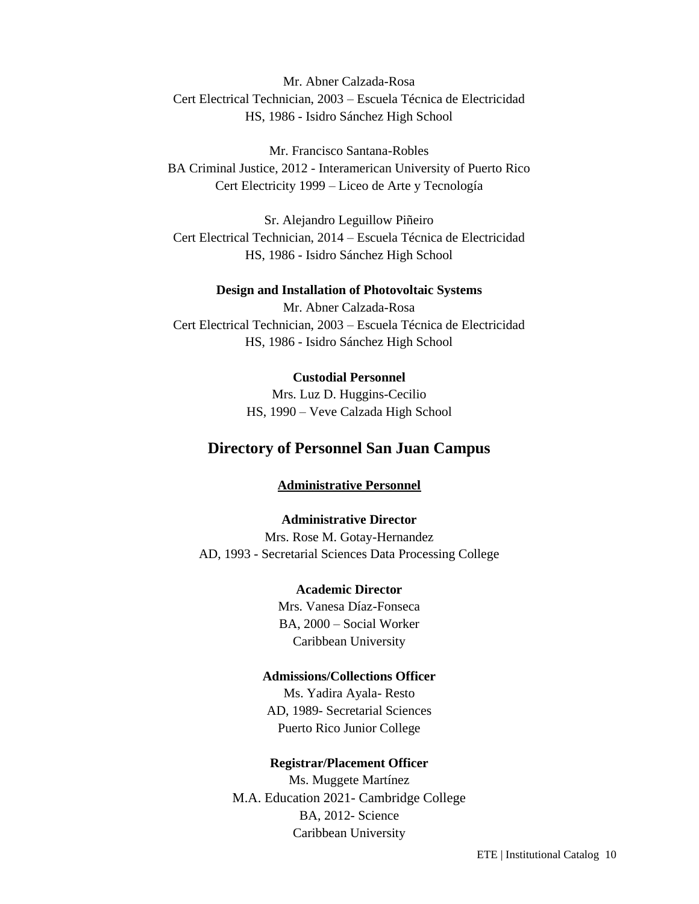Mr. Abner Calzada-Rosa
Cert Electrical Technician, 2003 – Escuela Técnica de Electricidad
HS, 1986 - Isidro Sánchez High School

Mr. Francisco Santana-Robles
BA Criminal Justice, 2012 - Interamerican University of Puerto Rico
Cert Electricity 1999 – Liceo de Arte y Tecnología

Sr. Alejandro Leguillow Piñeiro
Cert Electrical Technician, 2014 – Escuela Técnica de Electricidad
HS, 1986 - Isidro Sánchez High School

**Design and Installation of Photovoltaic Systems**

Mr. Abner Calzada-Rosa
Cert Electrical Technician, 2003 – Escuela Técnica de Electricidad
HS, 1986 - Isidro Sánchez High School

**Custodial Personnel**

Mrs. Luz D. Huggins-Cecilio
HS, 1990 – Veve Calzada High School

## Directory of Personnel San Juan Campus

**Administrative Personnel**

**Administrative Director**

Mrs. Rose M. Gotay-Hernandez
AD, 1993 - Secretarial Sciences Data Processing College

**Academic Director**

Mrs. Vanesa Díaz-Fonseca
BA, 2000 – Social Worker
Caribbean University

**Admissions/Collections Officer**

Ms. Yadira Ayala- Resto
AD, 1989- Secretarial Sciences
Puerto Rico Junior College

**Registrar/Placement Officer**

Ms. Muggete Martínez
M.A. Education 2021- Cambridge College
BA, 2012- Science
Caribbean University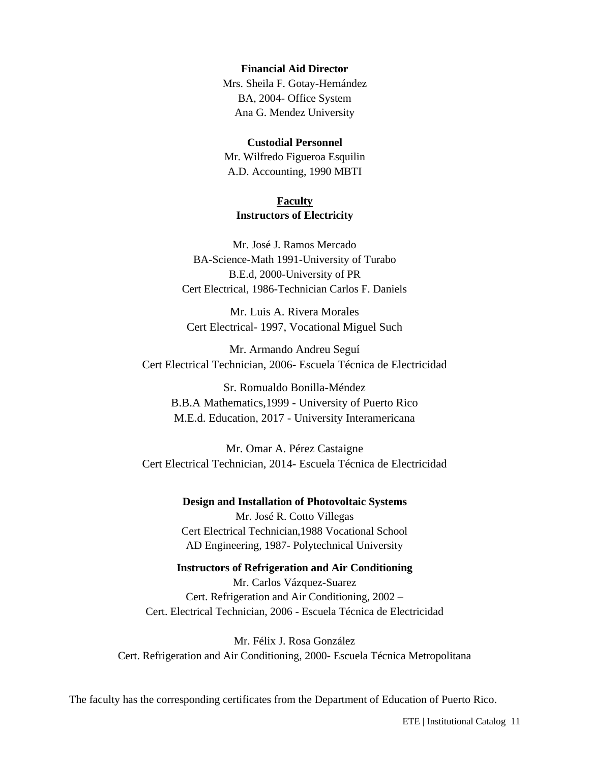**Financial Aid Director**

Mrs. Sheila F. Gotay-Hernández
BA, 2004- Office System
Ana G. Mendez University

**Custodial Personnel**

Mr. Wilfredo Figueroa Esquilin
A.D. Accounting, 1990 MBTI

## Faculty

### Instructors of Electricity

Mr. José J. Ramos Mercado
BA-Science-Math 1991-University of Turabo
B.E.d, 2000-University of PR
Cert Electrical, 1986-Technician Carlos F. Daniels

Mr. Luis A. Rivera Morales
Cert Electrical- 1997, Vocational Miguel Such

Mr. Armando Andreu Seguí
Cert Electrical Technician, 2006- Escuela Técnica de Electricidad

Sr. Romualdo Bonilla-Méndez
B.B.A Mathematics,1999 - University of Puerto Rico
M.E.d. Education, 2017 - University Interamericana

Mr. Omar A. Pérez Castaigne
Cert Electrical Technician, 2014- Escuela Técnica de Electricidad

### Design and Installation of Photovoltaic Systems

Mr. José R. Cotto Villegas
Cert Electrical Technician,1988 Vocational School
AD Engineering, 1987- Polytechnical University

### Instructors of Refrigeration and Air Conditioning

Mr. Carlos Vázquez-Suarez
Cert. Refrigeration and Air Conditioning, 2002 –
Cert. Electrical Technician, 2006 - Escuela Técnica de Electricidad

Mr. Félix J. Rosa González
Cert. Refrigeration and Air Conditioning, 2000- Escuela Técnica Metropolitana

The faculty has the corresponding certificates from the Department of Education of Puerto Rico.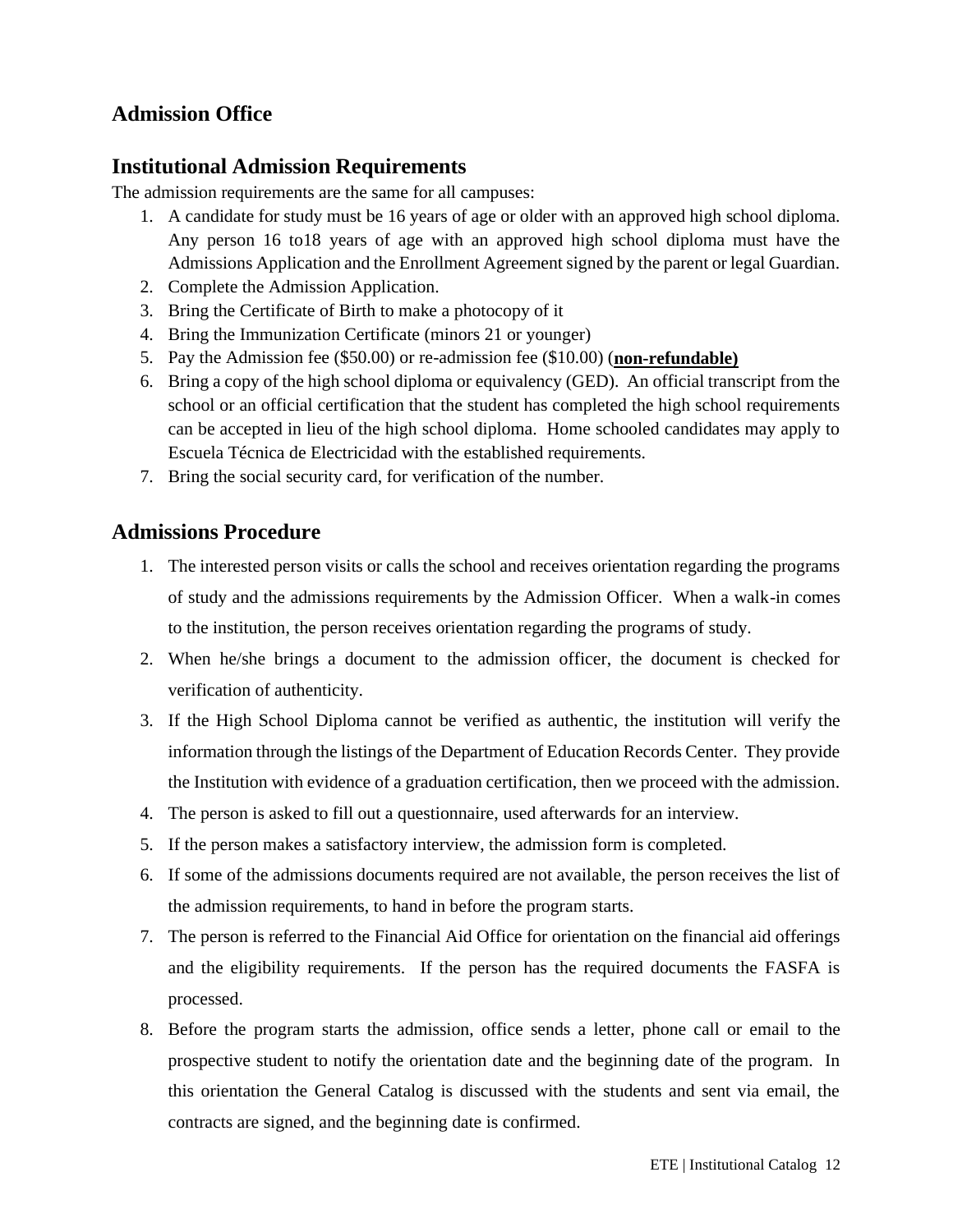## Admission Office

## Institutional Admission Requirements

The admission requirements are the same for all campuses:

1. A candidate for study must be 16 years of age or older with an approved high school diploma. Any person 16 to18 years of age with an approved high school diploma must have the Admissions Application and the Enrollment Agreement signed by the parent or legal Guardian.
2. Complete the Admission Application.
3. Bring the Certificate of Birth to make a photocopy of it
4. Bring the Immunization Certificate (minors 21 or younger)
5. Pay the Admission fee ($50.00) or re-admission fee ($10.00) (**non-refundable)**
6. Bring a copy of the high school diploma or equivalency (GED). An official transcript from the school or an official certification that the student has completed the high school requirements can be accepted in lieu of the high school diploma. Home schooled candidates may apply to Escuela Técnica de Electricidad with the established requirements.
7. Bring the social security card, for verification of the number.

## Admissions Procedure

1. The interested person visits or calls the school and receives orientation regarding the programs of study and the admissions requirements by the Admission Officer. When a walk-in comes to the institution, the person receives orientation regarding the programs of study.
2. When he/she brings a document to the admission officer, the document is checked for verification of authenticity.
3. If the High School Diploma cannot be verified as authentic, the institution will verify the information through the listings of the Department of Education Records Center. They provide the Institution with evidence of a graduation certification, then we proceed with the admission.
4. The person is asked to fill out a questionnaire, used afterwards for an interview.
5. If the person makes a satisfactory interview, the admission form is completed.
6. If some of the admissions documents required are not available, the person receives the list of the admission requirements, to hand in before the program starts.
7. The person is referred to the Financial Aid Office for orientation on the financial aid offerings and the eligibility requirements. If the person has the required documents the FASFA is processed.
8. Before the program starts the admission, office sends a letter, phone call or email to the prospective student to notify the orientation date and the beginning date of the program. In this orientation the General Catalog is discussed with the students and sent via email, the contracts are signed, and the beginning date is confirmed.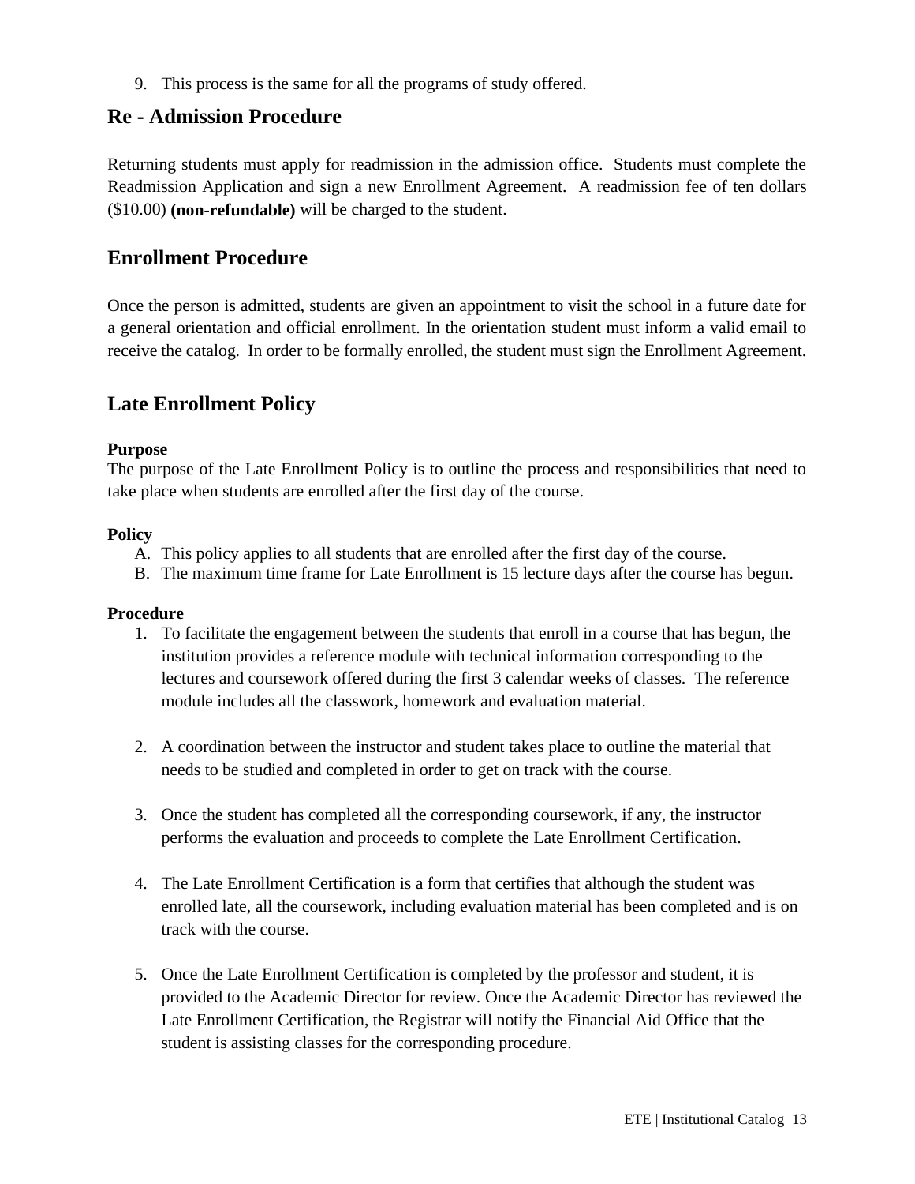9. This process is the same for all the programs of study offered.

## Re - Admission Procedure

Returning students must apply for readmission in the admission office. Students must complete the Readmission Application and sign a new Enrollment Agreement. A readmission fee of ten dollars ($10.00) **(non-refundable)** will be charged to the student.

## Enrollment Procedure

Once the person is admitted, students are given an appointment to visit the school in a future date for a general orientation and official enrollment. In the orientation student must inform a valid email to receive the catalog. In order to be formally enrolled, the student must sign the Enrollment Agreement.

## Late Enrollment Policy

**Purpose**

The purpose of the Late Enrollment Policy is to outline the process and responsibilities that need to take place when students are enrolled after the first day of the course.

**Policy**

A. This policy applies to all students that are enrolled after the first day of the course.
B. The maximum time frame for Late Enrollment is 15 lecture days after the course has begun.

**Procedure**

1. To facilitate the engagement between the students that enroll in a course that has begun, the institution provides a reference module with technical information corresponding to the lectures and coursework offered during the first 3 calendar weeks of classes. The reference module includes all the classwork, homework and evaluation material.

2. A coordination between the instructor and student takes place to outline the material that needs to be studied and completed in order to get on track with the course.

3. Once the student has completed all the corresponding coursework, if any, the instructor performs the evaluation and proceeds to complete the Late Enrollment Certification.

4. The Late Enrollment Certification is a form that certifies that although the student was enrolled late, all the coursework, including evaluation material has been completed and is on track with the course.

5. Once the Late Enrollment Certification is completed by the professor and student, it is provided to the Academic Director for review. Once the Academic Director has reviewed the Late Enrollment Certification, the Registrar will notify the Financial Aid Office that the student is assisting classes for the corresponding procedure.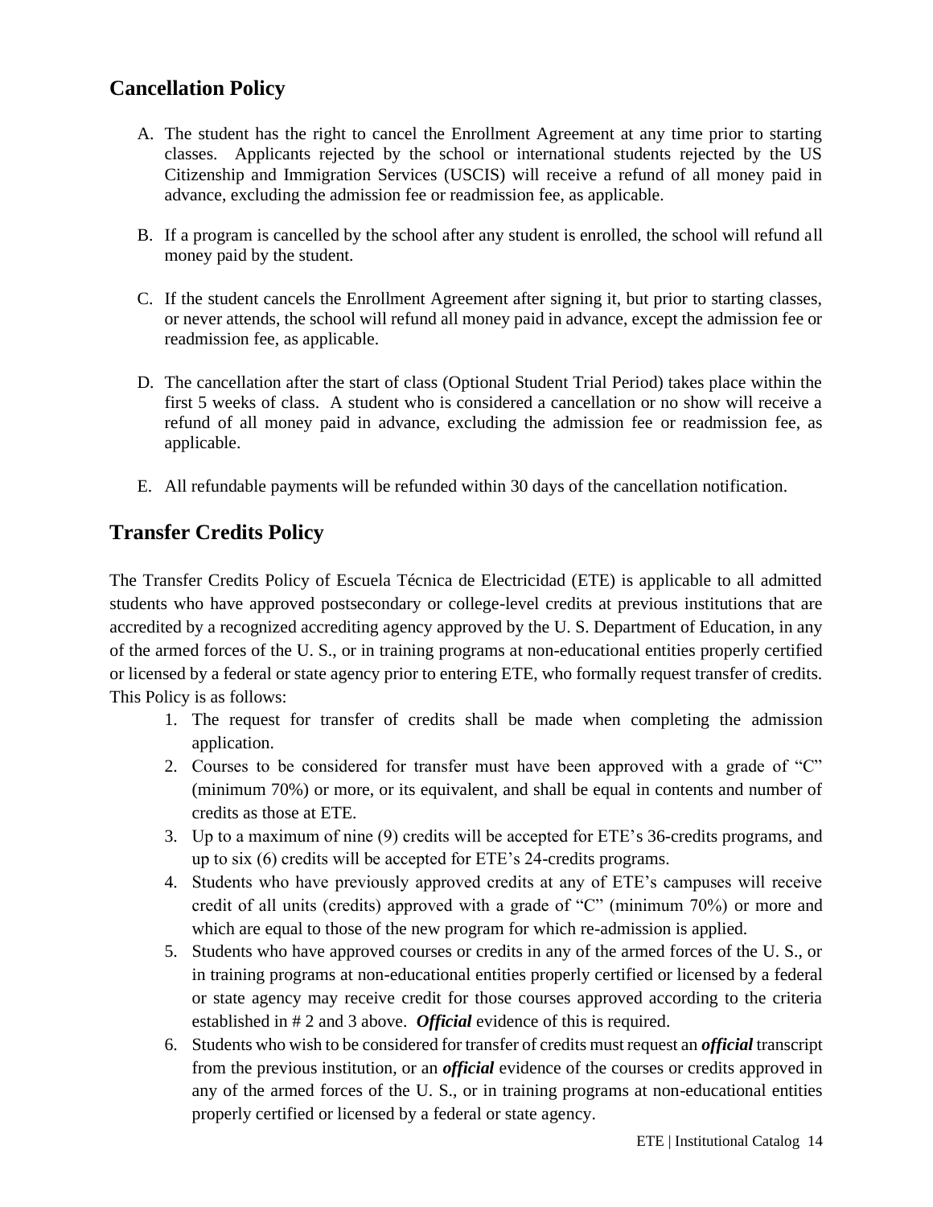## Cancellation Policy

A. The student has the right to cancel the Enrollment Agreement at any time prior to starting classes. Applicants rejected by the school or international students rejected by the US Citizenship and Immigration Services (USCIS) will receive a refund of all money paid in advance, excluding the admission fee or readmission fee, as applicable.

B. If a program is cancelled by the school after any student is enrolled, the school will refund all money paid by the student.

C. If the student cancels the Enrollment Agreement after signing it, but prior to starting classes, or never attends, the school will refund all money paid in advance, except the admission fee or readmission fee, as applicable.

D. The cancellation after the start of class (Optional Student Trial Period) takes place within the first 5 weeks of class. A student who is considered a cancellation or no show will receive a refund of all money paid in advance, excluding the admission fee or readmission fee, as applicable.

E. All refundable payments will be refunded within 30 days of the cancellation notification.

## Transfer Credits Policy

The Transfer Credits Policy of Escuela Técnica de Electricidad (ETE) is applicable to all admitted students who have approved postsecondary or college-level credits at previous institutions that are accredited by a recognized accrediting agency approved by the U. S. Department of Education, in any of the armed forces of the U. S., or in training programs at non-educational entities properly certified or licensed by a federal or state agency prior to entering ETE, who formally request transfer of credits. This Policy is as follows:

1. The request for transfer of credits shall be made when completing the admission application.
2. Courses to be considered for transfer must have been approved with a grade of "C" (minimum 70%) or more, or its equivalent, and shall be equal in contents and number of credits as those at ETE.
3. Up to a maximum of nine (9) credits will be accepted for ETE's 36-credits programs, and up to six (6) credits will be accepted for ETE's 24-credits programs.
4. Students who have previously approved credits at any of ETE's campuses will receive credit of all units (credits) approved with a grade of "C" (minimum 70%) or more and which are equal to those of the new program for which re-admission is applied.
5. Students who have approved courses or credits in any of the armed forces of the U. S., or in training programs at non-educational entities properly certified or licensed by a federal or state agency may receive credit for those courses approved according to the criteria established in # 2 and 3 above. ***Official*** evidence of this is required.
6. Students who wish to be considered for transfer of credits must request an ***official*** transcript from the previous institution, or an ***official*** evidence of the courses or credits approved in any of the armed forces of the U. S., or in training programs at non-educational entities properly certified or licensed by a federal or state agency.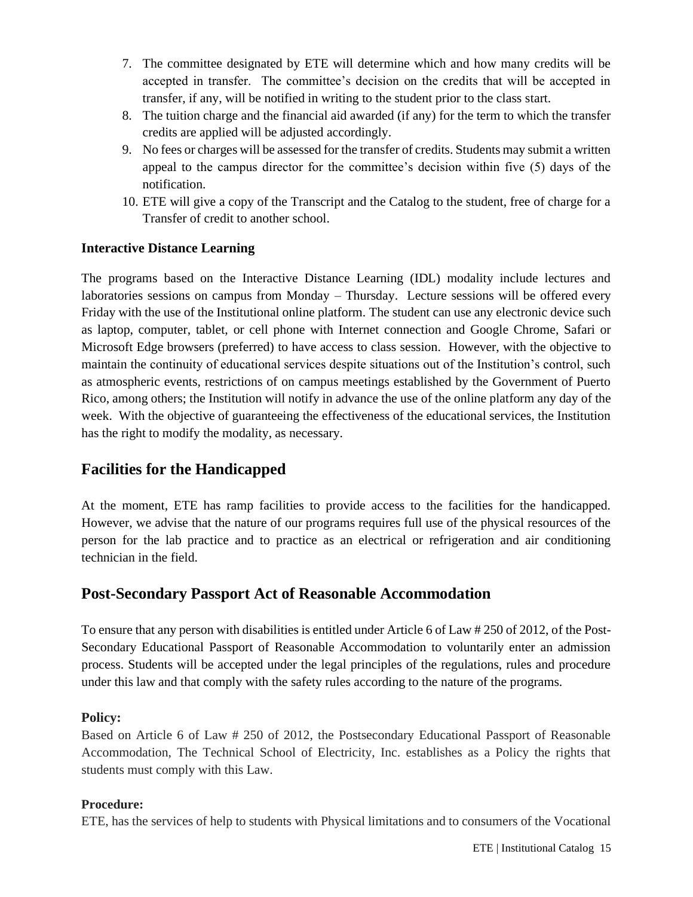7. The committee designated by ETE will determine which and how many credits will be accepted in transfer. The committee's decision on the credits that will be accepted in transfer, if any, will be notified in writing to the student prior to the class start.
8. The tuition charge and the financial aid awarded (if any) for the term to which the transfer credits are applied will be adjusted accordingly.
9. No fees or charges will be assessed for the transfer of credits. Students may submit a written appeal to the campus director for the committee's decision within five (5) days of the notification.
10. ETE will give a copy of the Transcript and the Catalog to the student, free of charge for a Transfer of credit to another school.

### Interactive Distance Learning

The programs based on the Interactive Distance Learning (IDL) modality include lectures and laboratories sessions on campus from Monday – Thursday. Lecture sessions will be offered every Friday with the use of the Institutional online platform. The student can use any electronic device such as laptop, computer, tablet, or cell phone with Internet connection and Google Chrome, Safari or Microsoft Edge browsers (preferred) to have access to class session. However, with the objective to maintain the continuity of educational services despite situations out of the Institution's control, such as atmospheric events, restrictions of on campus meetings established by the Government of Puerto Rico, among others; the Institution will notify in advance the use of the online platform any day of the week. With the objective of guaranteeing the effectiveness of the educational services, the Institution has the right to modify the modality, as necessary.

## Facilities for the Handicapped

At the moment, ETE has ramp facilities to provide access to the facilities for the handicapped. However, we advise that the nature of our programs requires full use of the physical resources of the person for the lab practice and to practice as an electrical or refrigeration and air conditioning technician in the field.

## Post-Secondary Passport Act of Reasonable Accommodation

To ensure that any person with disabilities is entitled under Article 6 of Law # 250 of 2012, of the Post-Secondary Educational Passport of Reasonable Accommodation to voluntarily enter an admission process. Students will be accepted under the legal principles of the regulations, rules and procedure under this law and that comply with the safety rules according to the nature of the programs.

**Policy:**
Based on Article 6 of Law # 250 of 2012, the Postsecondary Educational Passport of Reasonable Accommodation, The Technical School of Electricity, Inc. establishes as a Policy the rights that students must comply with this Law.

**Procedure:**
ETE, has the services of help to students with Physical limitations and to consumers of the Vocational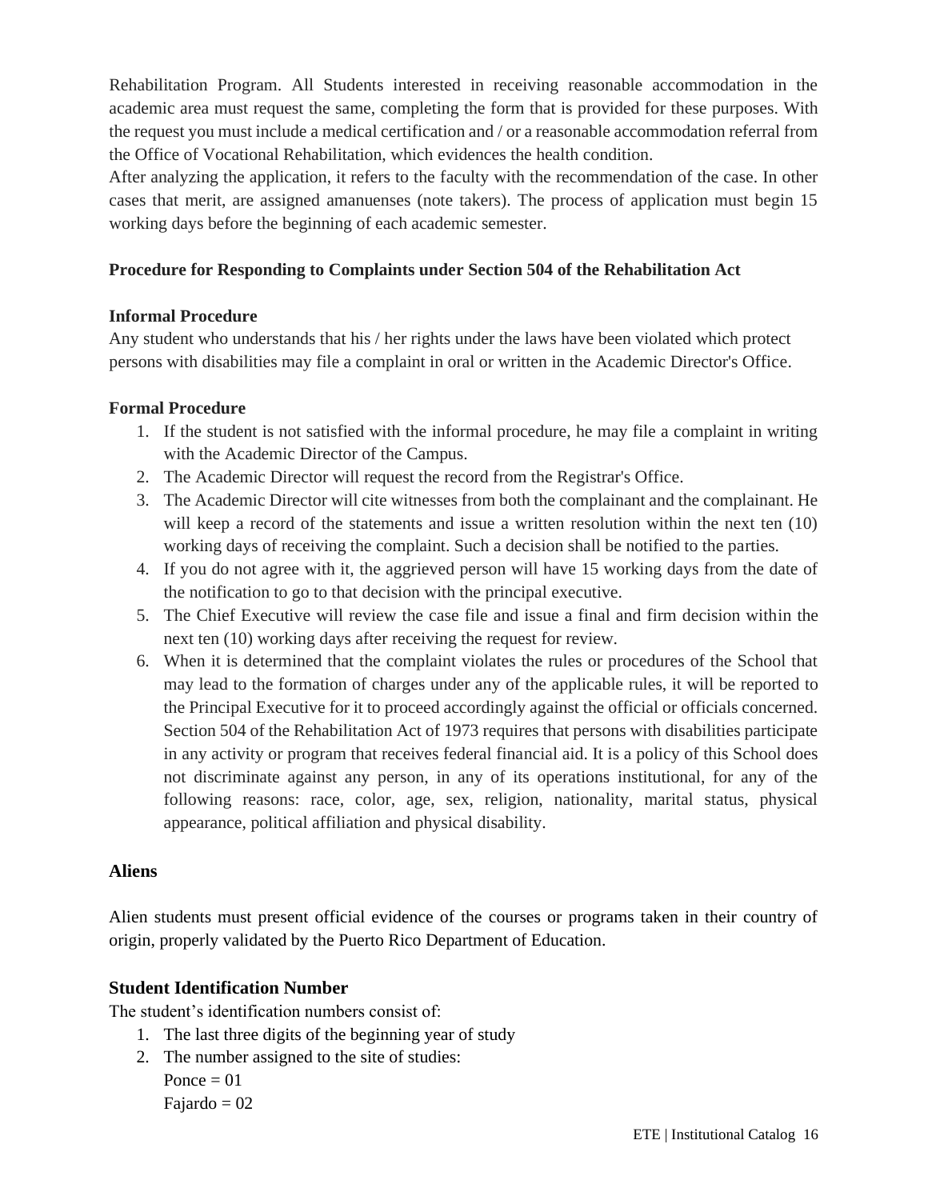Rehabilitation Program. All Students interested in receiving reasonable accommodation in the academic area must request the same, completing the form that is provided for these purposes. With the request you must include a medical certification and / or a reasonable accommodation referral from the Office of Vocational Rehabilitation, which evidences the health condition.
After analyzing the application, it refers to the faculty with the recommendation of the case. In other cases that merit, are assigned amanuenses (note takers). The process of application must begin 15 working days before the beginning of each academic semester.

**Procedure for Responding to Complaints under Section 504 of the Rehabilitation Act**

**Informal Procedure**
Any student who understands that his / her rights under the laws have been violated which protect persons with disabilities may file a complaint in oral or written in the Academic Director's Office.

**Formal Procedure**

1. If the student is not satisfied with the informal procedure, he may file a complaint in writing with the Academic Director of the Campus.
2. The Academic Director will request the record from the Registrar's Office.
3. The Academic Director will cite witnesses from both the complainant and the complainant. He will keep a record of the statements and issue a written resolution within the next ten (10) working days of receiving the complaint. Such a decision shall be notified to the parties.
4. If you do not agree with it, the aggrieved person will have 15 working days from the date of the notification to go to that decision with the principal executive.
5. The Chief Executive will review the case file and issue a final and firm decision within the next ten (10) working days after receiving the request for review.
6. When it is determined that the complaint violates the rules or procedures of the School that may lead to the formation of charges under any of the applicable rules, it will be reported to the Principal Executive for it to proceed accordingly against the official or officials concerned. Section 504 of the Rehabilitation Act of 1973 requires that persons with disabilities participate in any activity or program that receives federal financial aid. It is a policy of this School does not discriminate against any person, in any of its operations institutional, for any of the following reasons: race, color, age, sex, religion, nationality, marital status, physical appearance, political affiliation and physical disability.

## Aliens

Alien students must present official evidence of the courses or programs taken in their country of origin, properly validated by the Puerto Rico Department of Education.

## Student Identification Number

The student's identification numbers consist of:

1. The last three digits of the beginning year of study
2. The number assigned to the site of studies:
   Ponce = 01
   Fajardo = 02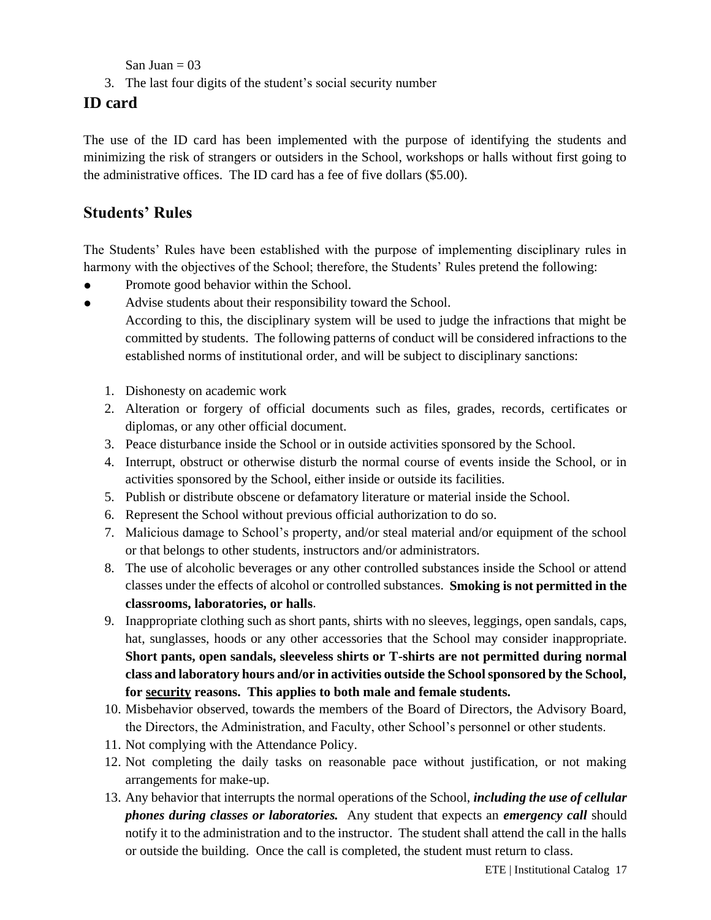San Juan = 03

3. The last four digits of the student's social security number

## ID card

The use of the ID card has been implemented with the purpose of identifying the students and minimizing the risk of strangers or outsiders in the School, workshops or halls without first going to the administrative offices. The ID card has a fee of five dollars ($5.00).

## Students' Rules

The Students' Rules have been established with the purpose of implementing disciplinary rules in harmony with the objectives of the School; therefore, the Students' Rules pretend the following:

- Promote good behavior within the School.
- Advise students about their responsibility toward the School.

According to this, the disciplinary system will be used to judge the infractions that might be committed by students. The following patterns of conduct will be considered infractions to the established norms of institutional order, and will be subject to disciplinary sanctions:

1. Dishonesty on academic work
2. Alteration or forgery of official documents such as files, grades, records, certificates or diplomas, or any other official document.
3. Peace disturbance inside the School or in outside activities sponsored by the School.
4. Interrupt, obstruct or otherwise disturb the normal course of events inside the School, or in activities sponsored by the School, either inside or outside its facilities.
5. Publish or distribute obscene or defamatory literature or material inside the School.
6. Represent the School without previous official authorization to do so.
7. Malicious damage to School's property, and/or steal material and/or equipment of the school or that belongs to other students, instructors and/or administrators.
8. The use of alcoholic beverages or any other controlled substances inside the School or attend classes under the effects of alcohol or controlled substances. **Smoking is not permitted in the classrooms, laboratories, or halls**.
9. Inappropriate clothing such as short pants, shirts with no sleeves, leggings, open sandals, caps, hat, sunglasses, hoods or any other accessories that the School may consider inappropriate. **Short pants, open sandals, sleeveless shirts or T-shirts are not permitted during normal class and laboratory hours and/or in activities outside the School sponsored by the School, for <u>security</u> reasons. This applies to both male and female students.**
10. Misbehavior observed, towards the members of the Board of Directors, the Advisory Board, the Directors, the Administration, and Faculty, other School's personnel or other students.
11. Not complying with the Attendance Policy.
12. Not completing the daily tasks on reasonable pace without justification, or not making arrangements for make-up.
13. Any behavior that interrupts the normal operations of the School, ***including the use of cellular phones during classes or laboratories.*** Any student that expects an ***emergency call*** should notify it to the administration and to the instructor. The student shall attend the call in the halls or outside the building. Once the call is completed, the student must return to class.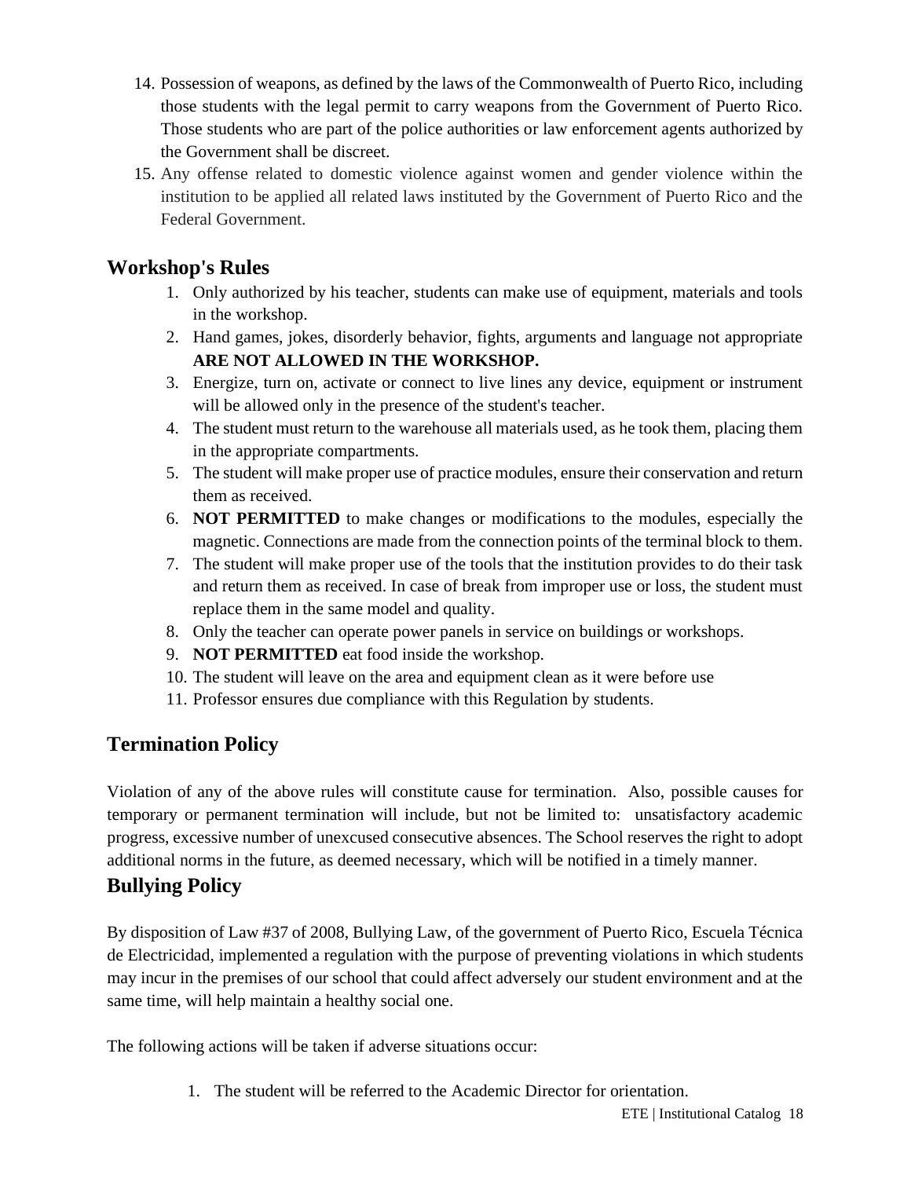14. Possession of weapons, as defined by the laws of the Commonwealth of Puerto Rico, including those students with the legal permit to carry weapons from the Government of Puerto Rico. Those students who are part of the police authorities or law enforcement agents authorized by the Government shall be discreet.
15. Any offense related to domestic violence against women and gender violence within the institution to be applied all related laws instituted by the Government of Puerto Rico and the Federal Government.

## Workshop's Rules

1. Only authorized by his teacher, students can make use of equipment, materials and tools in the workshop.
2. Hand games, jokes, disorderly behavior, fights, arguments and language not appropriate **ARE NOT ALLOWED IN THE WORKSHOP.**
3. Energize, turn on, activate or connect to live lines any device, equipment or instrument will be allowed only in the presence of the student's teacher.
4. The student must return to the warehouse all materials used, as he took them, placing them in the appropriate compartments.
5. The student will make proper use of practice modules, ensure their conservation and return them as received.
6. **NOT PERMITTED** to make changes or modifications to the modules, especially the magnetic. Connections are made from the connection points of the terminal block to them.
7. The student will make proper use of the tools that the institution provides to do their task and return them as received. In case of break from improper use or loss, the student must replace them in the same model and quality.
8. Only the teacher can operate power panels in service on buildings or workshops.
9. **NOT PERMITTED** eat food inside the workshop.
10. The student will leave on the area and equipment clean as it were before use
11. Professor ensures due compliance with this Regulation by students.

## Termination Policy

Violation of any of the above rules will constitute cause for termination. Also, possible causes for temporary or permanent termination will include, but not be limited to: unsatisfactory academic progress, excessive number of unexcused consecutive absences. The School reserves the right to adopt additional norms in the future, as deemed necessary, which will be notified in a timely manner.

## Bullying Policy

By disposition of Law #37 of 2008, Bullying Law, of the government of Puerto Rico, Escuela Técnica de Electricidad, implemented a regulation with the purpose of preventing violations in which students may incur in the premises of our school that could affect adversely our student environment and at the same time, will help maintain a healthy social one.

The following actions will be taken if adverse situations occur:

1. The student will be referred to the Academic Director for orientation.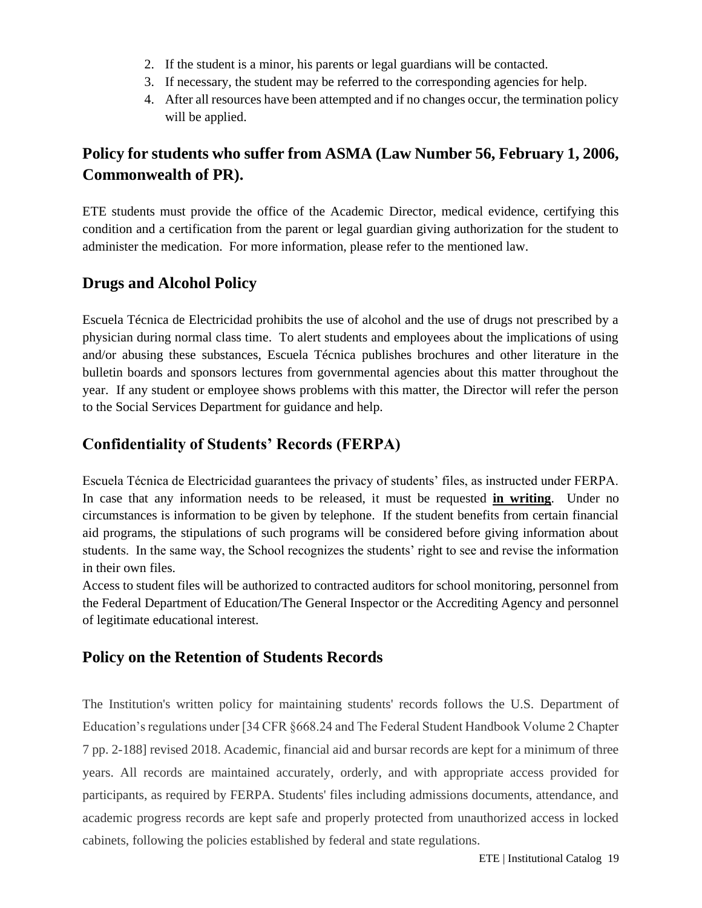2. If the student is a minor, his parents or legal guardians will be contacted.
3. If necessary, the student may be referred to the corresponding agencies for help.
4. After all resources have been attempted and if no changes occur, the termination policy will be applied.

## Policy for students who suffer from ASMA (Law Number 56, February 1, 2006, Commonwealth of PR).

ETE students must provide the office of the Academic Director, medical evidence, certifying this condition and a certification from the parent or legal guardian giving authorization for the student to administer the medication. For more information, please refer to the mentioned law.

## Drugs and Alcohol Policy

Escuela Técnica de Electricidad prohibits the use of alcohol and the use of drugs not prescribed by a physician during normal class time. To alert students and employees about the implications of using and/or abusing these substances, Escuela Técnica publishes brochures and other literature in the bulletin boards and sponsors lectures from governmental agencies about this matter throughout the year. If any student or employee shows problems with this matter, the Director will refer the person to the Social Services Department for guidance and help.

## Confidentiality of Students' Records (FERPA)

Escuela Técnica de Electricidad guarantees the privacy of students' files, as instructed under FERPA. In case that any information needs to be released, it must be requested **in writing**. Under no circumstances is information to be given by telephone. If the student benefits from certain financial aid programs, the stipulations of such programs will be considered before giving information about students. In the same way, the School recognizes the students' right to see and revise the information in their own files.

Access to student files will be authorized to contracted auditors for school monitoring, personnel from the Federal Department of Education/The General Inspector or the Accrediting Agency and personnel of legitimate educational interest.

## Policy on the Retention of Students Records

The Institution's written policy for maintaining students' records follows the U.S. Department of Education's regulations under [34 CFR §668.24 and The Federal Student Handbook Volume 2 Chapter 7 pp. 2-188] revised 2018. Academic, financial aid and bursar records are kept for a minimum of three years. All records are maintained accurately, orderly, and with appropriate access provided for participants, as required by FERPA. Students' files including admissions documents, attendance, and academic progress records are kept safe and properly protected from unauthorized access in locked cabinets, following the policies established by federal and state regulations.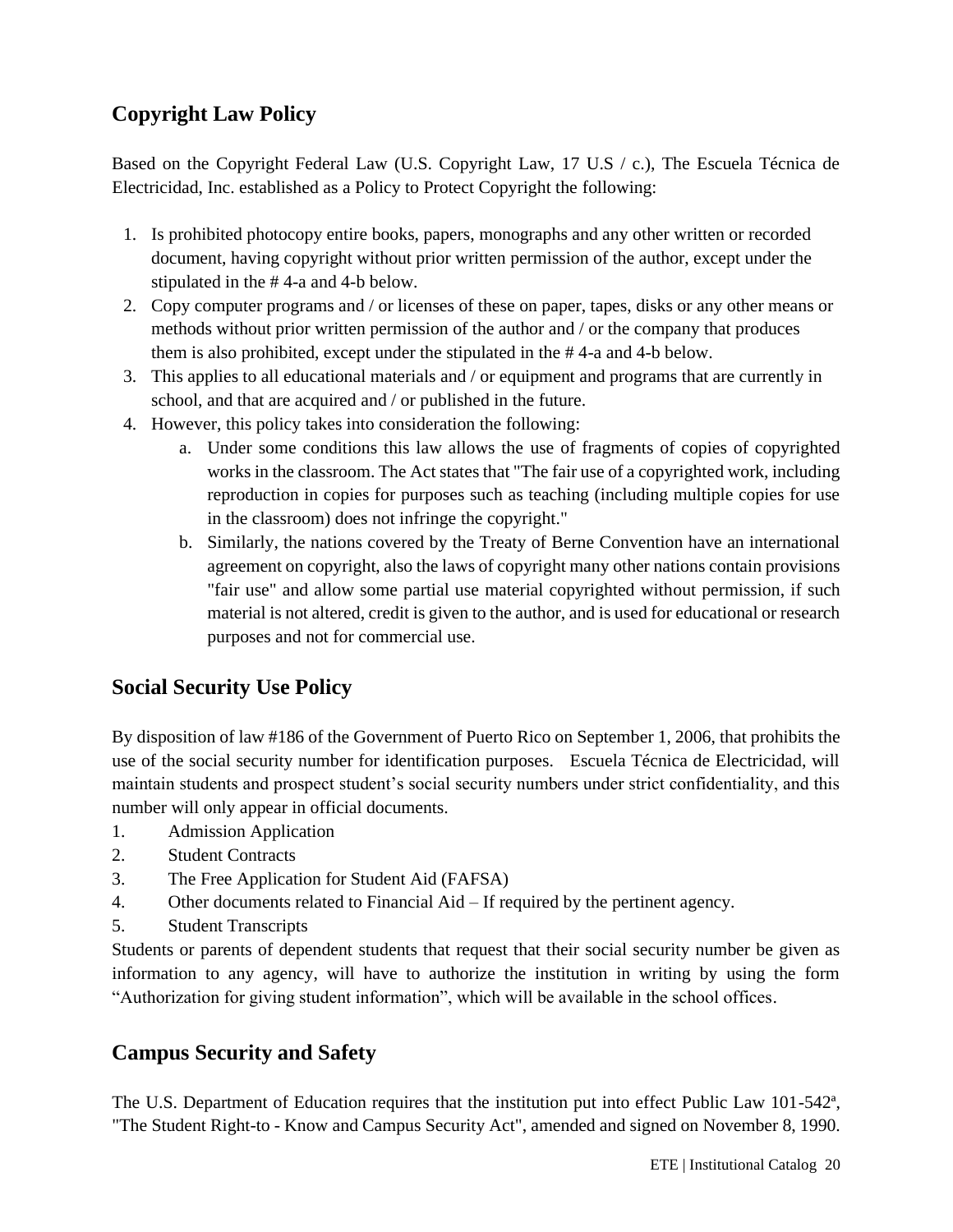## Copyright Law Policy

Based on the Copyright Federal Law (U.S. Copyright Law, 17 U.S / c.), The Escuela Técnica de Electricidad, Inc. established as a Policy to Protect Copyright the following:

1. Is prohibited photocopy entire books, papers, monographs and any other written or recorded document, having copyright without prior written permission of the author, except under the stipulated in the # 4-a and 4-b below.
2. Copy computer programs and / or licenses of these on paper, tapes, disks or any other means or methods without prior written permission of the author and / or the company that produces them is also prohibited, except under the stipulated in the # 4-a and 4-b below.
3. This applies to all educational materials and / or equipment and programs that are currently in school, and that are acquired and / or published in the future.
4. However, this policy takes into consideration the following:
   a. Under some conditions this law allows the use of fragments of copies of copyrighted works in the classroom. The Act states that "The fair use of a copyrighted work, including reproduction in copies for purposes such as teaching (including multiple copies for use in the classroom) does not infringe the copyright."
   b. Similarly, the nations covered by the Treaty of Berne Convention have an international agreement on copyright, also the laws of copyright many other nations contain provisions "fair use" and allow some partial use material copyrighted without permission, if such material is not altered, credit is given to the author, and is used for educational or research purposes and not for commercial use.

## Social Security Use Policy

By disposition of law #186 of the Government of Puerto Rico on September 1, 2006, that prohibits the use of the social security number for identification purposes. Escuela Técnica de Electricidad, will maintain students and prospect student's social security numbers under strict confidentiality, and this number will only appear in official documents.

1. Admission Application
2. Student Contracts
3. The Free Application for Student Aid (FAFSA)
4. Other documents related to Financial Aid – If required by the pertinent agency.
5. Student Transcripts

Students or parents of dependent students that request that their social security number be given as information to any agency, will have to authorize the institution in writing by using the form "Authorization for giving student information", which will be available in the school offices.

## Campus Security and Safety

The U.S. Department of Education requires that the institution put into effect Public Law 101-542[a], "The Student Right-to - Know and Campus Security Act", amended and signed on November 8, 1990.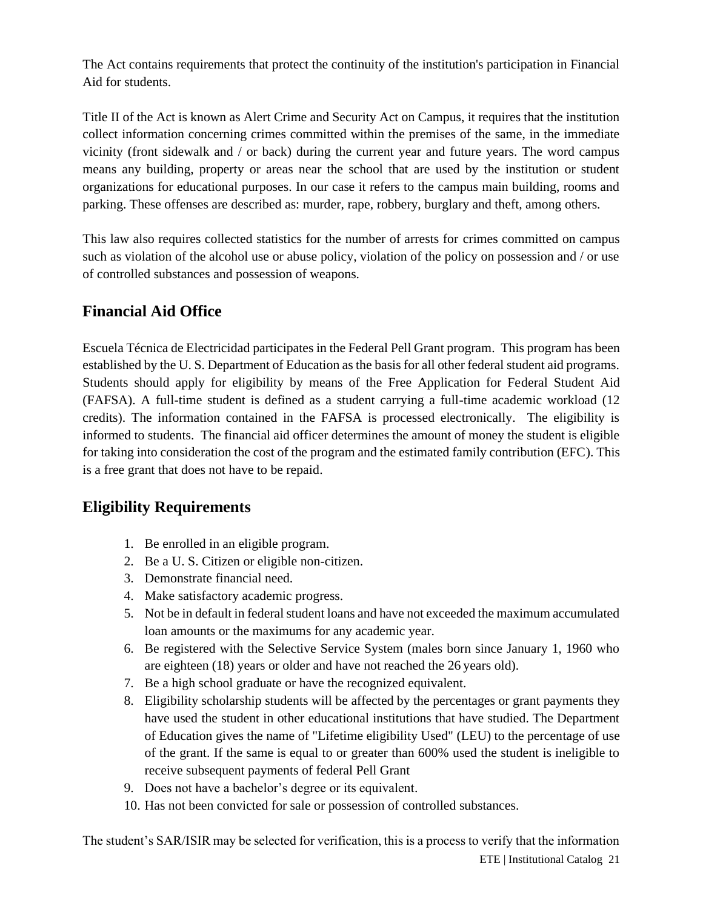The Act contains requirements that protect the continuity of the institution's participation in Financial Aid for students.

Title II of the Act is known as Alert Crime and Security Act on Campus, it requires that the institution collect information concerning crimes committed within the premises of the same, in the immediate vicinity (front sidewalk and / or back) during the current year and future years. The word campus means any building, property or areas near the school that are used by the institution or student organizations for educational purposes. In our case it refers to the campus main building, rooms and parking. These offenses are described as: murder, rape, robbery, burglary and theft, among others.

This law also requires collected statistics for the number of arrests for crimes committed on campus such as violation of the alcohol use or abuse policy, violation of the policy on possession and / or use of controlled substances and possession of weapons.

## Financial Aid Office

Escuela Técnica de Electricidad participates in the Federal Pell Grant program. This program has been established by the U. S. Department of Education as the basis for all other federal student aid programs. Students should apply for eligibility by means of the Free Application for Federal Student Aid (FAFSA). A full-time student is defined as a student carrying a full-time academic workload (12 credits). The information contained in the FAFSA is processed electronically. The eligibility is informed to students. The financial aid officer determines the amount of money the student is eligible for taking into consideration the cost of the program and the estimated family contribution (EFC). This is a free grant that does not have to be repaid.

## Eligibility Requirements

1. Be enrolled in an eligible program.
2. Be a U. S. Citizen or eligible non-citizen.
3. Demonstrate financial need.
4. Make satisfactory academic progress.
5. Not be in default in federal student loans and have not exceeded the maximum accumulated loan amounts or the maximums for any academic year.
6. Be registered with the Selective Service System (males born since January 1, 1960 who are eighteen (18) years or older and have not reached the 26 years old).
7. Be a high school graduate or have the recognized equivalent.
8. Eligibility scholarship students will be affected by the percentages or grant payments they have used the student in other educational institutions that have studied. The Department of Education gives the name of "Lifetime eligibility Used" (LEU) to the percentage of use of the grant. If the same is equal to or greater than 600% used the student is ineligible to receive subsequent payments of federal Pell Grant
9. Does not have a bachelor's degree or its equivalent.
10. Has not been convicted for sale or possession of controlled substances.

The student's SAR/ISIR may be selected for verification, this is a process to verify that the information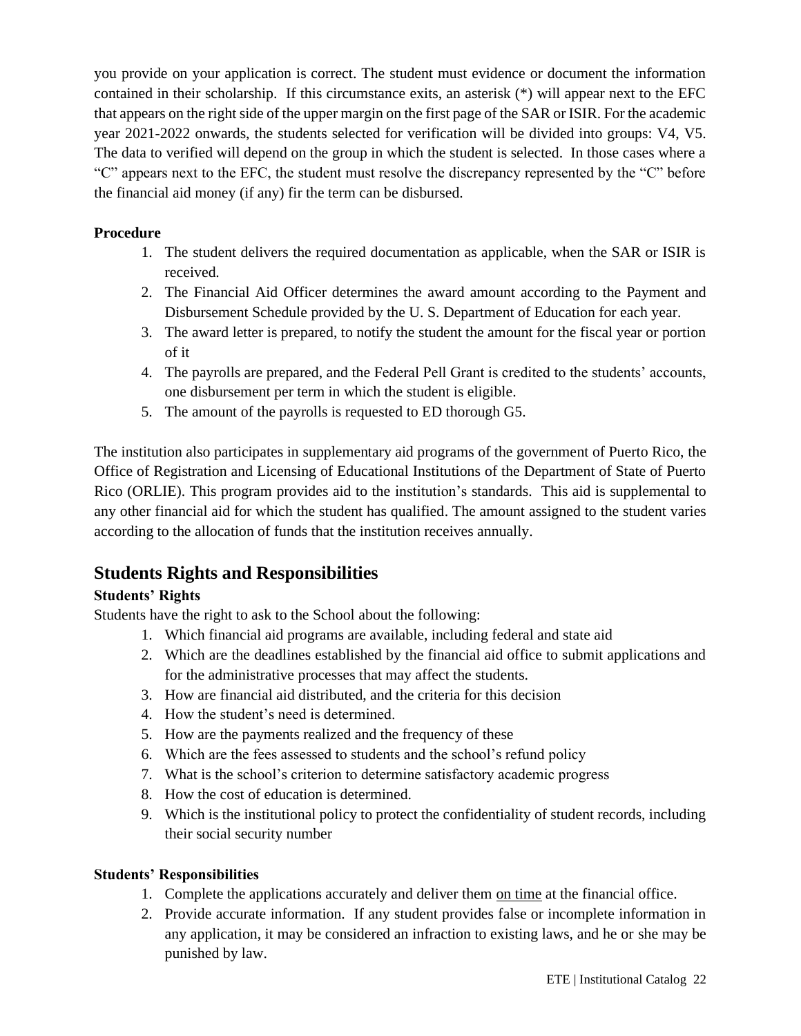you provide on your application is correct. The student must evidence or document the information contained in their scholarship. If this circumstance exits, an asterisk (*) will appear next to the EFC that appears on the right side of the upper margin on the first page of the SAR or ISIR. For the academic year 2021-2022 onwards, the students selected for verification will be divided into groups: V4, V5. The data to verified will depend on the group in which the student is selected. In those cases where a "C" appears next to the EFC, the student must resolve the discrepancy represented by the "C" before the financial aid money (if any) fir the term can be disbursed.

**Procedure**

1. The student delivers the required documentation as applicable, when the SAR or ISIR is received.
2. The Financial Aid Officer determines the award amount according to the Payment and Disbursement Schedule provided by the U. S. Department of Education for each year.
3. The award letter is prepared, to notify the student the amount for the fiscal year or portion of it
4. The payrolls are prepared, and the Federal Pell Grant is credited to the students' accounts, one disbursement per term in which the student is eligible.
5. The amount of the payrolls is requested to ED thorough G5.

The institution also participates in supplementary aid programs of the government of Puerto Rico, the Office of Registration and Licensing of Educational Institutions of the Department of State of Puerto Rico (ORLIE). This program provides aid to the institution's standards. This aid is supplemental to any other financial aid for which the student has qualified. The amount assigned to the student varies according to the allocation of funds that the institution receives annually.

## Students Rights and Responsibilities

**Students' Rights**

Students have the right to ask to the School about the following:

1. Which financial aid programs are available, including federal and state aid
2. Which are the deadlines established by the financial aid office to submit applications and for the administrative processes that may affect the students.
3. How are financial aid distributed, and the criteria for this decision
4. How the student's need is determined.
5. How are the payments realized and the frequency of these
6. Which are the fees assessed to students and the school's refund policy
7. What is the school's criterion to determine satisfactory academic progress
8. How the cost of education is determined.
9. Which is the institutional policy to protect the confidentiality of student records, including their social security number

**Students' Responsibilities**

1. Complete the applications accurately and deliver them <u>on time</u> at the financial office.
2. Provide accurate information. If any student provides false or incomplete information in any application, it may be considered an infraction to existing laws, and he or she may be punished by law.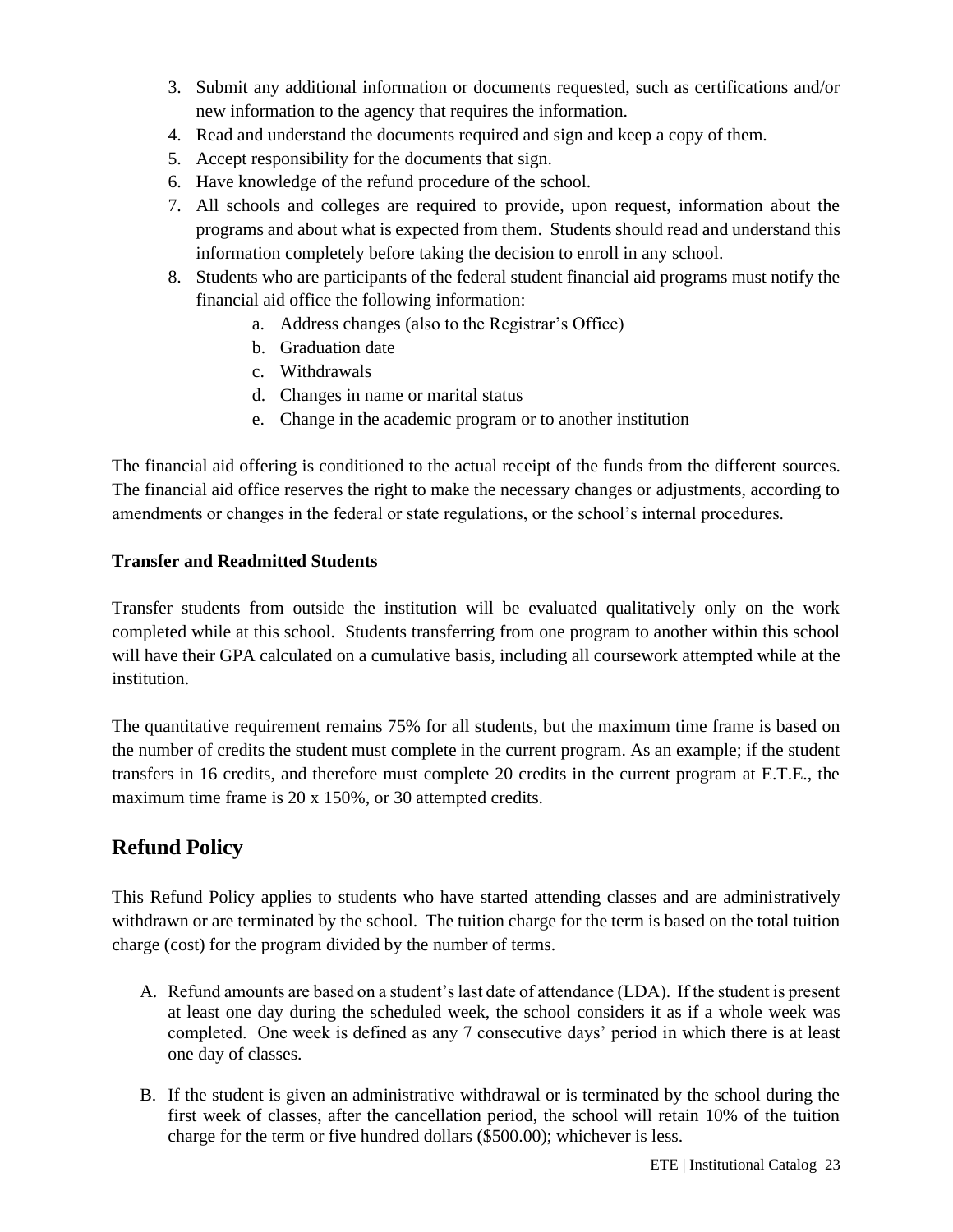3. Submit any additional information or documents requested, such as certifications and/or new information to the agency that requires the information.
4. Read and understand the documents required and sign and keep a copy of them.
5. Accept responsibility for the documents that sign.
6. Have knowledge of the refund procedure of the school.
7. All schools and colleges are required to provide, upon request, information about the programs and about what is expected from them. Students should read and understand this information completely before taking the decision to enroll in any school.
8. Students who are participants of the federal student financial aid programs must notify the financial aid office the following information:
   a. Address changes (also to the Registrar's Office)
   b. Graduation date
   c. Withdrawals
   d. Changes in name or marital status
   e. Change in the academic program or to another institution

The financial aid offering is conditioned to the actual receipt of the funds from the different sources. The financial aid office reserves the right to make the necessary changes or adjustments, according to amendments or changes in the federal or state regulations, or the school's internal procedures.

**Transfer and Readmitted Students**

Transfer students from outside the institution will be evaluated qualitatively only on the work completed while at this school. Students transferring from one program to another within this school will have their GPA calculated on a cumulative basis, including all coursework attempted while at the institution.

The quantitative requirement remains 75% for all students, but the maximum time frame is based on the number of credits the student must complete in the current program. As an example; if the student transfers in 16 credits, and therefore must complete 20 credits in the current program at E.T.E., the maximum time frame is 20 x 150%, or 30 attempted credits.

## Refund Policy

This Refund Policy applies to students who have started attending classes and are administratively withdrawn or are terminated by the school. The tuition charge for the term is based on the total tuition charge (cost) for the program divided by the number of terms.

A. Refund amounts are based on a student's last date of attendance (LDA). If the student is present at least one day during the scheduled week, the school considers it as if a whole week was completed. One week is defined as any 7 consecutive days' period in which there is at least one day of classes.

B. If the student is given an administrative withdrawal or is terminated by the school during the first week of classes, after the cancellation period, the school will retain 10% of the tuition charge for the term or five hundred dollars ($500.00); whichever is less.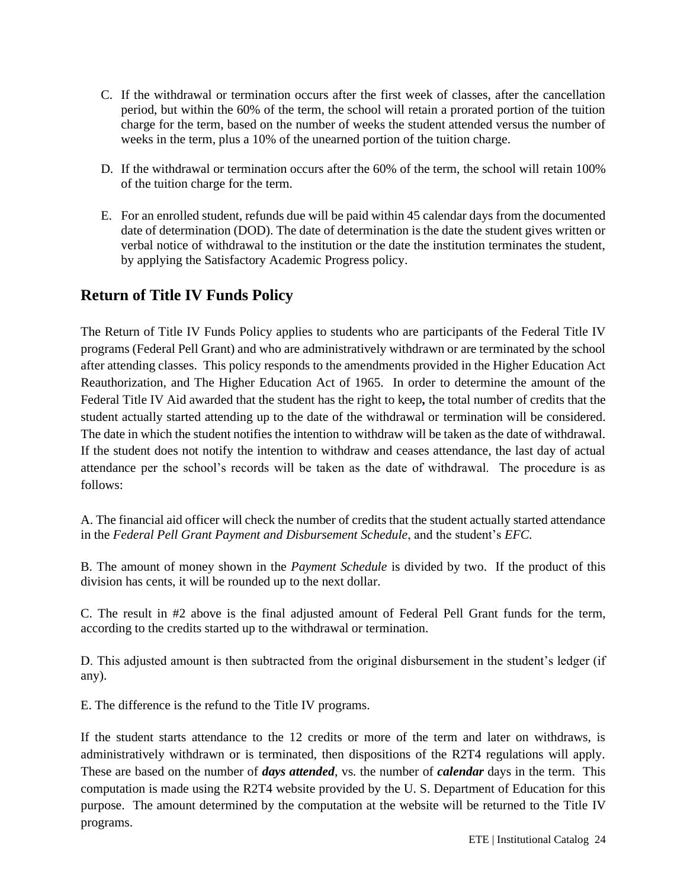C. If the withdrawal or termination occurs after the first week of classes, after the cancellation period, but within the 60% of the term, the school will retain a prorated portion of the tuition charge for the term, based on the number of weeks the student attended versus the number of weeks in the term, plus a 10% of the unearned portion of the tuition charge.

D. If the withdrawal or termination occurs after the 60% of the term, the school will retain 100% of the tuition charge for the term.

E. For an enrolled student, refunds due will be paid within 45 calendar days from the documented date of determination (DOD). The date of determination is the date the student gives written or verbal notice of withdrawal to the institution or the date the institution terminates the student, by applying the Satisfactory Academic Progress policy.

## Return of Title IV Funds Policy

The Return of Title IV Funds Policy applies to students who are participants of the Federal Title IV programs (Federal Pell Grant) and who are administratively withdrawn or are terminated by the school after attending classes. This policy responds to the amendments provided in the Higher Education Act Reauthorization, and The Higher Education Act of 1965. In order to determine the amount of the Federal Title IV Aid awarded that the student has the right to keep**,** the total number of credits that the student actually started attending up to the date of the withdrawal or termination will be considered. The date in which the student notifies the intention to withdraw will be taken as the date of withdrawal. If the student does not notify the intention to withdraw and ceases attendance, the last day of actual attendance per the school's records will be taken as the date of withdrawal. The procedure is as follows:

A. The financial aid officer will check the number of credits that the student actually started attendance in the *Federal Pell Grant Payment and Disbursement Schedule*, and the student's *EFC.*

B. The amount of money shown in the *Payment Schedule* is divided by two. If the product of this division has cents, it will be rounded up to the next dollar.

C. The result in #2 above is the final adjusted amount of Federal Pell Grant funds for the term, according to the credits started up to the withdrawal or termination.

D. This adjusted amount is then subtracted from the original disbursement in the student's ledger (if any).

E. The difference is the refund to the Title IV programs.

If the student starts attendance to the 12 credits or more of the term and later on withdraws, is administratively withdrawn or is terminated, then dispositions of the R2T4 regulations will apply. These are based on the number of ***days attended***, vs. the number of ***calendar*** days in the term. This computation is made using the R2T4 website provided by the U. S. Department of Education for this purpose. The amount determined by the computation at the website will be returned to the Title IV programs.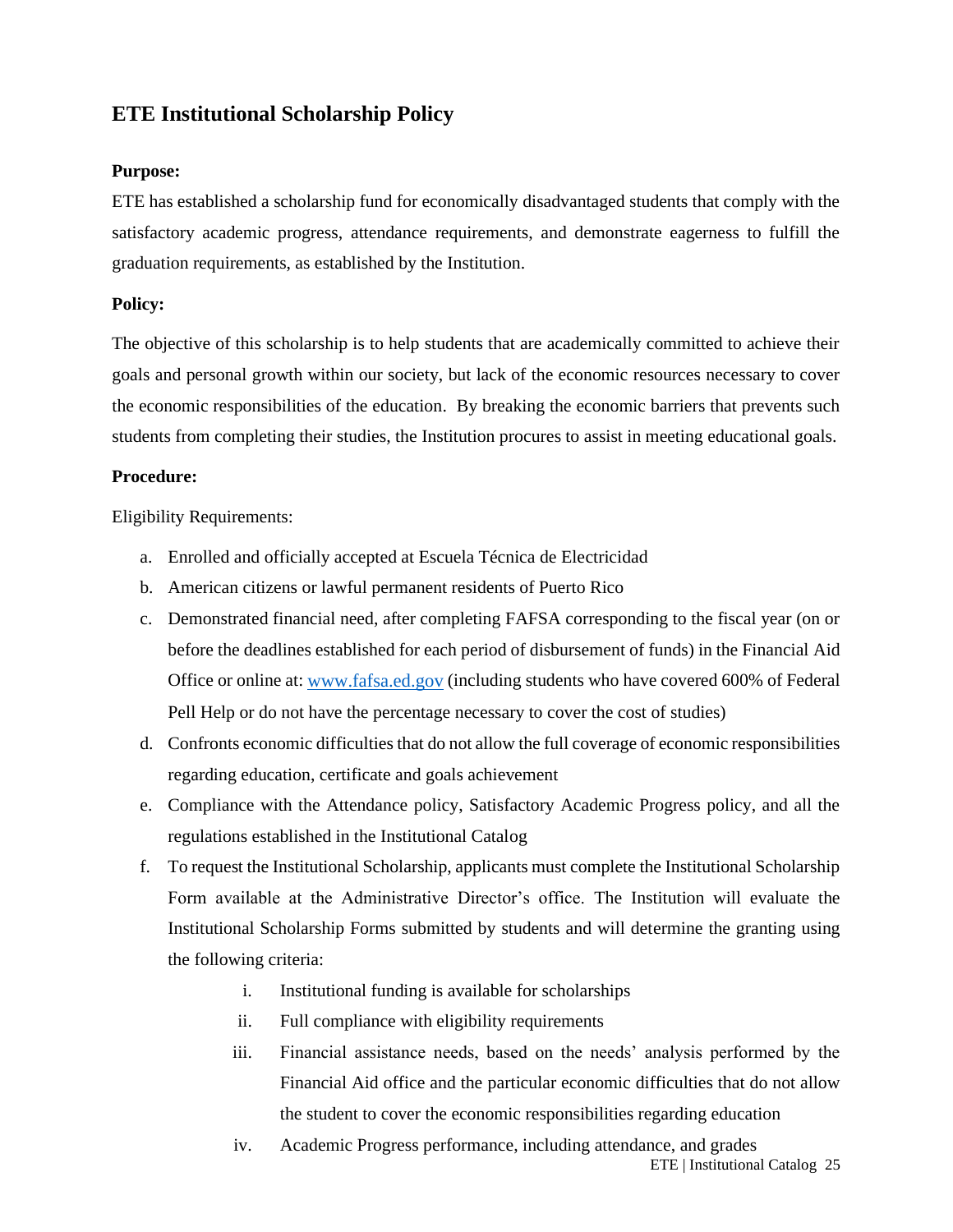## ETE Institutional Scholarship Policy

**Purpose:**

ETE has established a scholarship fund for economically disadvantaged students that comply with the satisfactory academic progress, attendance requirements, and demonstrate eagerness to fulfill the graduation requirements, as established by the Institution.

**Policy:**

The objective of this scholarship is to help students that are academically committed to achieve their goals and personal growth within our society, but lack of the economic resources necessary to cover the economic responsibilities of the education. By breaking the economic barriers that prevents such students from completing their studies, the Institution procures to assist in meeting educational goals.

**Procedure:**

Eligibility Requirements:

a. Enrolled and officially accepted at Escuela Técnica de Electricidad
b. American citizens or lawful permanent residents of Puerto Rico
c. Demonstrated financial need, after completing FAFSA corresponding to the fiscal year (on or before the deadlines established for each period of disbursement of funds) in the Financial Aid Office or online at: www.fafsa.ed.gov (including students who have covered 600% of Federal Pell Help or do not have the percentage necessary to cover the cost of studies)
d. Confronts economic difficulties that do not allow the full coverage of economic responsibilities regarding education, certificate and goals achievement
e. Compliance with the Attendance policy, Satisfactory Academic Progress policy, and all the regulations established in the Institutional Catalog
f. To request the Institutional Scholarship, applicants must complete the Institutional Scholarship Form available at the Administrative Director's office. The Institution will evaluate the Institutional Scholarship Forms submitted by students and will determine the granting using the following criteria:
    i. Institutional funding is available for scholarships
    ii. Full compliance with eligibility requirements
    iii. Financial assistance needs, based on the needs' analysis performed by the Financial Aid office and the particular economic difficulties that do not allow the student to cover the economic responsibilities regarding education
    iv. Academic Progress performance, including attendance, and grades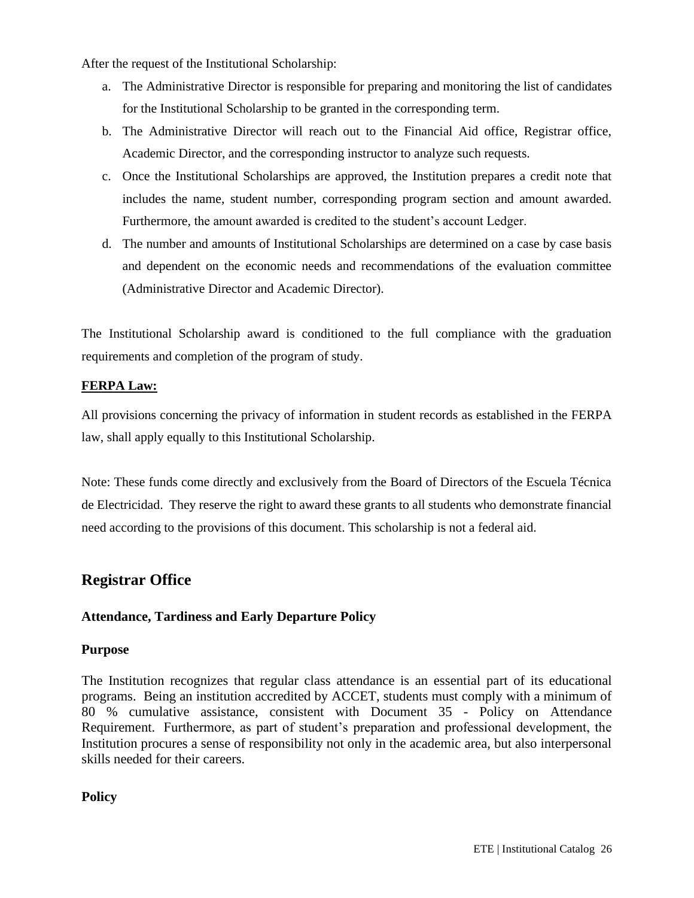After the request of the Institutional Scholarship:

a. The Administrative Director is responsible for preparing and monitoring the list of candidates for the Institutional Scholarship to be granted in the corresponding term.
b. The Administrative Director will reach out to the Financial Aid office, Registrar office, Academic Director, and the corresponding instructor to analyze such requests.
c. Once the Institutional Scholarships are approved, the Institution prepares a credit note that includes the name, student number, corresponding program section and amount awarded. Furthermore, the amount awarded is credited to the student's account Ledger.
d. The number and amounts of Institutional Scholarships are determined on a case by case basis and dependent on the economic needs and recommendations of the evaluation committee (Administrative Director and Academic Director).

The Institutional Scholarship award is conditioned to the full compliance with the graduation requirements and completion of the program of study.

**FERPA Law:**

All provisions concerning the privacy of information in student records as established in the FERPA law, shall apply equally to this Institutional Scholarship.

Note: These funds come directly and exclusively from the Board of Directors of the Escuela Técnica de Electricidad. They reserve the right to award these grants to all students who demonstrate financial need according to the provisions of this document. This scholarship is not a federal aid.

## Registrar Office

### Attendance, Tardiness and Early Departure Policy

#### Purpose

The Institution recognizes that regular class attendance is an essential part of its educational programs. Being an institution accredited by ACCET, students must comply with a minimum of 80 % cumulative assistance, consistent with Document 35 - Policy on Attendance Requirement. Furthermore, as part of student's preparation and professional development, the Institution procures a sense of responsibility not only in the academic area, but also interpersonal skills needed for their careers.

#### Policy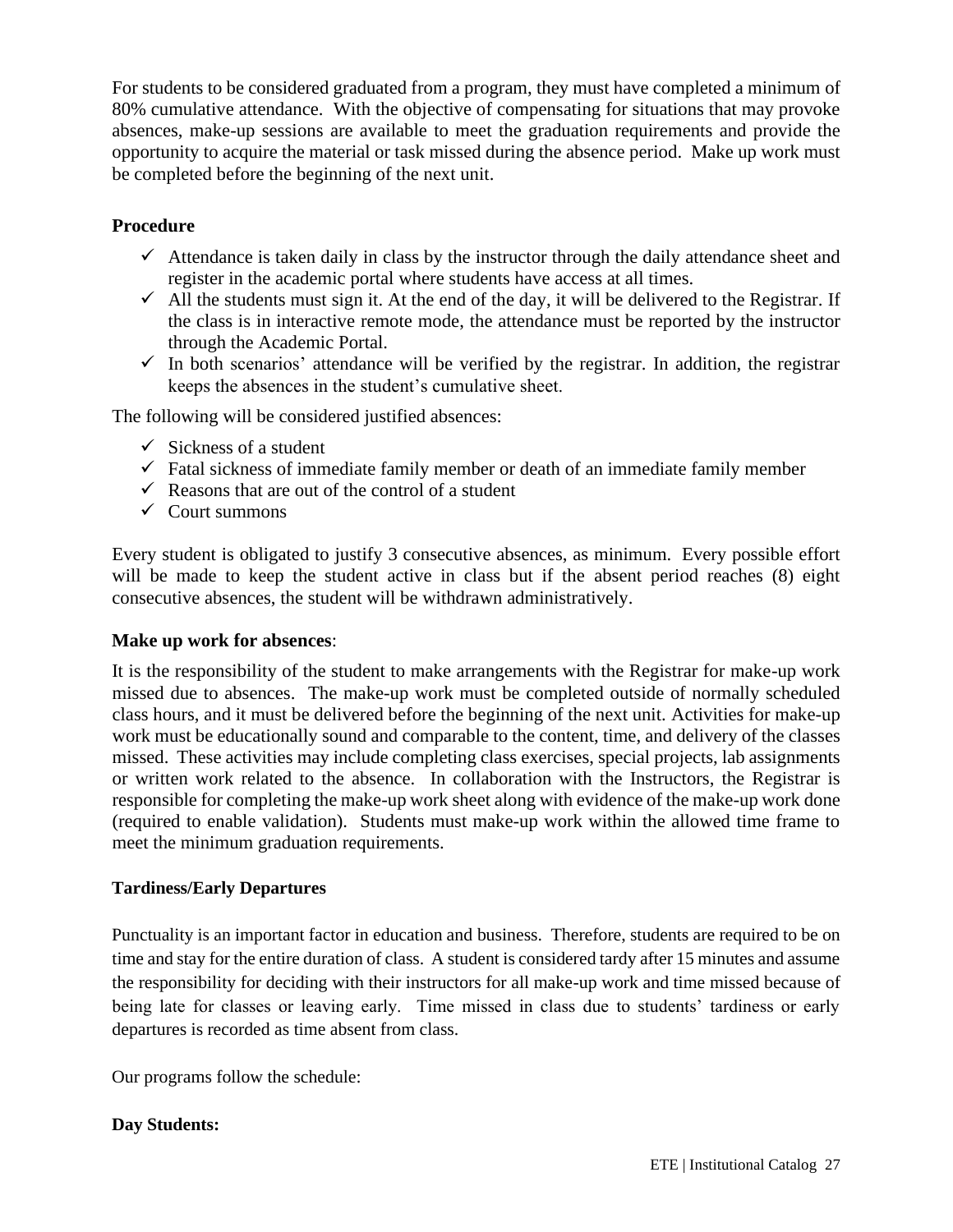For students to be considered graduated from a program, they must have completed a minimum of 80% cumulative attendance. With the objective of compensating for situations that may provoke absences, make-up sessions are available to meet the graduation requirements and provide the opportunity to acquire the material or task missed during the absence period. Make up work must be completed before the beginning of the next unit.

**Procedure**

- ✓ Attendance is taken daily in class by the instructor through the daily attendance sheet and register in the academic portal where students have access at all times.
- ✓ All the students must sign it. At the end of the day, it will be delivered to the Registrar. If the class is in interactive remote mode, the attendance must be reported by the instructor through the Academic Portal.
- ✓ In both scenarios' attendance will be verified by the registrar. In addition, the registrar keeps the absences in the student's cumulative sheet.

The following will be considered justified absences:

- ✓ Sickness of a student
- ✓ Fatal sickness of immediate family member or death of an immediate family member
- ✓ Reasons that are out of the control of a student
- ✓ Court summons

Every student is obligated to justify 3 consecutive absences, as minimum. Every possible effort will be made to keep the student active in class but if the absent period reaches (8) eight consecutive absences, the student will be withdrawn administratively.

**Make up work for absences**:

It is the responsibility of the student to make arrangements with the Registrar for make-up work missed due to absences. The make-up work must be completed outside of normally scheduled class hours, and it must be delivered before the beginning of the next unit. Activities for make-up work must be educationally sound and comparable to the content, time, and delivery of the classes missed. These activities may include completing class exercises, special projects, lab assignments or written work related to the absence. In collaboration with the Instructors, the Registrar is responsible for completing the make-up work sheet along with evidence of the make-up work done (required to enable validation). Students must make-up work within the allowed time frame to meet the minimum graduation requirements.

**Tardiness/Early Departures**

Punctuality is an important factor in education and business. Therefore, students are required to be on time and stay for the entire duration of class. A student is considered tardy after 15 minutes and assume the responsibility for deciding with their instructors for all make-up work and time missed because of being late for classes or leaving early. Time missed in class due to students' tardiness or early departures is recorded as time absent from class.

Our programs follow the schedule:

**Day Students:**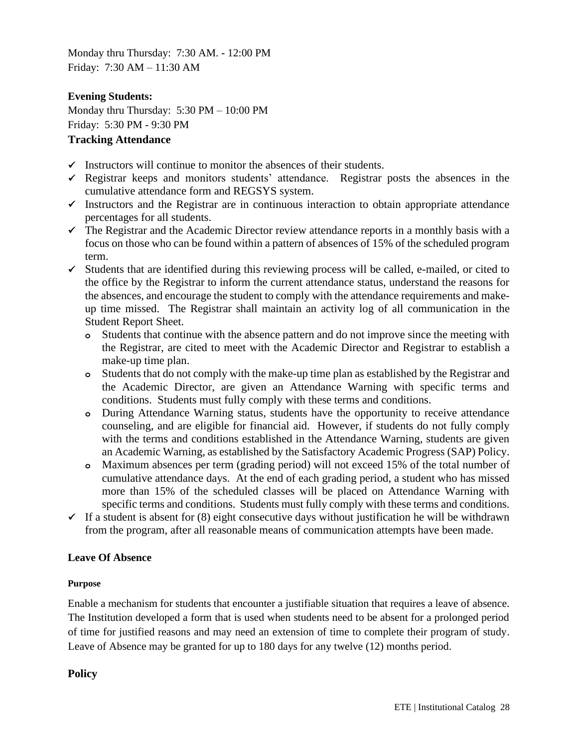Monday thru Thursday: 7:30 AM. - 12:00 PM
Friday: 7:30 AM – 11:30 AM

**Evening Students:**
Monday thru Thursday: 5:30 PM – 10:00 PM
Friday: 5:30 PM - 9:30 PM

### Tracking Attendance

- ✓ Instructors will continue to monitor the absences of their students.
- ✓ Registrar keeps and monitors students' attendance. Registrar posts the absences in the cumulative attendance form and REGSYS system.
- ✓ Instructors and the Registrar are in continuous interaction to obtain appropriate attendance percentages for all students.
- ✓ The Registrar and the Academic Director review attendance reports in a monthly basis with a focus on those who can be found within a pattern of absences of 15% of the scheduled program term.
- ✓ Students that are identified during this reviewing process will be called, e-mailed, or cited to the office by the Registrar to inform the current attendance status, understand the reasons for the absences, and encourage the student to comply with the attendance requirements and make-up time missed. The Registrar shall maintain an activity log of all communication in the Student Report Sheet.
  - Students that continue with the absence pattern and do not improve since the meeting with the Registrar, are cited to meet with the Academic Director and Registrar to establish a make-up time plan.
  - Students that do not comply with the make-up time plan as established by the Registrar and the Academic Director, are given an Attendance Warning with specific terms and conditions. Students must fully comply with these terms and conditions.
  - During Attendance Warning status, students have the opportunity to receive attendance counseling, and are eligible for financial aid. However, if students do not fully comply with the terms and conditions established in the Attendance Warning, students are given an Academic Warning, as established by the Satisfactory Academic Progress (SAP) Policy.
  - Maximum absences per term (grading period) will not exceed 15% of the total number of cumulative attendance days. At the end of each grading period, a student who has missed more than 15% of the scheduled classes will be placed on Attendance Warning with specific terms and conditions. Students must fully comply with these terms and conditions.
- ✓ If a student is absent for (8) eight consecutive days without justification he will be withdrawn from the program, after all reasonable means of communication attempts have been made.

### Leave Of Absence

#### Purpose

Enable a mechanism for students that encounter a justifiable situation that requires a leave of absence. The Institution developed a form that is used when students need to be absent for a prolonged period of time for justified reasons and may need an extension of time to complete their program of study. Leave of Absence may be granted for up to 180 days for any twelve (12) months period.

### Policy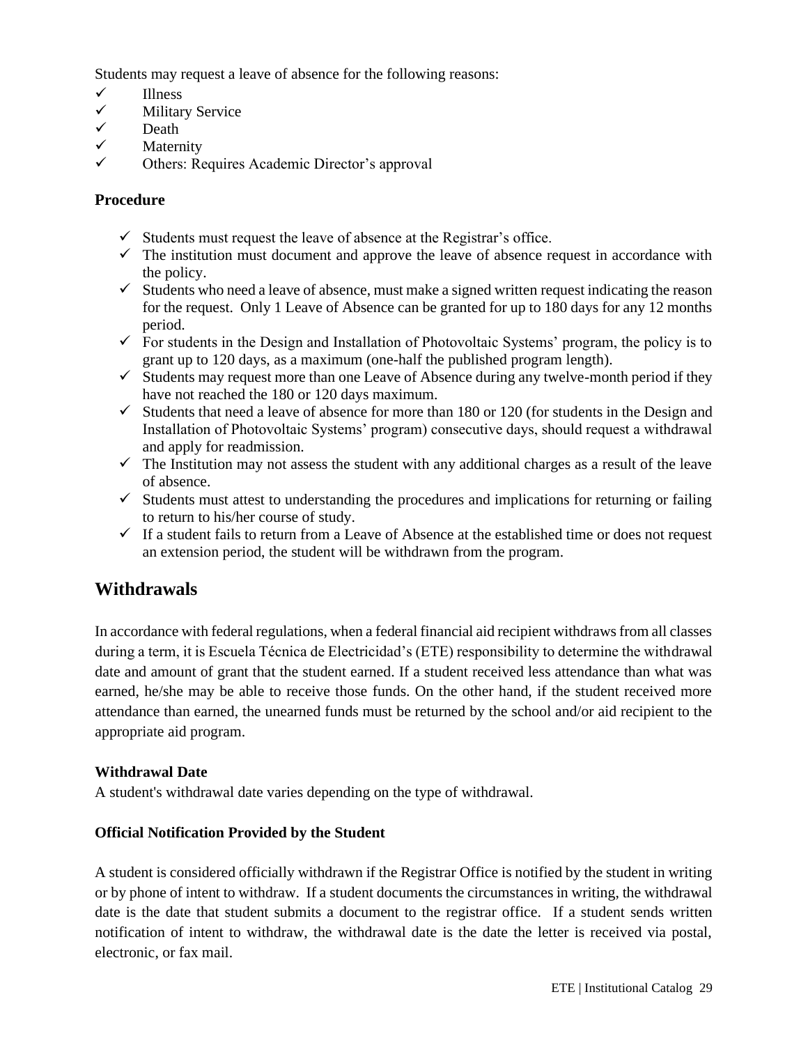Students may request a leave of absence for the following reasons:

- ✓ Illness
- ✓ Military Service
- ✓ Death
- ✓ Maternity
- ✓ Others: Requires Academic Director's approval

### Procedure

- ✓ Students must request the leave of absence at the Registrar's office.
- ✓ The institution must document and approve the leave of absence request in accordance with the policy.
- ✓ Students who need a leave of absence, must make a signed written request indicating the reason for the request. Only 1 Leave of Absence can be granted for up to 180 days for any 12 months period.
- ✓ For students in the Design and Installation of Photovoltaic Systems' program, the policy is to grant up to 120 days, as a maximum (one-half the published program length).
- ✓ Students may request more than one Leave of Absence during any twelve-month period if they have not reached the 180 or 120 days maximum.
- ✓ Students that need a leave of absence for more than 180 or 120 (for students in the Design and Installation of Photovoltaic Systems' program) consecutive days, should request a withdrawal and apply for readmission.
- ✓ The Institution may not assess the student with any additional charges as a result of the leave of absence.
- ✓ Students must attest to understanding the procedures and implications for returning or failing to return to his/her course of study.
- ✓ If a student fails to return from a Leave of Absence at the established time or does not request an extension period, the student will be withdrawn from the program.

## Withdrawals

In accordance with federal regulations, when a federal financial aid recipient withdraws from all classes during a term, it is Escuela Técnica de Electricidad's (ETE) responsibility to determine the withdrawal date and amount of grant that the student earned. If a student received less attendance than what was earned, he/she may be able to receive those funds. On the other hand, if the student received more attendance than earned, the unearned funds must be returned by the school and/or aid recipient to the appropriate aid program.

### Withdrawal Date

A student's withdrawal date varies depending on the type of withdrawal.

### Official Notification Provided by the Student

A student is considered officially withdrawn if the Registrar Office is notified by the student in writing or by phone of intent to withdraw. If a student documents the circumstances in writing, the withdrawal date is the date that student submits a document to the registrar office. If a student sends written notification of intent to withdraw, the withdrawal date is the date the letter is received via postal, electronic, or fax mail.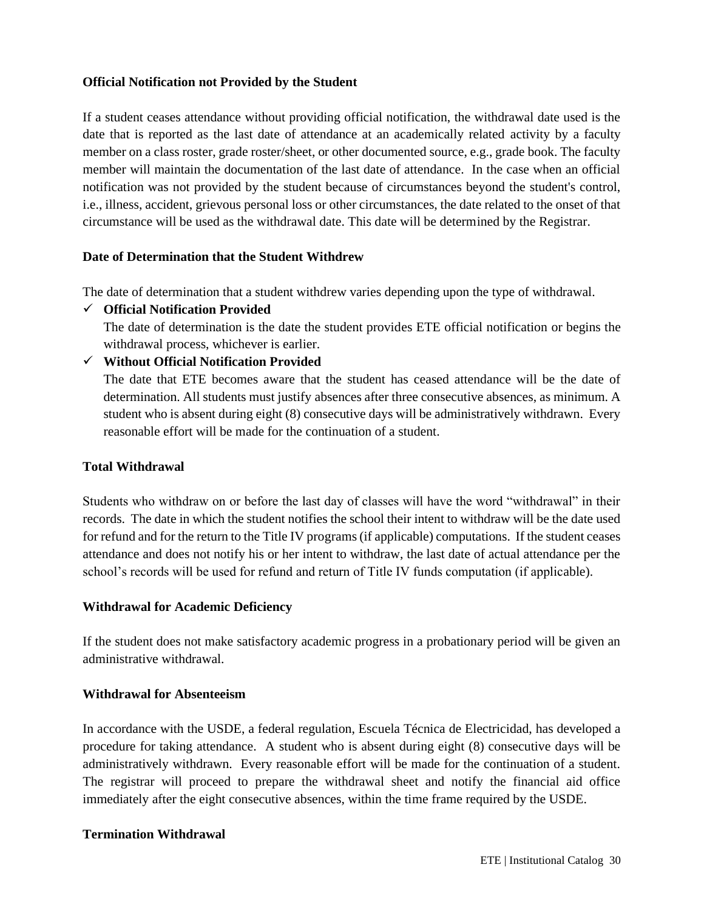**Official Notification not Provided by the Student**

If a student ceases attendance without providing official notification, the withdrawal date used is the date that is reported as the last date of attendance at an academically related activity by a faculty member on a class roster, grade roster/sheet, or other documented source, e.g., grade book. The faculty member will maintain the documentation of the last date of attendance. In the case when an official notification was not provided by the student because of circumstances beyond the student's control, i.e., illness, accident, grievous personal loss or other circumstances, the date related to the onset of that circumstance will be used as the withdrawal date. This date will be determined by the Registrar.

**Date of Determination that the Student Withdrew**

The date of determination that a student withdrew varies depending upon the type of withdrawal.

- ✓ **Official Notification Provided**
  The date of determination is the date the student provides ETE official notification or begins the withdrawal process, whichever is earlier.
- ✓ **Without Official Notification Provided**
  The date that ETE becomes aware that the student has ceased attendance will be the date of determination. All students must justify absences after three consecutive absences, as minimum. A student who is absent during eight (8) consecutive days will be administratively withdrawn. Every reasonable effort will be made for the continuation of a student.

**Total Withdrawal**

Students who withdraw on or before the last day of classes will have the word "withdrawal" in their records. The date in which the student notifies the school their intent to withdraw will be the date used for refund and for the return to the Title IV programs (if applicable) computations. If the student ceases attendance and does not notify his or her intent to withdraw, the last date of actual attendance per the school's records will be used for refund and return of Title IV funds computation (if applicable).

**Withdrawal for Academic Deficiency**

If the student does not make satisfactory academic progress in a probationary period will be given an administrative withdrawal.

**Withdrawal for Absenteeism**

In accordance with the USDE, a federal regulation, Escuela Técnica de Electricidad, has developed a procedure for taking attendance. A student who is absent during eight (8) consecutive days will be administratively withdrawn. Every reasonable effort will be made for the continuation of a student. The registrar will proceed to prepare the withdrawal sheet and notify the financial aid office immediately after the eight consecutive absences, within the time frame required by the USDE.

**Termination Withdrawal**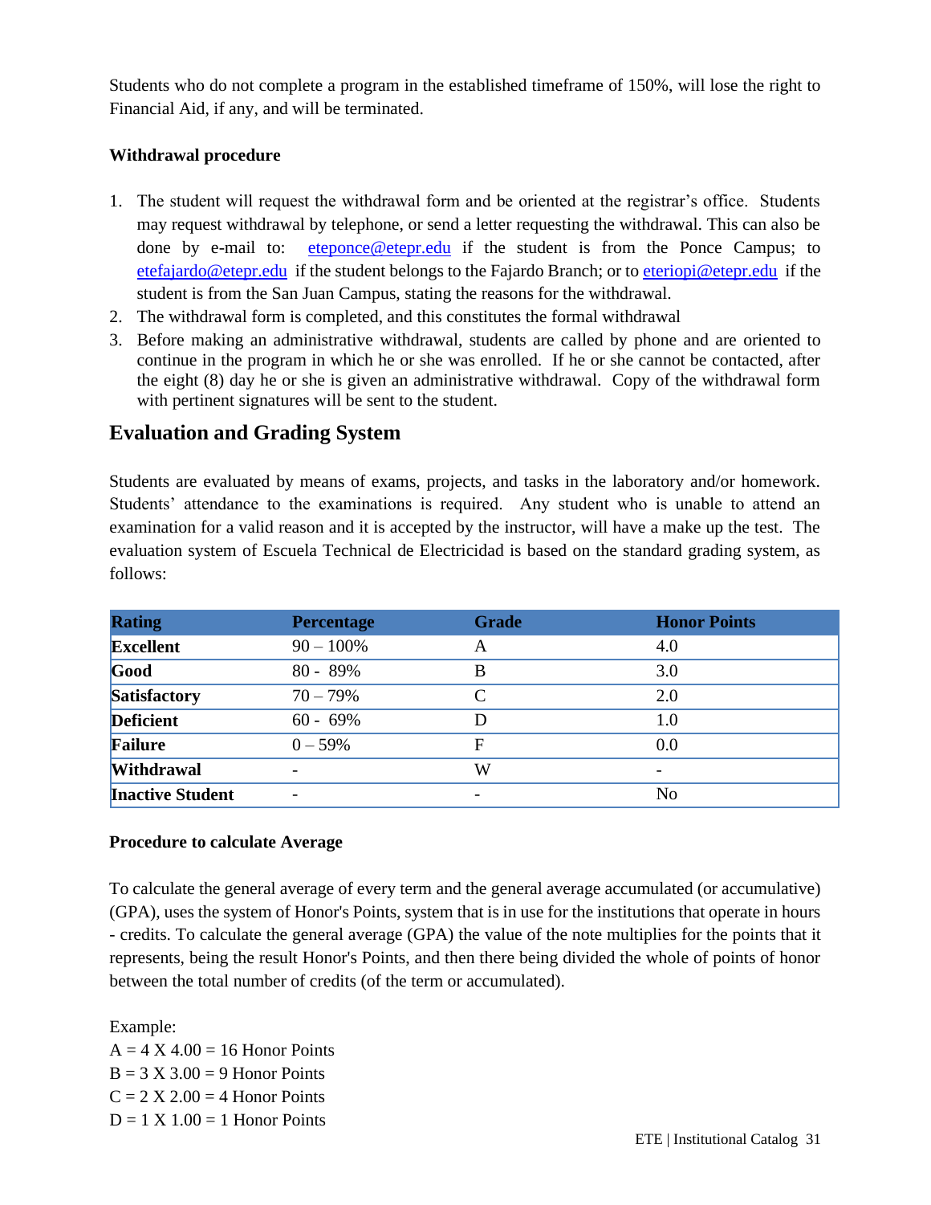Students who do not complete a program in the established timeframe of 150%, will lose the right to Financial Aid, if any, and will be terminated.

**Withdrawal procedure**

1. The student will request the withdrawal form and be oriented at the registrar's office. Students may request withdrawal by telephone, or send a letter requesting the withdrawal. This can also be done by e-mail to: eteponce@etepr.edu if the student is from the Ponce Campus; to etefajardo@etepr.edu if the student belongs to the Fajardo Branch; or to eteriopi@etepr.edu if the student is from the San Juan Campus, stating the reasons for the withdrawal.
2. The withdrawal form is completed, and this constitutes the formal withdrawal
3. Before making an administrative withdrawal, students are called by phone and are oriented to continue in the program in which he or she was enrolled. If he or she cannot be contacted, after the eight (8) day he or she is given an administrative withdrawal. Copy of the withdrawal form with pertinent signatures will be sent to the student.

## Evaluation and Grading System

Students are evaluated by means of exams, projects, and tasks in the laboratory and/or homework. Students' attendance to the examinations is required. Any student who is unable to attend an examination for a valid reason and it is accepted by the instructor, will have a make up the test. The evaluation system of Escuela Technical de Electricidad is based on the standard grading system, as follows:

| Rating | Percentage | Grade | Honor Points |
|---|---|---|---|
| **Excellent** | 90 – 100% | A | 4.0 |
| **Good** | 80 - 89% | B | 3.0 |
| **Satisfactory** | 70 – 79% | C | 2.0 |
| **Deficient** | 60 - 69% | D | 1.0 |
| **Failure** | 0 – 59% | F | 0.0 |
| **Withdrawal** | - | W | - |
| **Inactive Student** | - | - | No |

**Procedure to calculate Average**

To calculate the general average of every term and the general average accumulated (or accumulative) (GPA), uses the system of Honor's Points, system that is in use for the institutions that operate in hours - credits. To calculate the general average (GPA) the value of the note multiplies for the points that it represents, being the result Honor's Points, and then there being divided the whole of points of honor between the total number of credits (of the term or accumulated).

Example:
A = 4 X 4.00 = 16 Honor Points
B = 3 X 3.00 = 9 Honor Points
C = 2 X 2.00 = 4 Honor Points
D = 1 X 1.00 = 1 Honor Points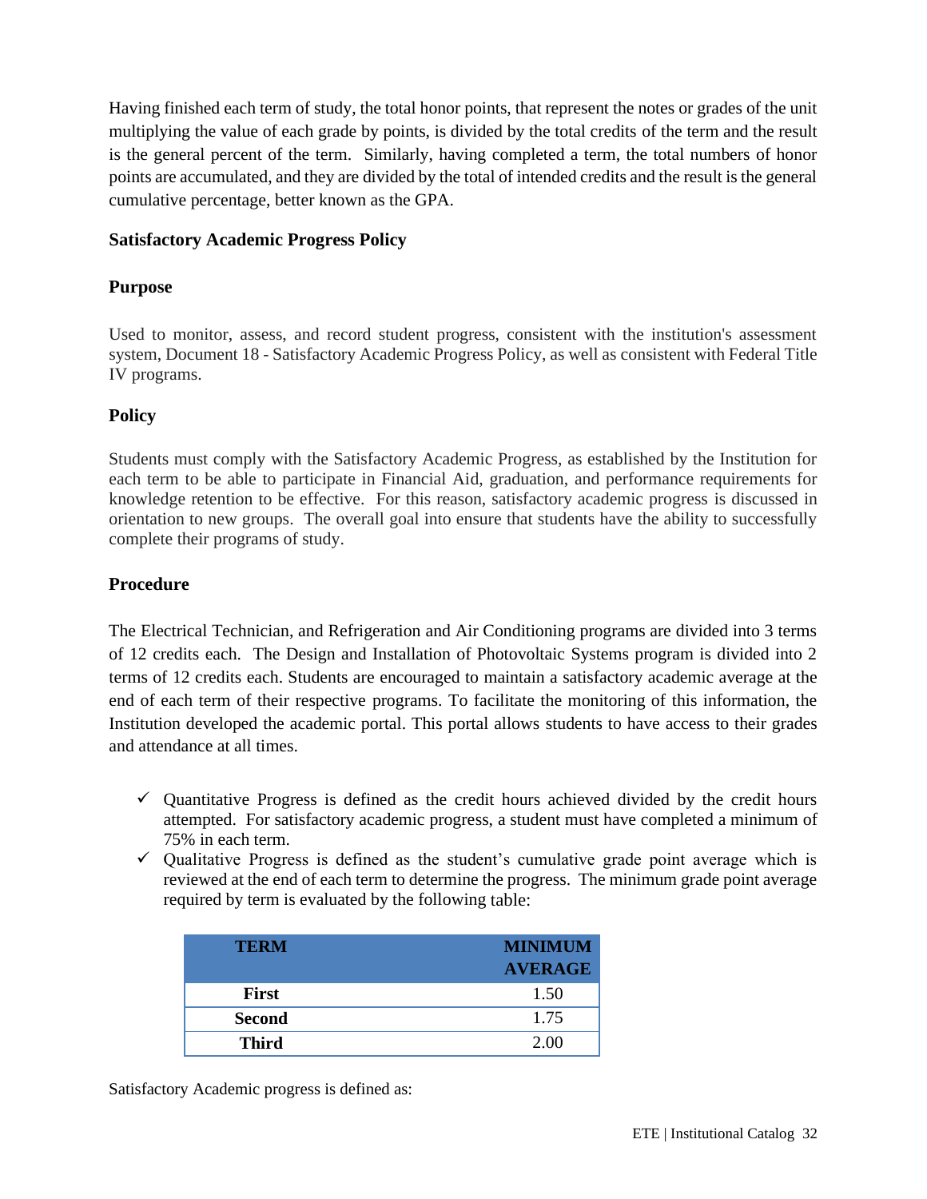Having finished each term of study, the total honor points, that represent the notes or grades of the unit multiplying the value of each grade by points, is divided by the total credits of the term and the result is the general percent of the term. Similarly, having completed a term, the total numbers of honor points are accumulated, and they are divided by the total of intended credits and the result is the general cumulative percentage, better known as the GPA.

### Satisfactory Academic Progress Policy

#### Purpose

Used to monitor, assess, and record student progress, consistent with the institution's assessment system, Document 18 - Satisfactory Academic Progress Policy, as well as consistent with Federal Title IV programs.

#### Policy

Students must comply with the Satisfactory Academic Progress, as established by the Institution for each term to be able to participate in Financial Aid, graduation, and performance requirements for knowledge retention to be effective. For this reason, satisfactory academic progress is discussed in orientation to new groups. The overall goal into ensure that students have the ability to successfully complete their programs of study.

#### Procedure

The Electrical Technician, and Refrigeration and Air Conditioning programs are divided into 3 terms of 12 credits each. The Design and Installation of Photovoltaic Systems program is divided into 2 terms of 12 credits each. Students are encouraged to maintain a satisfactory academic average at the end of each term of their respective programs. To facilitate the monitoring of this information, the Institution developed the academic portal. This portal allows students to have access to their grades and attendance at all times.

- ✓ Quantitative Progress is defined as the credit hours achieved divided by the credit hours attempted. For satisfactory academic progress, a student must have completed a minimum of 75% in each term.
- ✓ Qualitative Progress is defined as the student's cumulative grade point average which is reviewed at the end of each term to determine the progress. The minimum grade point average required by term is evaluated by the following table:

| TERM | MINIMUM AVERAGE |
|---|---|
| **First** | 1.50 |
| **Second** | 1.75 |
| **Third** | 2.00 |

Satisfactory Academic progress is defined as: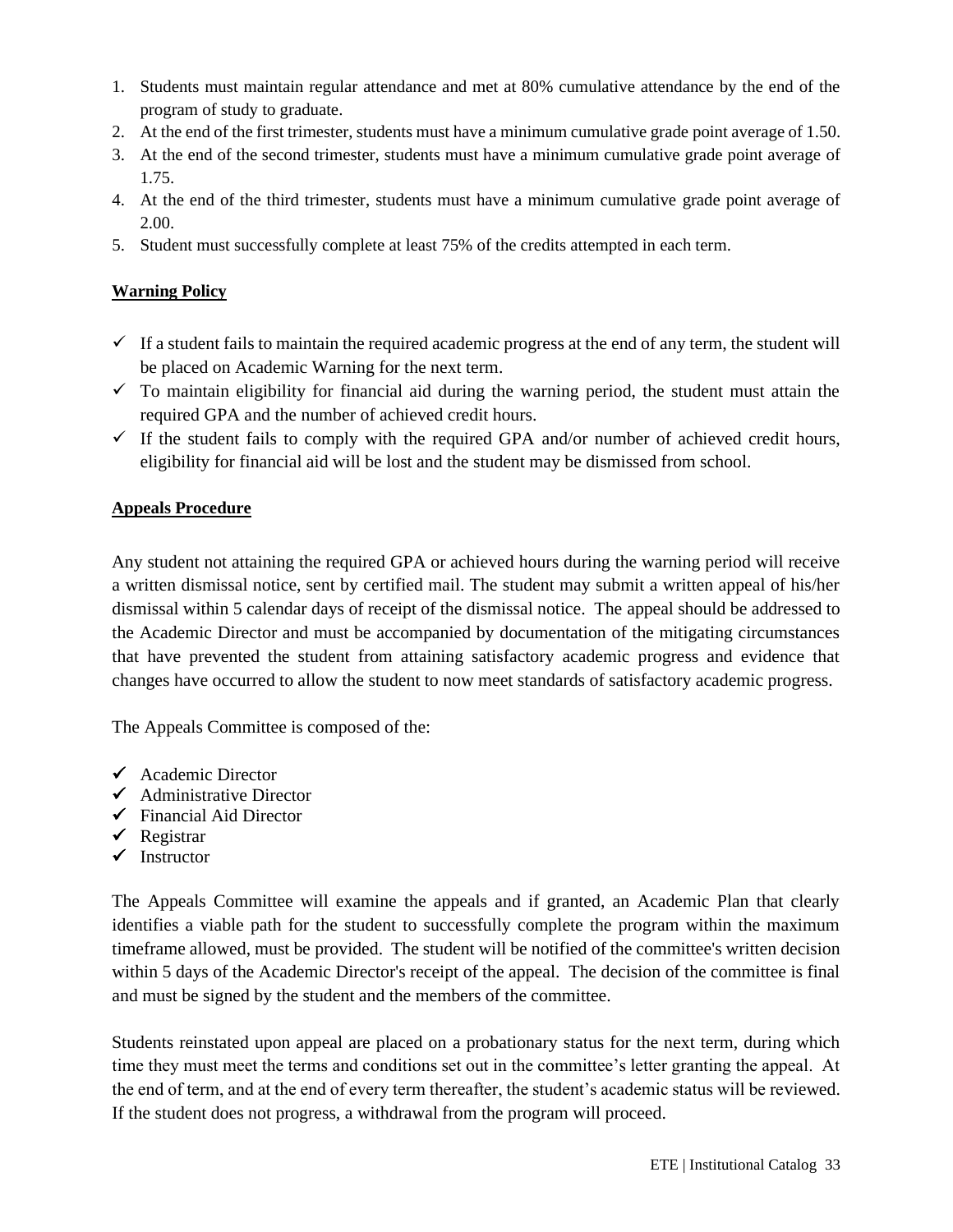1. Students must maintain regular attendance and met at 80% cumulative attendance by the end of the program of study to graduate.
2. At the end of the first trimester, students must have a minimum cumulative grade point average of 1.50.
3. At the end of the second trimester, students must have a minimum cumulative grade point average of 1.75.
4. At the end of the third trimester, students must have a minimum cumulative grade point average of 2.00.
5. Student must successfully complete at least 75% of the credits attempted in each term.

**Warning Policy**

- ✓ If a student fails to maintain the required academic progress at the end of any term, the student will be placed on Academic Warning for the next term.
- ✓ To maintain eligibility for financial aid during the warning period, the student must attain the required GPA and the number of achieved credit hours.
- ✓ If the student fails to comply with the required GPA and/or number of achieved credit hours, eligibility for financial aid will be lost and the student may be dismissed from school.

**Appeals Procedure**

Any student not attaining the required GPA or achieved hours during the warning period will receive a written dismissal notice, sent by certified mail. The student may submit a written appeal of his/her dismissal within 5 calendar days of receipt of the dismissal notice. The appeal should be addressed to the Academic Director and must be accompanied by documentation of the mitigating circumstances that have prevented the student from attaining satisfactory academic progress and evidence that changes have occurred to allow the student to now meet standards of satisfactory academic progress.

The Appeals Committee is composed of the:

- ✓ Academic Director
- ✓ Administrative Director
- ✓ Financial Aid Director
- ✓ Registrar
- ✓ Instructor

The Appeals Committee will examine the appeals and if granted, an Academic Plan that clearly identifies a viable path for the student to successfully complete the program within the maximum timeframe allowed, must be provided. The student will be notified of the committee's written decision within 5 days of the Academic Director's receipt of the appeal. The decision of the committee is final and must be signed by the student and the members of the committee.

Students reinstated upon appeal are placed on a probationary status for the next term, during which time they must meet the terms and conditions set out in the committee's letter granting the appeal. At the end of term, and at the end of every term thereafter, the student's academic status will be reviewed. If the student does not progress, a withdrawal from the program will proceed.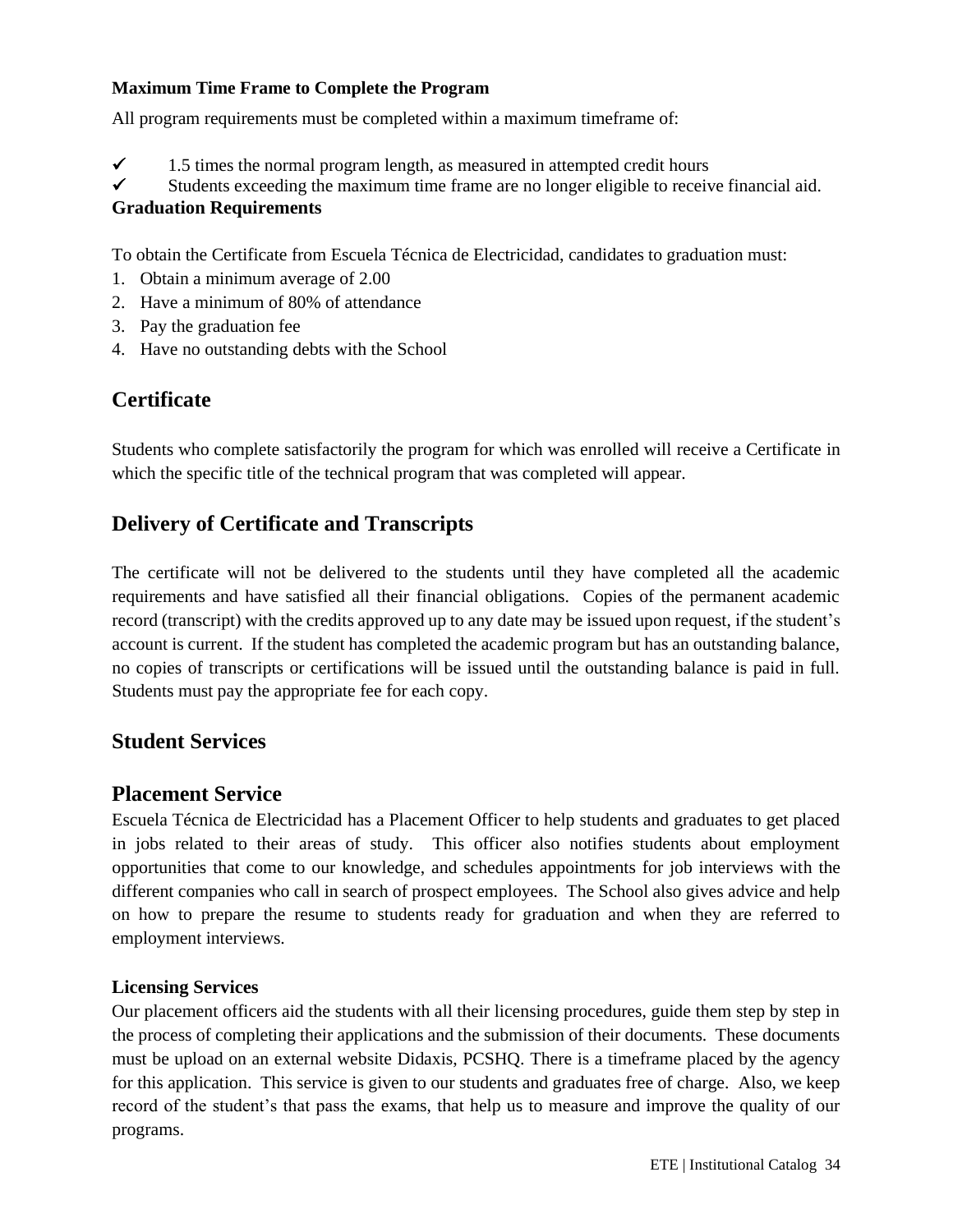**Maximum Time Frame to Complete the Program**

All program requirements must be completed within a maximum timeframe of:

- ✓ 1.5 times the normal program length, as measured in attempted credit hours
- ✓ Students exceeding the maximum time frame are no longer eligible to receive financial aid.

**Graduation Requirements**

To obtain the Certificate from Escuela Técnica de Electricidad, candidates to graduation must:

1. Obtain a minimum average of 2.00
2. Have a minimum of 80% of attendance
3. Pay the graduation fee
4. Have no outstanding debts with the School

## Certificate

Students who complete satisfactorily the program for which was enrolled will receive a Certificate in which the specific title of the technical program that was completed will appear.

## Delivery of Certificate and Transcripts

The certificate will not be delivered to the students until they have completed all the academic requirements and have satisfied all their financial obligations. Copies of the permanent academic record (transcript) with the credits approved up to any date may be issued upon request, if the student's account is current. If the student has completed the academic program but has an outstanding balance, no copies of transcripts or certifications will be issued until the outstanding balance is paid in full. Students must pay the appropriate fee for each copy.

## Student Services

## Placement Service

Escuela Técnica de Electricidad has a Placement Officer to help students and graduates to get placed in jobs related to their areas of study. This officer also notifies students about employment opportunities that come to our knowledge, and schedules appointments for job interviews with the different companies who call in search of prospect employees. The School also gives advice and help on how to prepare the resume to students ready for graduation and when they are referred to employment interviews.

**Licensing Services**

Our placement officers aid the students with all their licensing procedures, guide them step by step in the process of completing their applications and the submission of their documents. These documents must be upload on an external website Didaxis, PCSHQ. There is a timeframe placed by the agency for this application. This service is given to our students and graduates free of charge. Also, we keep record of the student's that pass the exams, that help us to measure and improve the quality of our programs.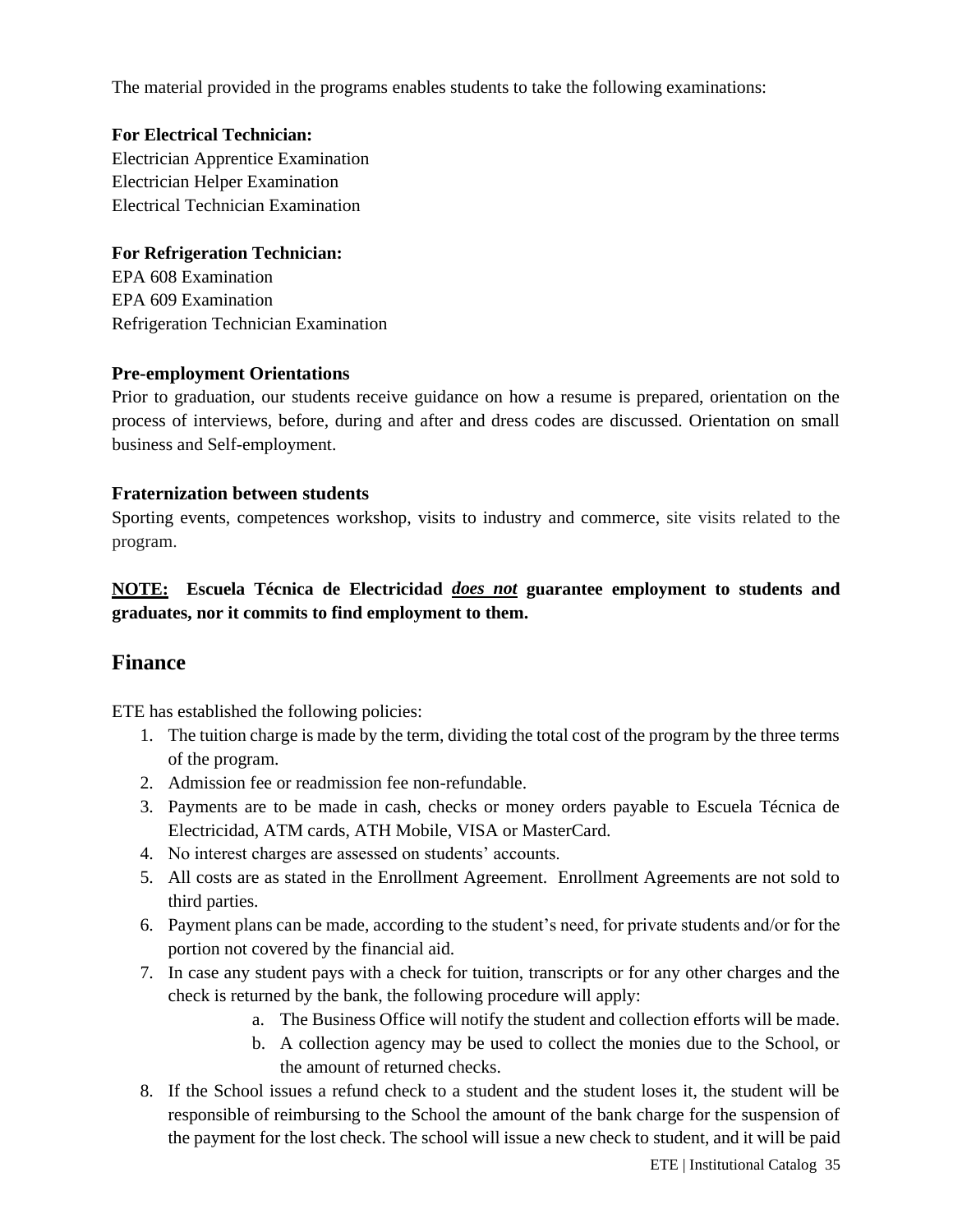The material provided in the programs enables students to take the following examinations:

**For Electrical Technician:**
Electrician Apprentice Examination
Electrician Helper Examination
Electrical Technician Examination

**For Refrigeration Technician:**
EPA 608 Examination
EPA 609 Examination
Refrigeration Technician Examination

### Pre-employment Orientations

Prior to graduation, our students receive guidance on how a resume is prepared, orientation on the process of interviews, before, during and after and dress codes are discussed. Orientation on small business and Self-employment.

### Fraternization between students

Sporting events, competences workshop, visits to industry and commerce, site visits related to the program.

**NOTE: Escuela Técnica de Electricidad *does not* guarantee employment to students and graduates, nor it commits to find employment to them.**

## Finance

ETE has established the following policies:

1. The tuition charge is made by the term, dividing the total cost of the program by the three terms of the program.
2. Admission fee or readmission fee non-refundable.
3. Payments are to be made in cash, checks or money orders payable to Escuela Técnica de Electricidad, ATM cards, ATH Mobile, VISA or MasterCard.
4. No interest charges are assessed on students' accounts.
5. All costs are as stated in the Enrollment Agreement. Enrollment Agreements are not sold to third parties.
6. Payment plans can be made, according to the student's need, for private students and/or for the portion not covered by the financial aid.
7. In case any student pays with a check for tuition, transcripts or for any other charges and the check is returned by the bank, the following procedure will apply:
    a. The Business Office will notify the student and collection efforts will be made.
    b. A collection agency may be used to collect the monies due to the School, or the amount of returned checks.
8. If the School issues a refund check to a student and the student loses it, the student will be responsible of reimbursing to the School the amount of the bank charge for the suspension of the payment for the lost check. The school will issue a new check to student, and it will be paid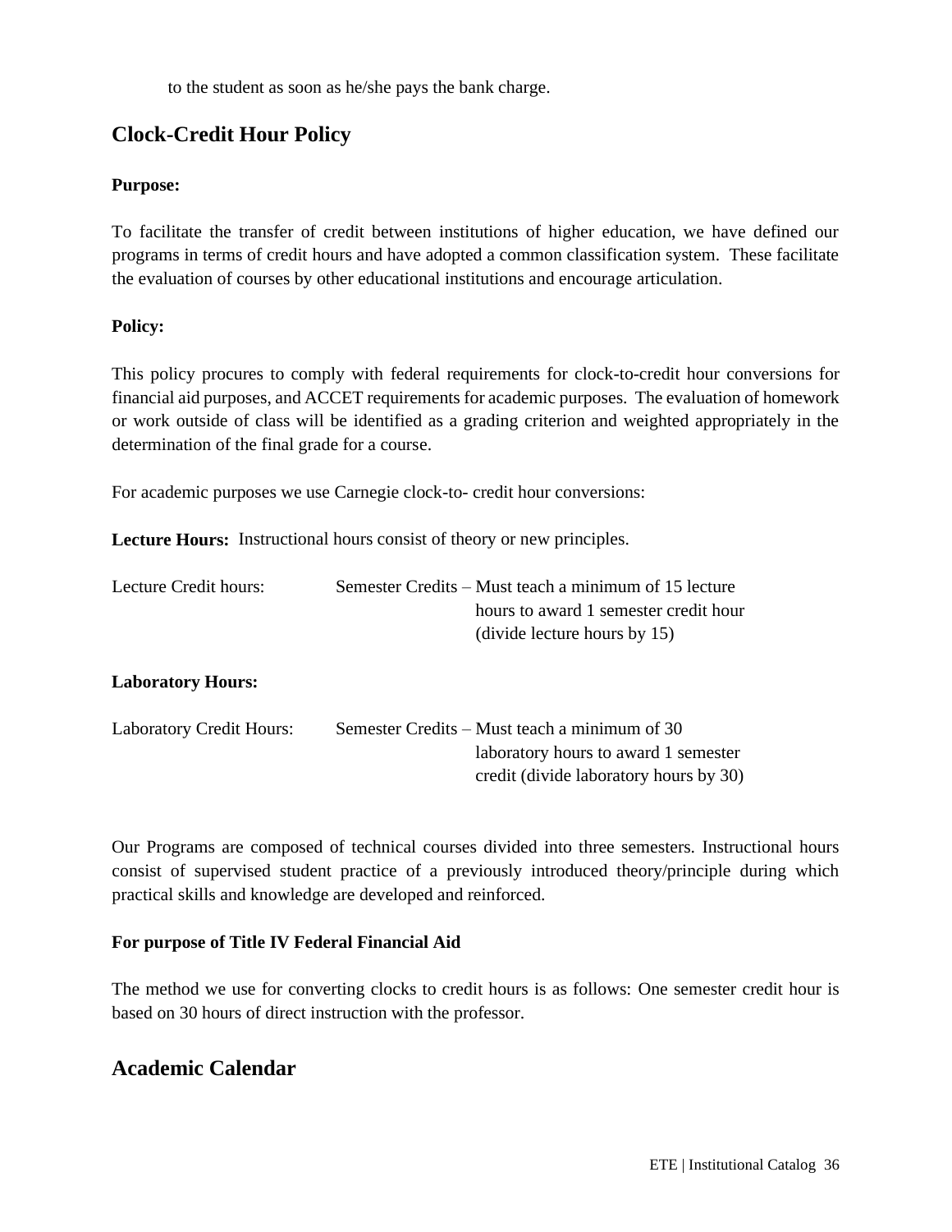to the student as soon as he/she pays the bank charge.

## Clock-Credit Hour Policy

**Purpose:**

To facilitate the transfer of credit between institutions of higher education, we have defined our programs in terms of credit hours and have adopted a common classification system. These facilitate the evaluation of courses by other educational institutions and encourage articulation.

**Policy:**

This policy procures to comply with federal requirements for clock-to-credit hour conversions for financial aid purposes, and ACCET requirements for academic purposes. The evaluation of homework or work outside of class will be identified as a grading criterion and weighted appropriately in the determination of the final grade for a course.

For academic purposes we use Carnegie clock-to- credit hour conversions:

**Lecture Hours:** Instructional hours consist of theory or new principles.

| | |
|---|---|
| Lecture Credit hours: | Semester Credits – Must teach a minimum of 15 lecture hours to award 1 semester credit hour (divide lecture hours by 15) |

**Laboratory Hours:**

| | |
|---|---|
| Laboratory Credit Hours: | Semester Credits – Must teach a minimum of 30 laboratory hours to award 1 semester credit (divide laboratory hours by 30) |

Our Programs are composed of technical courses divided into three semesters. Instructional hours consist of supervised student practice of a previously introduced theory/principle during which practical skills and knowledge are developed and reinforced.

**For purpose of Title IV Federal Financial Aid**

The method we use for converting clocks to credit hours is as follows: One semester credit hour is based on 30 hours of direct instruction with the professor.

## Academic Calendar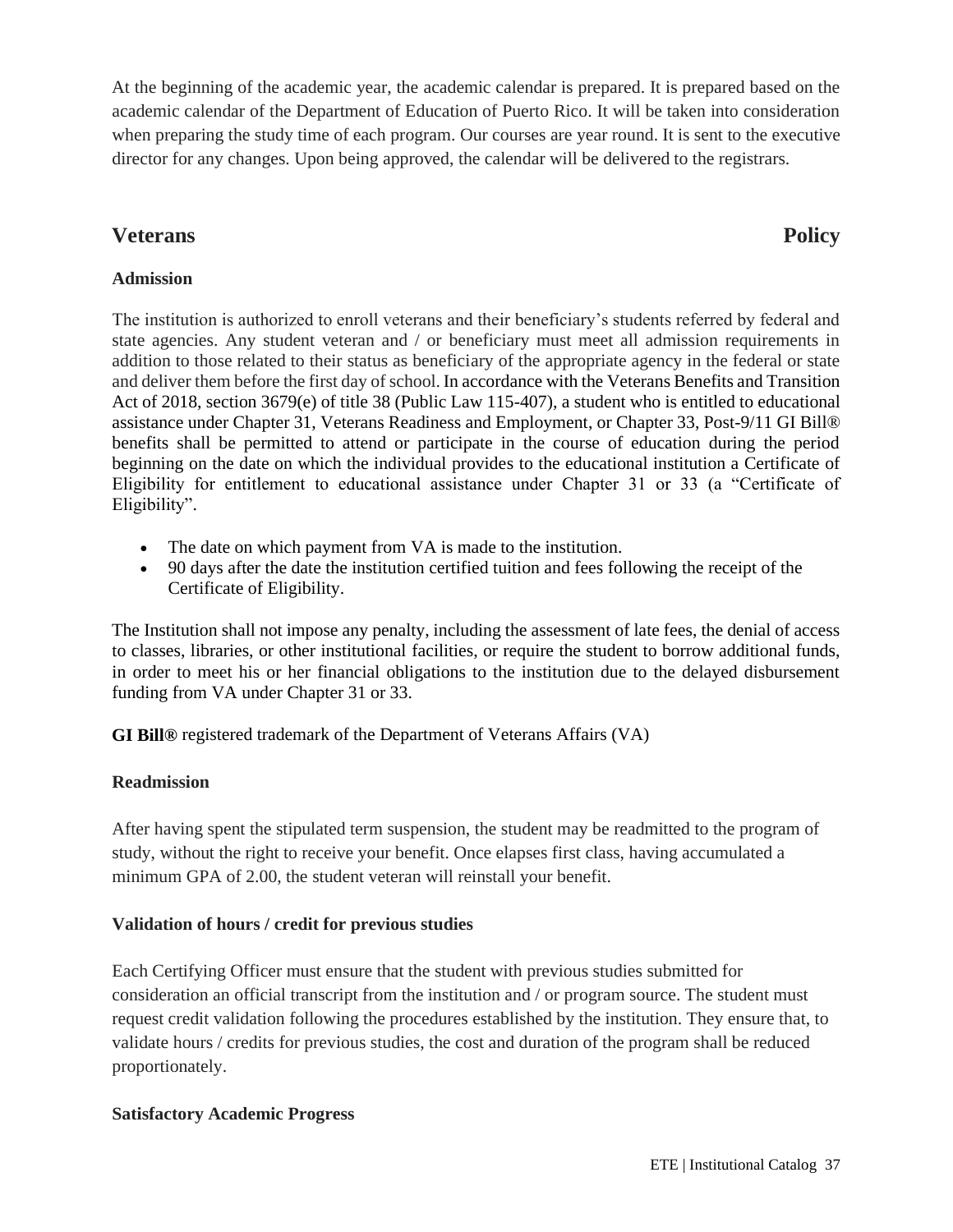At the beginning of the academic year, the academic calendar is prepared. It is prepared based on the academic calendar of the Department of Education of Puerto Rico. It will be taken into consideration when preparing the study time of each program. Our courses are year round. It is sent to the executive director for any changes. Upon being approved, the calendar will be delivered to the registrars.

## Veterans Policy

### Admission

The institution is authorized to enroll veterans and their beneficiary's students referred by federal and state agencies. Any student veteran and / or beneficiary must meet all admission requirements in addition to those related to their status as beneficiary of the appropriate agency in the federal or state and deliver them before the first day of school. In accordance with the Veterans Benefits and Transition Act of 2018, section 3679(e) of title 38 (Public Law 115-407), a student who is entitled to educational assistance under Chapter 31, Veterans Readiness and Employment, or Chapter 33, Post-9/11 GI Bill® benefits shall be permitted to attend or participate in the course of education during the period beginning on the date on which the individual provides to the educational institution a Certificate of Eligibility for entitlement to educational assistance under Chapter 31 or 33 (a "Certificate of Eligibility".

- The date on which payment from VA is made to the institution.
- 90 days after the date the institution certified tuition and fees following the receipt of the Certificate of Eligibility.

The Institution shall not impose any penalty, including the assessment of late fees, the denial of access to classes, libraries, or other institutional facilities, or require the student to borrow additional funds, in order to meet his or her financial obligations to the institution due to the delayed disbursement funding from VA under Chapter 31 or 33.

**GI Bill®** registered trademark of the Department of Veterans Affairs (VA)

### Readmission

After having spent the stipulated term suspension, the student may be readmitted to the program of study, without the right to receive your benefit. Once elapses first class, having accumulated a minimum GPA of 2.00, the student veteran will reinstall your benefit.

### Validation of hours / credit for previous studies

Each Certifying Officer must ensure that the student with previous studies submitted for consideration an official transcript from the institution and / or program source. The student must request credit validation following the procedures established by the institution. They ensure that, to validate hours / credits for previous studies, the cost and duration of the program shall be reduced proportionately.

### Satisfactory Academic Progress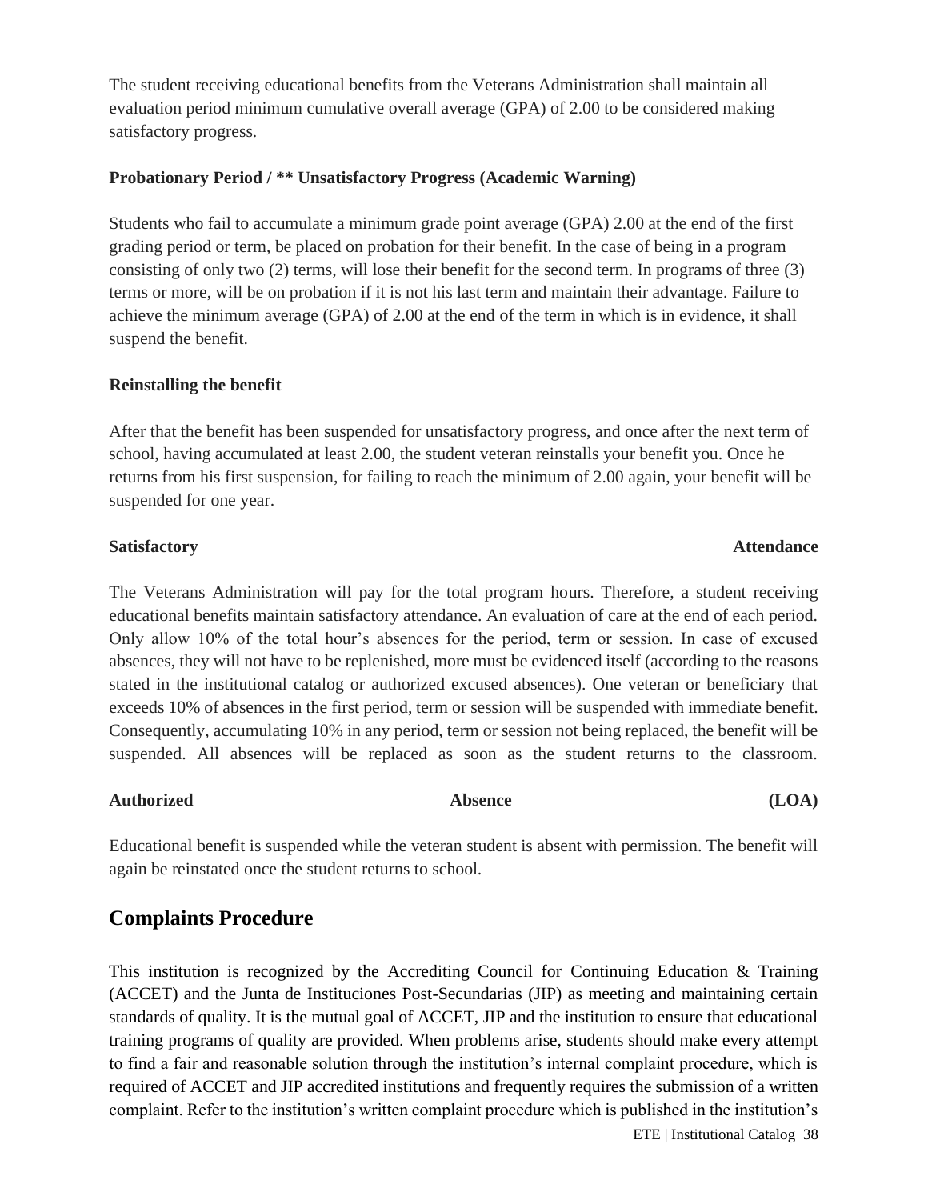The student receiving educational benefits from the Veterans Administration shall maintain all evaluation period minimum cumulative overall average (GPA) of 2.00 to be considered making satisfactory progress.

**Probationary Period / ** Unsatisfactory Progress (Academic Warning)**

Students who fail to accumulate a minimum grade point average (GPA) 2.00 at the end of the first grading period or term, be placed on probation for their benefit. In the case of being in a program consisting of only two (2) terms, will lose their benefit for the second term. In programs of three (3) terms or more, will be on probation if it is not his last term and maintain their advantage. Failure to achieve the minimum average (GPA) of 2.00 at the end of the term in which is in evidence, it shall suspend the benefit.

**Reinstalling the benefit**

After that the benefit has been suspended for unsatisfactory progress, and once after the next term of school, having accumulated at least 2.00, the student veteran reinstalls your benefit you. Once he returns from his first suspension, for failing to reach the minimum of 2.00 again, your benefit will be suspended for one year.

**Satisfactory Attendance**

The Veterans Administration will pay for the total program hours. Therefore, a student receiving educational benefits maintain satisfactory attendance. An evaluation of care at the end of each period. Only allow 10% of the total hour's absences for the period, term or session. In case of excused absences, they will not have to be replenished, more must be evidenced itself (according to the reasons stated in the institutional catalog or authorized excused absences). One veteran or beneficiary that exceeds 10% of absences in the first period, term or session will be suspended with immediate benefit. Consequently, accumulating 10% in any period, term or session not being replaced, the benefit will be suspended. All absences will be replaced as soon as the student returns to the classroom.

**Authorized Absence (LOA)**

Educational benefit is suspended while the veteran student is absent with permission. The benefit will again be reinstated once the student returns to school.

## Complaints Procedure

This institution is recognized by the Accrediting Council for Continuing Education & Training (ACCET) and the Junta de Instituciones Post-Secundarias (JIP) as meeting and maintaining certain standards of quality. It is the mutual goal of ACCET, JIP and the institution to ensure that educational training programs of quality are provided. When problems arise, students should make every attempt to find a fair and reasonable solution through the institution's internal complaint procedure, which is required of ACCET and JIP accredited institutions and frequently requires the submission of a written complaint. Refer to the institution's written complaint procedure which is published in the institution's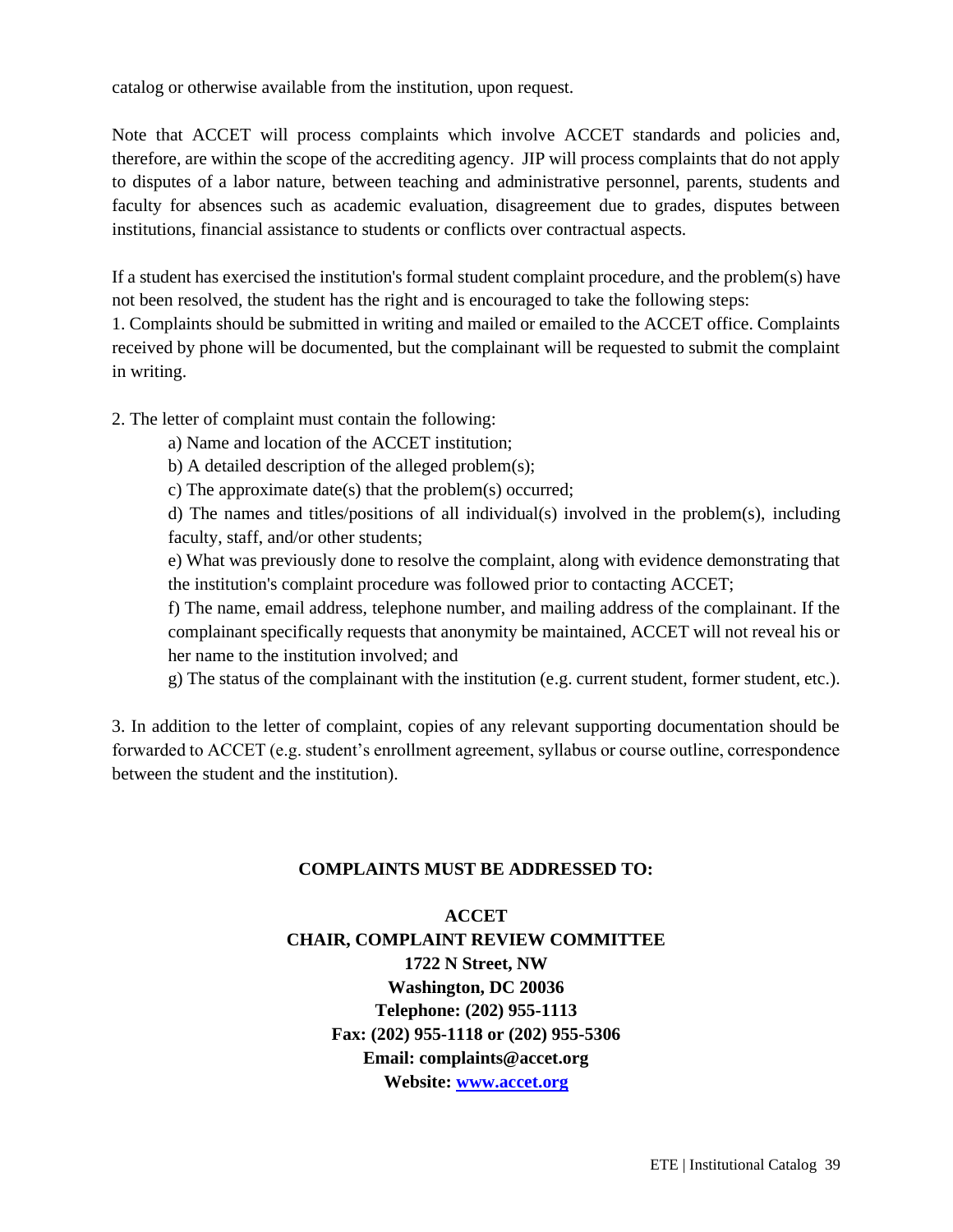catalog or otherwise available from the institution, upon request.

Note that ACCET will process complaints which involve ACCET standards and policies and, therefore, are within the scope of the accrediting agency. JIP will process complaints that do not apply to disputes of a labor nature, between teaching and administrative personnel, parents, students and faculty for absences such as academic evaluation, disagreement due to grades, disputes between institutions, financial assistance to students or conflicts over contractual aspects.

If a student has exercised the institution's formal student complaint procedure, and the problem(s) have not been resolved, the student has the right and is encouraged to take the following steps:

1. Complaints should be submitted in writing and mailed or emailed to the ACCET office. Complaints received by phone will be documented, but the complainant will be requested to submit the complaint in writing.

2. The letter of complaint must contain the following:
    - a) Name and location of the ACCET institution;
    - b) A detailed description of the alleged problem(s);
    - c) The approximate date(s) that the problem(s) occurred;
    - d) The names and titles/positions of all individual(s) involved in the problem(s), including faculty, staff, and/or other students;
    - e) What was previously done to resolve the complaint, along with evidence demonstrating that the institution's complaint procedure was followed prior to contacting ACCET;
    - f) The name, email address, telephone number, and mailing address of the complainant. If the complainant specifically requests that anonymity be maintained, ACCET will not reveal his or her name to the institution involved; and
    - g) The status of the complainant with the institution (e.g. current student, former student, etc.).

3. In addition to the letter of complaint, copies of any relevant supporting documentation should be forwarded to ACCET (e.g. student's enrollment agreement, syllabus or course outline, correspondence between the student and the institution).

**COMPLAINTS MUST BE ADDRESSED TO:**

**ACCET**
**CHAIR, COMPLAINT REVIEW COMMITTEE**
**1722 N Street, NW**
**Washington, DC 20036**
**Telephone: (202) 955-1113**
**Fax: (202) 955-1118 or (202) 955-5306**
**Email: complaints@accet.org**
**Website: www.accet.org**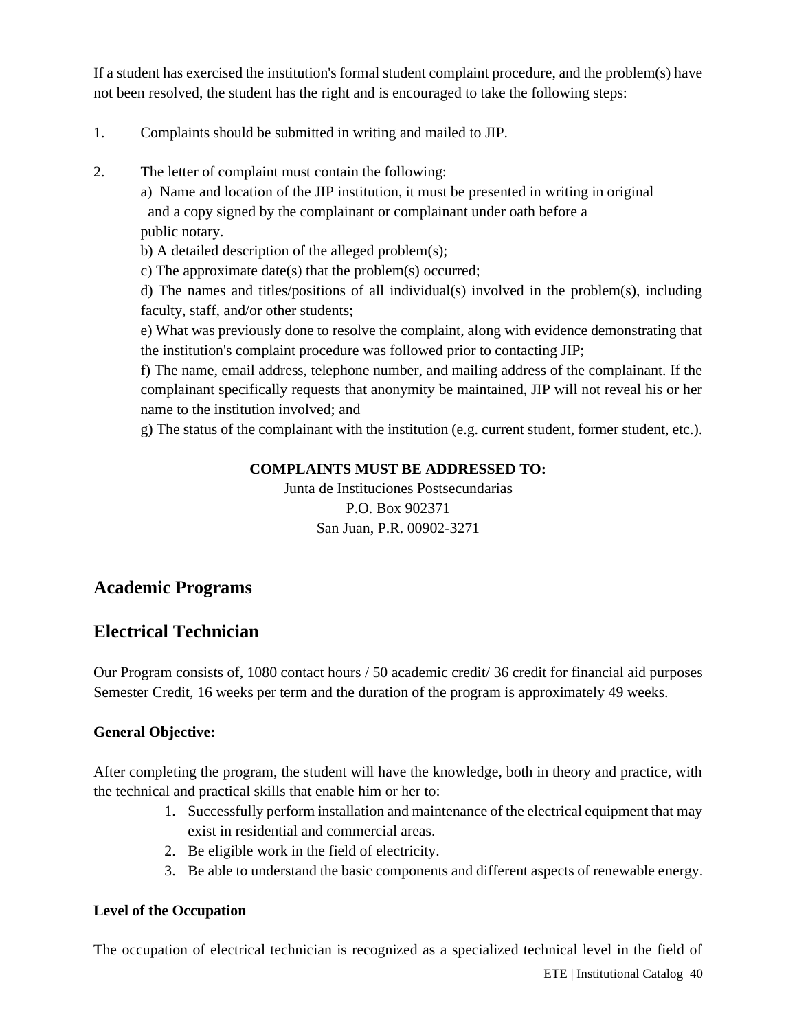If a student has exercised the institution's formal student complaint procedure, and the problem(s) have not been resolved, the student has the right and is encouraged to take the following steps:

1. Complaints should be submitted in writing and mailed to JIP.

2. The letter of complaint must contain the following:
   a) Name and location of the JIP institution, it must be presented in writing in original and a copy signed by the complainant or complainant under oath before a public notary.
   b) A detailed description of the alleged problem(s);
   c) The approximate date(s) that the problem(s) occurred;
   d) The names and titles/positions of all individual(s) involved in the problem(s), including faculty, staff, and/or other students;
   e) What was previously done to resolve the complaint, along with evidence demonstrating that the institution's complaint procedure was followed prior to contacting JIP;
   f) The name, email address, telephone number, and mailing address of the complainant. If the complainant specifically requests that anonymity be maintained, JIP will not reveal his or her name to the institution involved; and
   g) The status of the complainant with the institution (e.g. current student, former student, etc.).

**COMPLAINTS MUST BE ADDRESSED TO:**
Junta de Instituciones Postsecundarias
P.O. Box 902371
San Juan, P.R. 00902-3271

## Academic Programs

## Electrical Technician

Our Program consists of, 1080 contact hours / 50 academic credit/ 36 credit for financial aid purposes Semester Credit, 16 weeks per term and the duration of the program is approximately 49 weeks.

**General Objective:**

After completing the program, the student will have the knowledge, both in theory and practice, with the technical and practical skills that enable him or her to:

1. Successfully perform installation and maintenance of the electrical equipment that may exist in residential and commercial areas.
2. Be eligible work in the field of electricity.
3. Be able to understand the basic components and different aspects of renewable energy.

**Level of the Occupation**

The occupation of electrical technician is recognized as a specialized technical level in the field of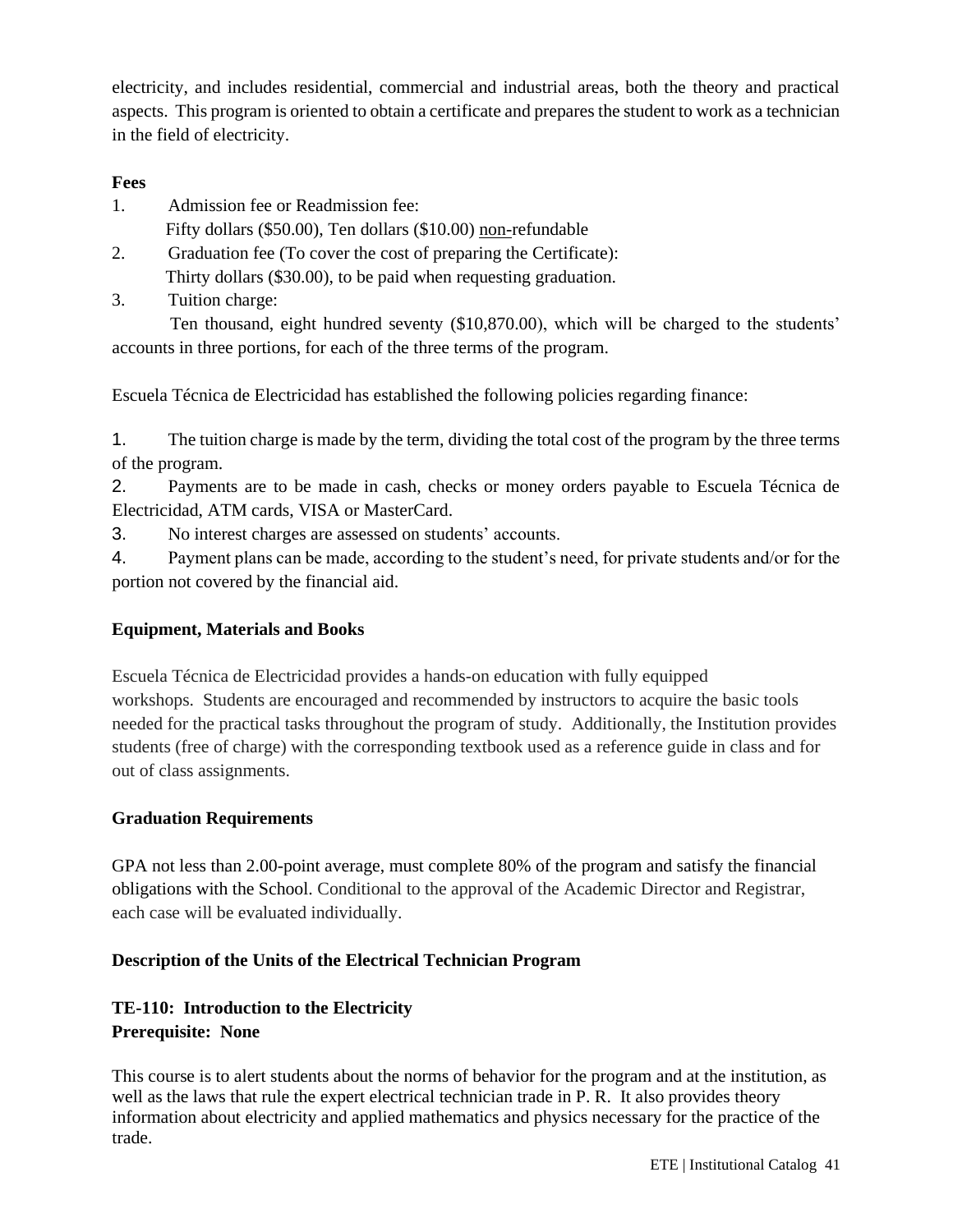electricity, and includes residential, commercial and industrial areas, both the theory and practical aspects. This program is oriented to obtain a certificate and prepares the student to work as a technician in the field of electricity.

**Fees**

1. Admission fee or Readmission fee:
   Fifty dollars ($50.00), Ten dollars ($10.00) non-refundable
2. Graduation fee (To cover the cost of preparing the Certificate):
   Thirty dollars ($30.00), to be paid when requesting graduation.
3. Tuition charge:
   Ten thousand, eight hundred seventy ($10,870.00), which will be charged to the students' accounts in three portions, for each of the three terms of the program.

Escuela Técnica de Electricidad has established the following policies regarding finance:

1. The tuition charge is made by the term, dividing the total cost of the program by the three terms of the program.
2. Payments are to be made in cash, checks or money orders payable to Escuela Técnica de Electricidad, ATM cards, VISA or MasterCard.
3. No interest charges are assessed on students' accounts.
4. Payment plans can be made, according to the student's need, for private students and/or for the portion not covered by the financial aid.

**Equipment, Materials and Books**

Escuela Técnica de Electricidad provides a hands-on education with fully equipped workshops. Students are encouraged and recommended by instructors to acquire the basic tools needed for the practical tasks throughout the program of study. Additionally, the Institution provides students (free of charge) with the corresponding textbook used as a reference guide in class and for out of class assignments.

**Graduation Requirements**

GPA not less than 2.00-point average, must complete 80% of the program and satisfy the financial obligations with the School. Conditional to the approval of the Academic Director and Registrar, each case will be evaluated individually.

**Description of the Units of the Electrical Technician Program**

**TE-110: Introduction to the Electricity**
**Prerequisite: None**

This course is to alert students about the norms of behavior for the program and at the institution, as well as the laws that rule the expert electrical technician trade in P. R. It also provides theory information about electricity and applied mathematics and physics necessary for the practice of the trade.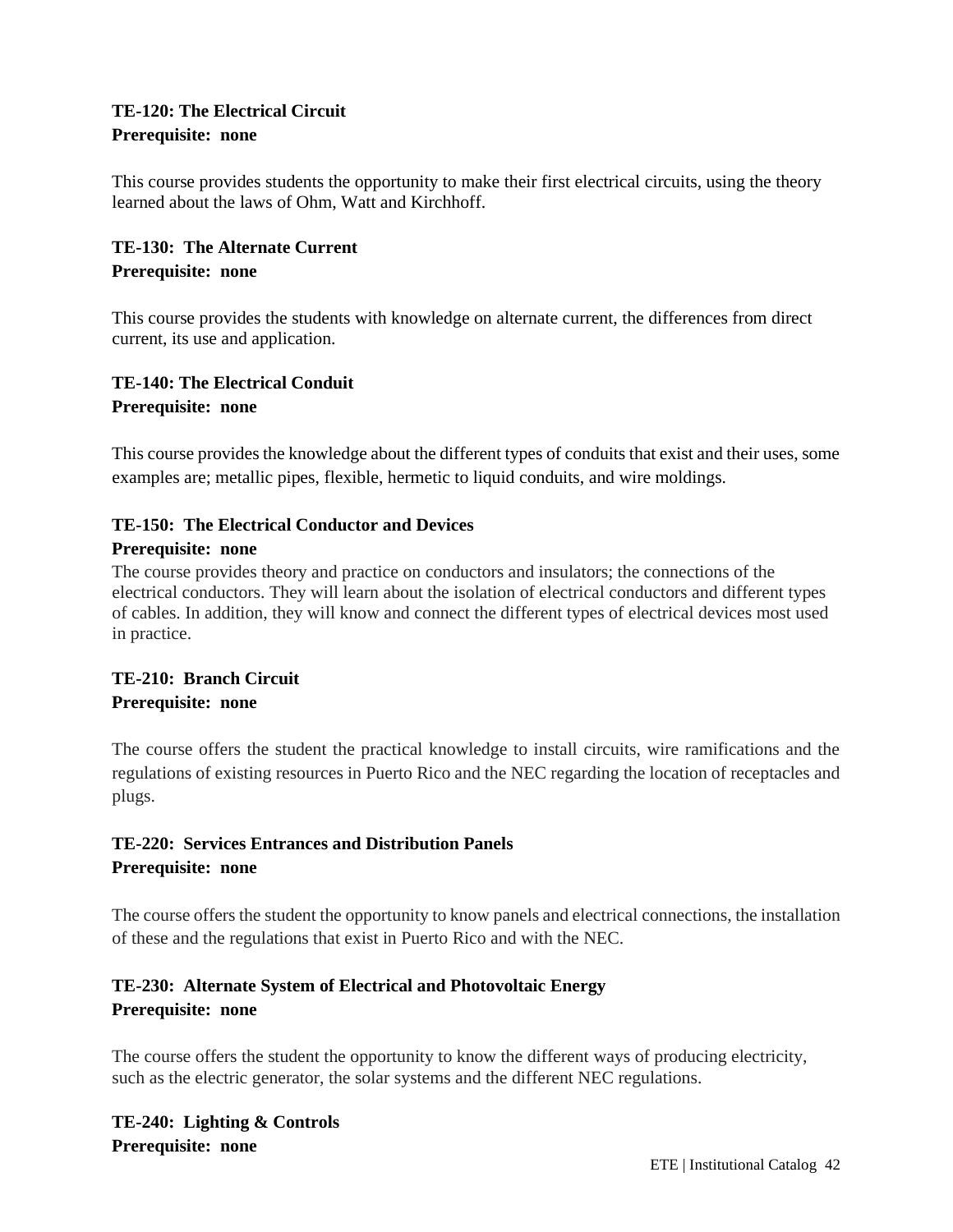**TE-120: The Electrical Circuit**
**Prerequisite: none**

This course provides students the opportunity to make their first electrical circuits, using the theory learned about the laws of Ohm, Watt and Kirchhoff.

**TE-130: The Alternate Current**
**Prerequisite: none**

This course provides the students with knowledge on alternate current, the differences from direct current, its use and application.

**TE-140: The Electrical Conduit**
**Prerequisite: none**

This course provides the knowledge about the different types of conduits that exist and their uses, some examples are; metallic pipes, flexible, hermetic to liquid conduits, and wire moldings.

**TE-150: The Electrical Conductor and Devices**
**Prerequisite: none**

The course provides theory and practice on conductors and insulators; the connections of the electrical conductors. They will learn about the isolation of electrical conductors and different types of cables. In addition, they will know and connect the different types of electrical devices most used in practice.

**TE-210: Branch Circuit**
**Prerequisite: none**

The course offers the student the practical knowledge to install circuits, wire ramifications and the regulations of existing resources in Puerto Rico and the NEC regarding the location of receptacles and plugs.

**TE-220: Services Entrances and Distribution Panels**
**Prerequisite: none**

The course offers the student the opportunity to know panels and electrical connections, the installation of these and the regulations that exist in Puerto Rico and with the NEC.

**TE-230: Alternate System of Electrical and Photovoltaic Energy**
**Prerequisite: none**

The course offers the student the opportunity to know the different ways of producing electricity, such as the electric generator, the solar systems and the different NEC regulations.

**TE-240: Lighting & Controls**
**Prerequisite: none**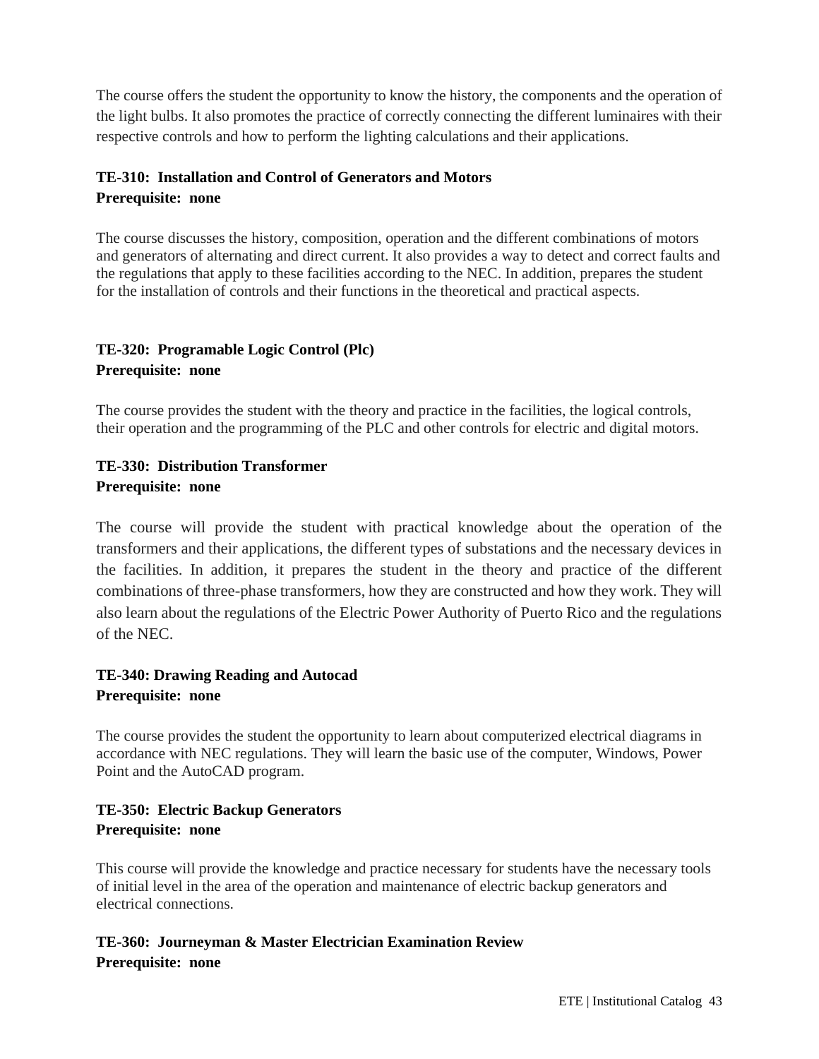The course offers the student the opportunity to know the history, the components and the operation of the light bulbs. It also promotes the practice of correctly connecting the different luminaires with their respective controls and how to perform the lighting calculations and their applications.

**TE-310: Installation and Control of Generators and Motors**
**Prerequisite: none**

The course discusses the history, composition, operation and the different combinations of motors and generators of alternating and direct current. It also provides a way to detect and correct faults and the regulations that apply to these facilities according to the NEC. In addition, prepares the student for the installation of controls and their functions in the theoretical and practical aspects.

**TE-320: Programable Logic Control (Plc)**
**Prerequisite: none**

The course provides the student with the theory and practice in the facilities, the logical controls, their operation and the programming of the PLC and other controls for electric and digital motors.

**TE-330: Distribution Transformer**
**Prerequisite: none**

The course will provide the student with practical knowledge about the operation of the transformers and their applications, the different types of substations and the necessary devices in the facilities. In addition, it prepares the student in the theory and practice of the different combinations of three-phase transformers, how they are constructed and how they work. They will also learn about the regulations of the Electric Power Authority of Puerto Rico and the regulations of the NEC.

**TE-340: Drawing Reading and Autocad**
**Prerequisite: none**

The course provides the student the opportunity to learn about computerized electrical diagrams in accordance with NEC regulations. They will learn the basic use of the computer, Windows, Power Point and the AutoCAD program.

**TE-350: Electric Backup Generators**
**Prerequisite: none**

This course will provide the knowledge and practice necessary for students have the necessary tools of initial level in the area of the operation and maintenance of electric backup generators and electrical connections.

**TE-360: Journeyman & Master Electrician Examination Review**
**Prerequisite: none**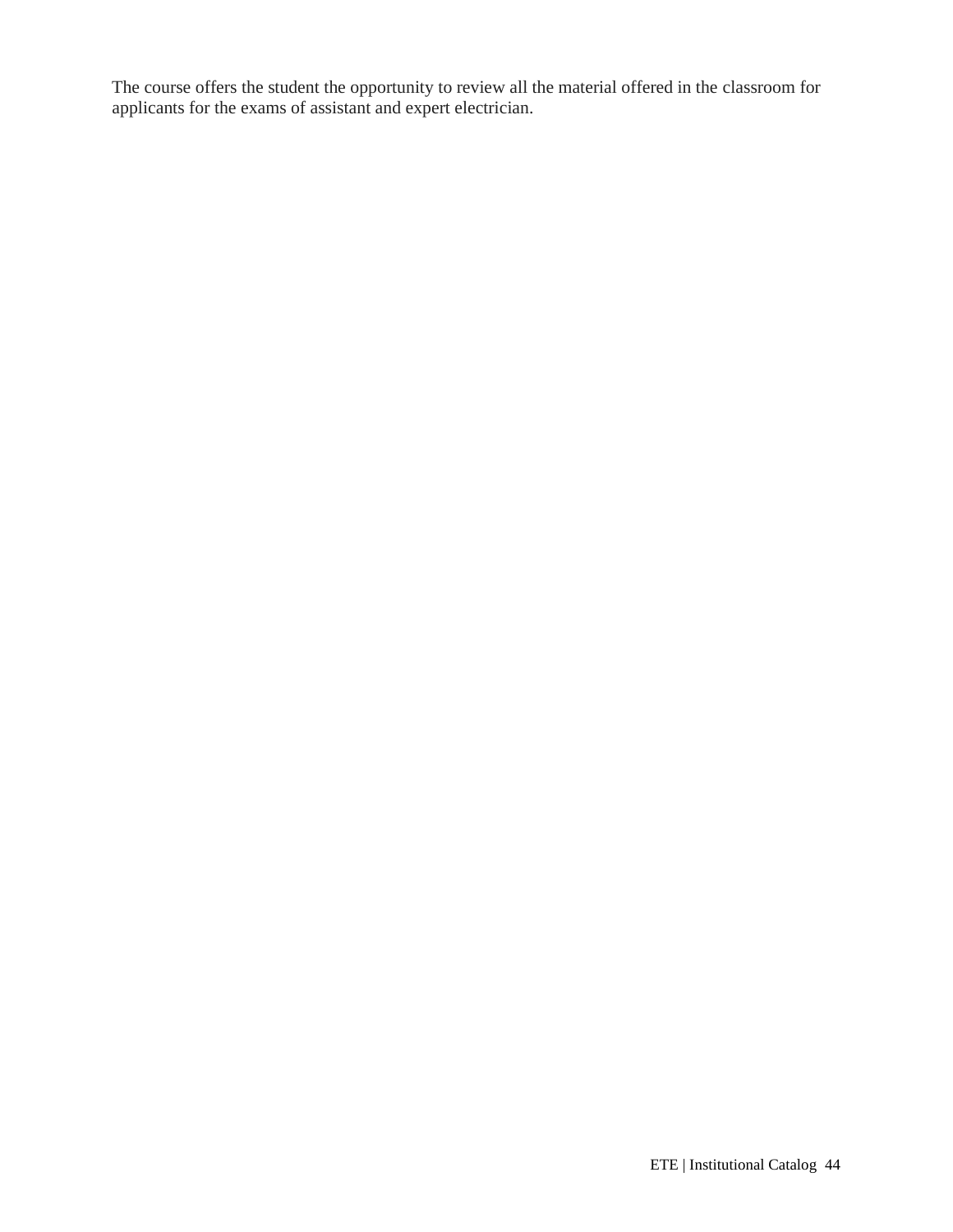The course offers the student the opportunity to review all the material offered in the classroom for applicants for the exams of assistant and expert electrician.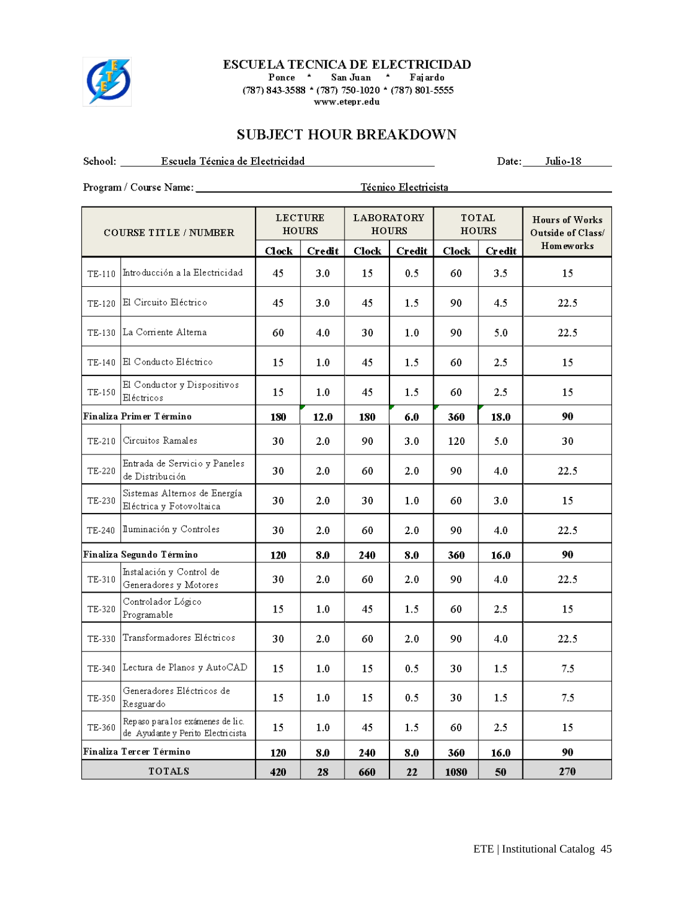# ESCUELA TECNICA DE ELECTRICIDAD

Ponce * San Juan * Fajardo

(787) 843-3588 * (787) 750-1020 * (787) 801-5555

www.etepr.edu

## SUBJECT HOUR BREAKDOWN

School: Escuela Técnica de Electricidad Date: Julio-18

Program / Course Name: Técnico Electricista

| COURSE TITLE / NUMBER | | LECTURE HOURS | | LABORATORY HOURS | | TOTAL HOURS | | Hours of Works Outside of Class/ Homeworks |
|---|---|---|---|---|---|---|---|---|
| | | Clock | Credit | Clock | Credit | Clock | Credit | |
| TE-110 | Introducción a la Electricidad | 45 | 3.0 | 15 | 0.5 | 60 | 3.5 | 15 |
| TE-120 | El Circuito Eléctrico | 45 | 3.0 | 45 | 1.5 | 90 | 4.5 | 22.5 |
| TE-130 | La Corriente Alterna | 60 | 4.0 | 30 | 1.0 | 90 | 5.0 | 22.5 |
| TE-140 | El Conducto Eléctrico | 15 | 1.0 | 45 | 1.5 | 60 | 2.5 | 15 |
| TE-150 | El Conductor y Dispositivos Eléctricos | 15 | 1.0 | 45 | 1.5 | 60 | 2.5 | 15 |
| **Finaliza Primer Término** | | **180** | **12.0** | **180** | **6.0** | **360** | **18.0** | **90** |
| TE-210 | Circuitos Ramales | 30 | 2.0 | 90 | 3.0 | 120 | 5.0 | 30 |
| TE-220 | Entrada de Servicio y Paneles de Distribución | 30 | 2.0 | 60 | 2.0 | 90 | 4.0 | 22.5 |
| TE-230 | Sistemas Alternos de Energía Eléctrica y Fotovoltaica | 30 | 2.0 | 30 | 1.0 | 60 | 3.0 | 15 |
| TE-240 | Iluminación y Controles | 30 | 2.0 | 60 | 2.0 | 90 | 4.0 | 22.5 |
| **Finaliza Segundo Término** | | **120** | **8.0** | **240** | **8.0** | **360** | **16.0** | **90** |
| TE-310 | Instalación y Control de Generadores y Motores | 30 | 2.0 | 60 | 2.0 | 90 | 4.0 | 22.5 |
| TE-320 | Controlador Lógico Programable | 15 | 1.0 | 45 | 1.5 | 60 | 2.5 | 15 |
| TE-330 | Transformadores Eléctricos | 30 | 2.0 | 60 | 2.0 | 90 | 4.0 | 22.5 |
| TE-340 | Lectura de Planos y AutoCAD | 15 | 1.0 | 15 | 0.5 | 30 | 1.5 | 7.5 |
| TE-350 | Generadores Eléctricos de Resguardo | 15 | 1.0 | 15 | 0.5 | 30 | 1.5 | 7.5 |
| TE-360 | Repaso para los exámenes de lic. de Ayudante y Perito Electricista | 15 | 1.0 | 45 | 1.5 | 60 | 2.5 | 15 |
| **Finaliza Tercer Término** | | **120** | **8.0** | **240** | **8.0** | **360** | **16.0** | **90** |
| **TOTALS** | | **420** | **28** | **660** | **22** | **1080** | **50** | **270** |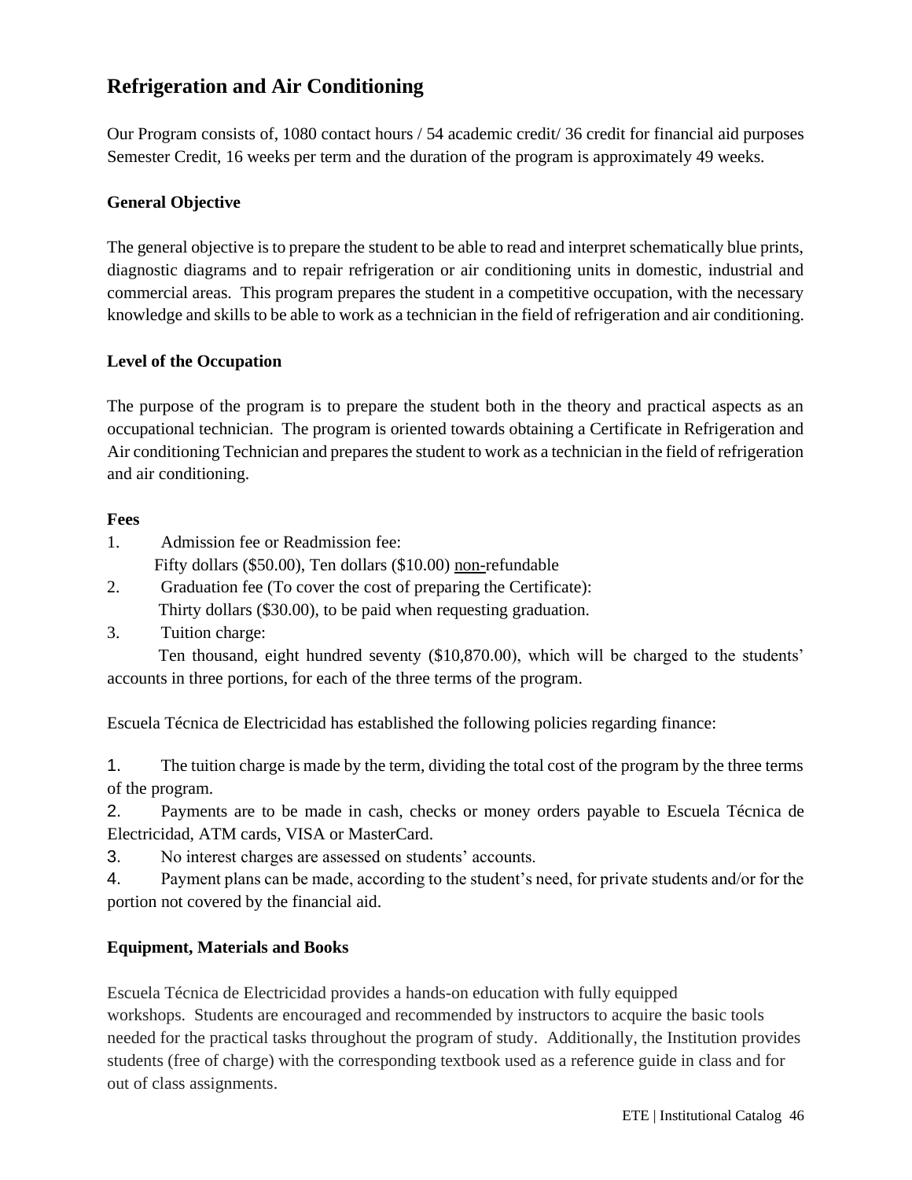## Refrigeration and Air Conditioning

Our Program consists of, 1080 contact hours / 54 academic credit/ 36 credit for financial aid purposes Semester Credit, 16 weeks per term and the duration of the program is approximately 49 weeks.

### General Objective

The general objective is to prepare the student to be able to read and interpret schematically blue prints, diagnostic diagrams and to repair refrigeration or air conditioning units in domestic, industrial and commercial areas. This program prepares the student in a competitive occupation, with the necessary knowledge and skills to be able to work as a technician in the field of refrigeration and air conditioning.

### Level of the Occupation

The purpose of the program is to prepare the student both in the theory and practical aspects as an occupational technician. The program is oriented towards obtaining a Certificate in Refrigeration and Air conditioning Technician and prepares the student to work as a technician in the field of refrigeration and air conditioning.

### Fees

1. Admission fee or Readmission fee:
   Fifty dollars ($50.00), Ten dollars ($10.00) non-refundable
2. Graduation fee (To cover the cost of preparing the Certificate):
   Thirty dollars ($30.00), to be paid when requesting graduation.
3. Tuition charge:
   Ten thousand, eight hundred seventy ($10,870.00), which will be charged to the students' accounts in three portions, for each of the three terms of the program.

Escuela Técnica de Electricidad has established the following policies regarding finance:

1. The tuition charge is made by the term, dividing the total cost of the program by the three terms of the program.
2. Payments are to be made in cash, checks or money orders payable to Escuela Técnica de Electricidad, ATM cards, VISA or MasterCard.
3. No interest charges are assessed on students' accounts.
4. Payment plans can be made, according to the student's need, for private students and/or for the portion not covered by the financial aid.

### Equipment, Materials and Books

Escuela Técnica de Electricidad provides a hands-on education with fully equipped workshops. Students are encouraged and recommended by instructors to acquire the basic tools needed for the practical tasks throughout the program of study. Additionally, the Institution provides students (free of charge) with the corresponding textbook used as a reference guide in class and for out of class assignments.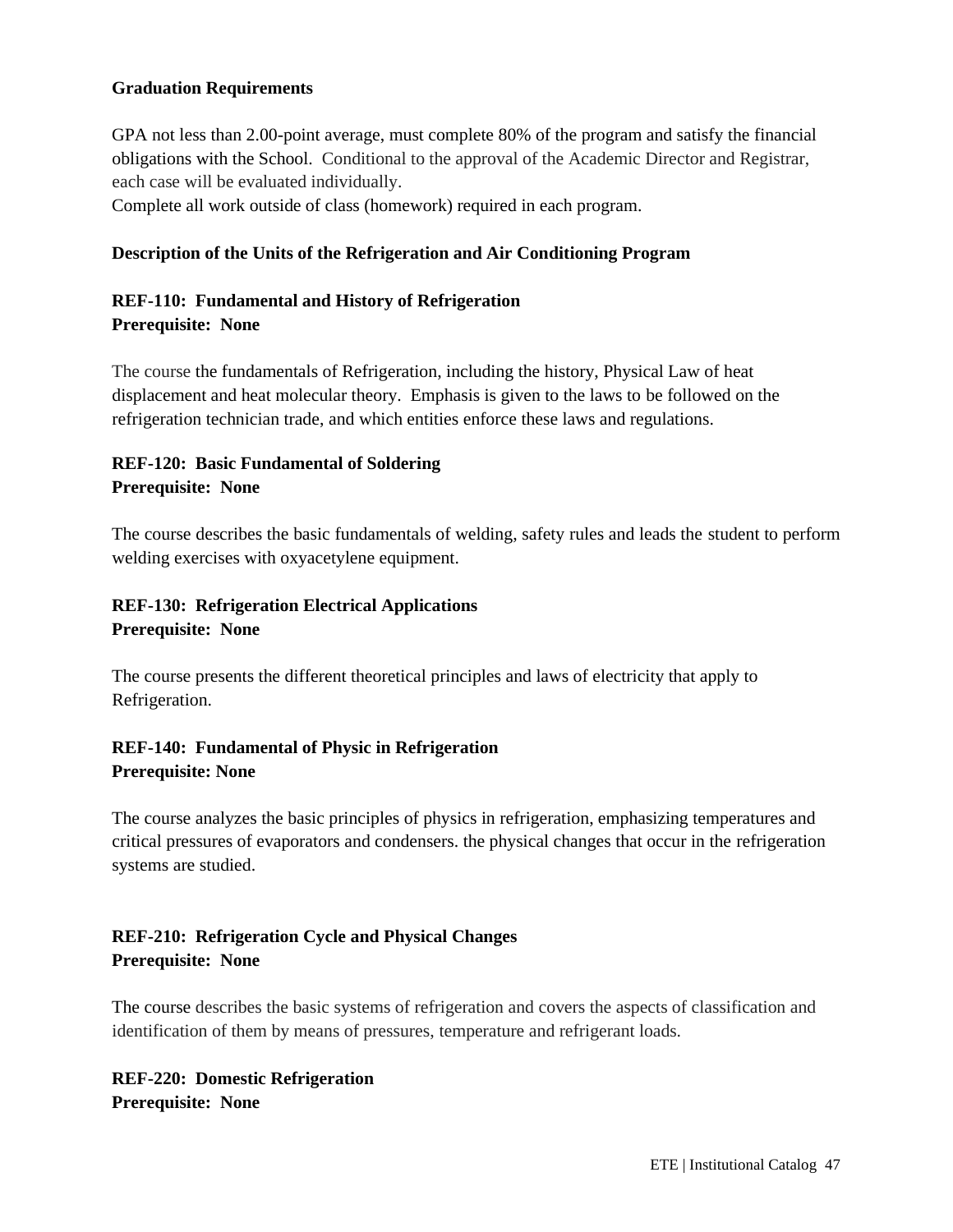**Graduation Requirements**

GPA not less than 2.00-point average, must complete 80% of the program and satisfy the financial obligations with the School. Conditional to the approval of the Academic Director and Registrar, each case will be evaluated individually.
Complete all work outside of class (homework) required in each program.

**Description of the Units of the Refrigeration and Air Conditioning Program**

**REF-110: Fundamental and History of Refrigeration**
**Prerequisite: None**

The course the fundamentals of Refrigeration, including the history, Physical Law of heat displacement and heat molecular theory. Emphasis is given to the laws to be followed on the refrigeration technician trade, and which entities enforce these laws and regulations.

**REF-120: Basic Fundamental of Soldering**
**Prerequisite: None**

The course describes the basic fundamentals of welding, safety rules and leads the student to perform welding exercises with oxyacetylene equipment.

**REF-130: Refrigeration Electrical Applications**
**Prerequisite: None**

The course presents the different theoretical principles and laws of electricity that apply to Refrigeration.

**REF-140: Fundamental of Physic in Refrigeration**
**Prerequisite: None**

The course analyzes the basic principles of physics in refrigeration, emphasizing temperatures and critical pressures of evaporators and condensers. the physical changes that occur in the refrigeration systems are studied.

**REF-210: Refrigeration Cycle and Physical Changes**
**Prerequisite: None**

The course describes the basic systems of refrigeration and covers the aspects of classification and identification of them by means of pressures, temperature and refrigerant loads.

**REF-220: Domestic Refrigeration**
**Prerequisite: None**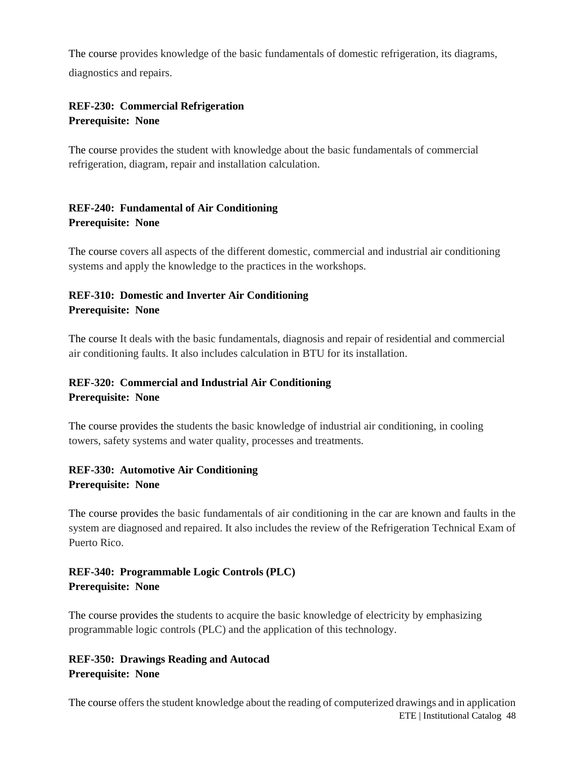The course provides knowledge of the basic fundamentals of domestic refrigeration, its diagrams, diagnostics and repairs.

**REF-230: Commercial Refrigeration**
**Prerequisite: None**

The course provides the student with knowledge about the basic fundamentals of commercial refrigeration, diagram, repair and installation calculation.

**REF-240: Fundamental of Air Conditioning**
**Prerequisite: None**

The course covers all aspects of the different domestic, commercial and industrial air conditioning systems and apply the knowledge to the practices in the workshops.

**REF-310: Domestic and Inverter Air Conditioning**
**Prerequisite: None**

The course It deals with the basic fundamentals, diagnosis and repair of residential and commercial air conditioning faults. It also includes calculation in BTU for its installation.

**REF-320: Commercial and Industrial Air Conditioning**
**Prerequisite: None**

The course provides the students the basic knowledge of industrial air conditioning, in cooling towers, safety systems and water quality, processes and treatments.

**REF-330: Automotive Air Conditioning**
**Prerequisite: None**

The course provides the basic fundamentals of air conditioning in the car are known and faults in the system are diagnosed and repaired. It also includes the review of the Refrigeration Technical Exam of Puerto Rico.

**REF-340: Programmable Logic Controls (PLC)**
**Prerequisite: None**

The course provides the students to acquire the basic knowledge of electricity by emphasizing programmable logic controls (PLC) and the application of this technology.

**REF-350: Drawings Reading and Autocad**
**Prerequisite: None**

The course offers the student knowledge about the reading of computerized drawings and in application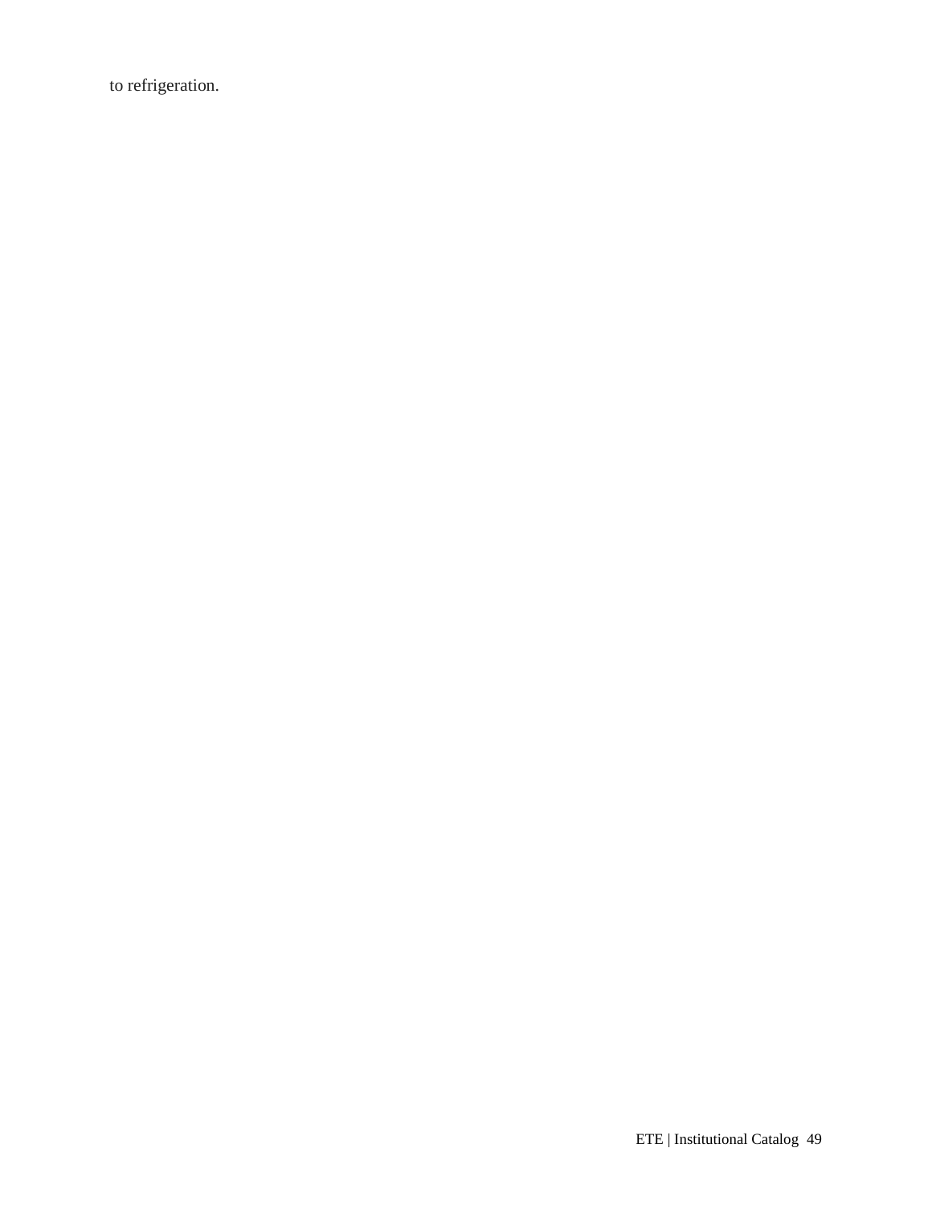to refrigeration.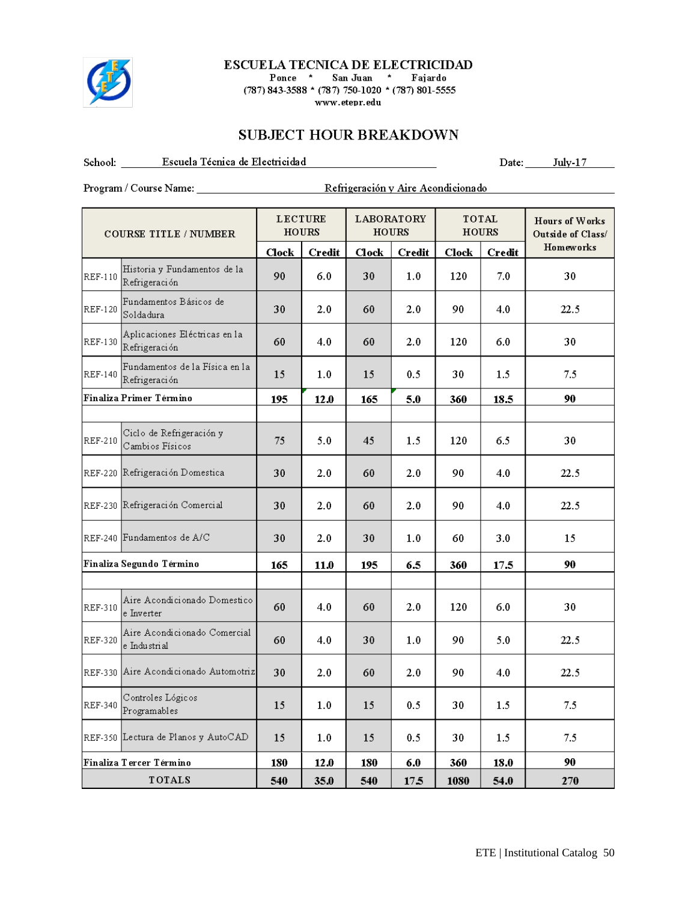**ESCUELA TECNICA DE ELECTRICIDAD**
Ponce * San Juan * Fajardo
(787) 843-3588 * (787) 750-1020 * (787) 801-5555
www.etepr.edu

## SUBJECT HOUR BREAKDOWN

School: Escuela Técnica de Electricidad　　　Date: July-17

Program / Course Name: Refrigeración y Aire Acondicionado

| COURSE TITLE / NUMBER | | LECTURE HOURS | | LABORATORY HOURS | | TOTAL HOURS | | Hours of Works Outside of Class/ Homeworks |
|---|---|---|---|---|---|---|---|---|
| | | Clock | Credit | Clock | Credit | Clock | Credit | |
| REF-110 | Historia y Fundamentos de la Refrigeración | 90 | 6.0 | 30 | 1.0 | 120 | 7.0 | 30 |
| REF-120 | Fundamentos Básicos de Soldadura | 30 | 2.0 | 60 | 2.0 | 90 | 4.0 | 22.5 |
| REF-130 | Aplicaciones Eléctricas en la Refrigeración | 60 | 4.0 | 60 | 2.0 | 120 | 6.0 | 30 |
| REF-140 | Fundamentos de la Física en la Refrigeración | 15 | 1.0 | 15 | 0.5 | 30 | 1.5 | 7.5 |
| **Finaliza Primer Término** | | **195** | **12.0** | **165** | **5.0** | **360** | **18.5** | **90** |
| | | | | | | | | |
| REF-210 | Ciclo de Refrigeración y Cambios Físicos | 75 | 5.0 | 45 | 1.5 | 120 | 6.5 | 30 |
| REF-220 | Refrigeración Domestica | 30 | 2.0 | 60 | 2.0 | 90 | 4.0 | 22.5 |
| REF-230 | Refrigeración Comercial | 30 | 2.0 | 60 | 2.0 | 90 | 4.0 | 22.5 |
| REF-240 | Fundamentos de A/C | 30 | 2.0 | 30 | 1.0 | 60 | 3.0 | 15 |
| **Finaliza Segundo Término** | | **165** | **11.0** | **195** | **6.5** | **360** | **17.5** | **90** |
| | | | | | | | | |
| REF-310 | Aire Acondicionado Domestico e Inverter | 60 | 4.0 | 60 | 2.0 | 120 | 6.0 | 30 |
| REF-320 | Aire Acondicionado Comercial e Industrial | 60 | 4.0 | 30 | 1.0 | 90 | 5.0 | 22.5 |
| REF-330 | Aire Acondicionado Automotriz | 30 | 2.0 | 60 | 2.0 | 90 | 4.0 | 22.5 |
| REF-340 | Controles Lógicos Programables | 15 | 1.0 | 15 | 0.5 | 30 | 1.5 | 7.5 |
| REF-350 | Lectura de Planos y AutoCAD | 15 | 1.0 | 15 | 0.5 | 30 | 1.5 | 7.5 |
| **Finaliza Tercer Término** | | **180** | **12.0** | **180** | **6.0** | **360** | **18.0** | **90** |
| **TOTALS** | | **540** | **35.0** | **540** | **17.5** | **1080** | **54.0** | **270** |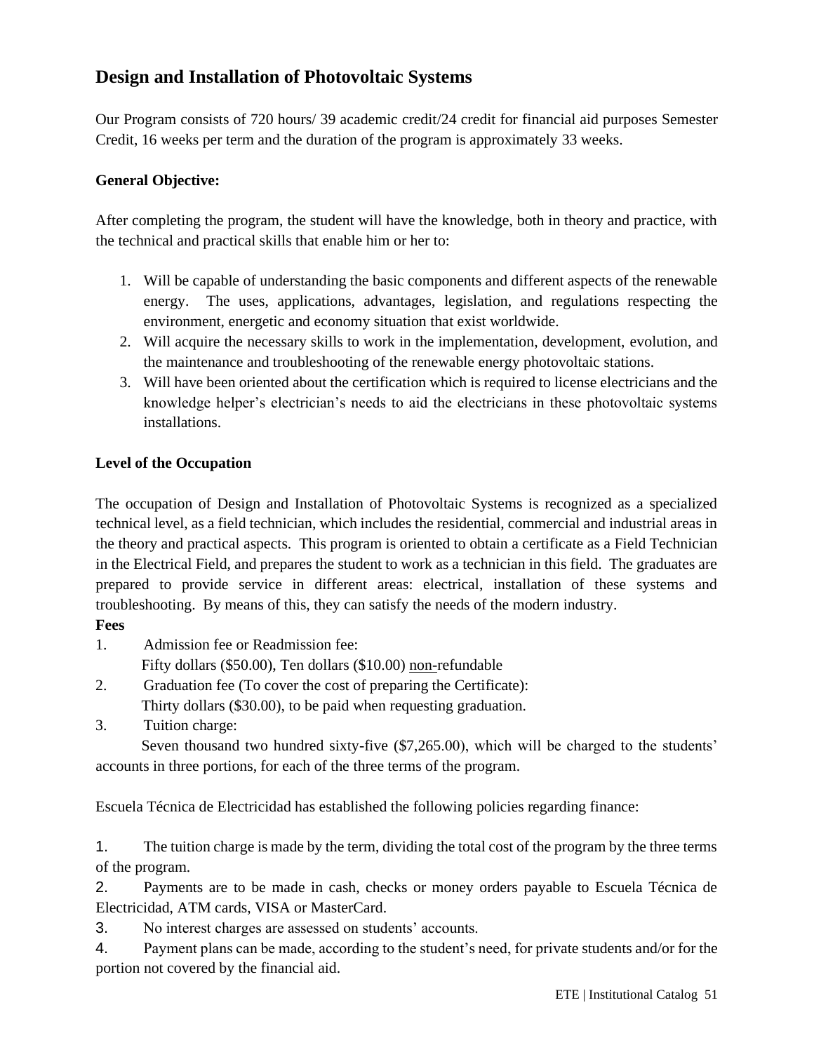## Design and Installation of Photovoltaic Systems

Our Program consists of 720 hours/ 39 academic credit/24 credit for financial aid purposes Semester Credit, 16 weeks per term and the duration of the program is approximately 33 weeks.

**General Objective:**

After completing the program, the student will have the knowledge, both in theory and practice, with the technical and practical skills that enable him or her to:

1. Will be capable of understanding the basic components and different aspects of the renewable energy. The uses, applications, advantages, legislation, and regulations respecting the environment, energetic and economy situation that exist worldwide.
2. Will acquire the necessary skills to work in the implementation, development, evolution, and the maintenance and troubleshooting of the renewable energy photovoltaic stations.
3. Will have been oriented about the certification which is required to license electricians and the knowledge helper's electrician's needs to aid the electricians in these photovoltaic systems installations.

**Level of the Occupation**

The occupation of Design and Installation of Photovoltaic Systems is recognized as a specialized technical level, as a field technician, which includes the residential, commercial and industrial areas in the theory and practical aspects. This program is oriented to obtain a certificate as a Field Technician in the Electrical Field, and prepares the student to work as a technician in this field. The graduates are prepared to provide service in different areas: electrical, installation of these systems and troubleshooting. By means of this, they can satisfy the needs of the modern industry.

**Fees**

1. Admission fee or Readmission fee:
   Fifty dollars ($50.00), Ten dollars ($10.00) non-refundable
2. Graduation fee (To cover the cost of preparing the Certificate):
   Thirty dollars ($30.00), to be paid when requesting graduation.
3. Tuition charge:
   Seven thousand two hundred sixty-five ($7,265.00), which will be charged to the students' accounts in three portions, for each of the three terms of the program.

Escuela Técnica de Electricidad has established the following policies regarding finance:

1. The tuition charge is made by the term, dividing the total cost of the program by the three terms of the program.
2. Payments are to be made in cash, checks or money orders payable to Escuela Técnica de Electricidad, ATM cards, VISA or MasterCard.
3. No interest charges are assessed on students' accounts.
4. Payment plans can be made, according to the student's need, for private students and/or for the portion not covered by the financial aid.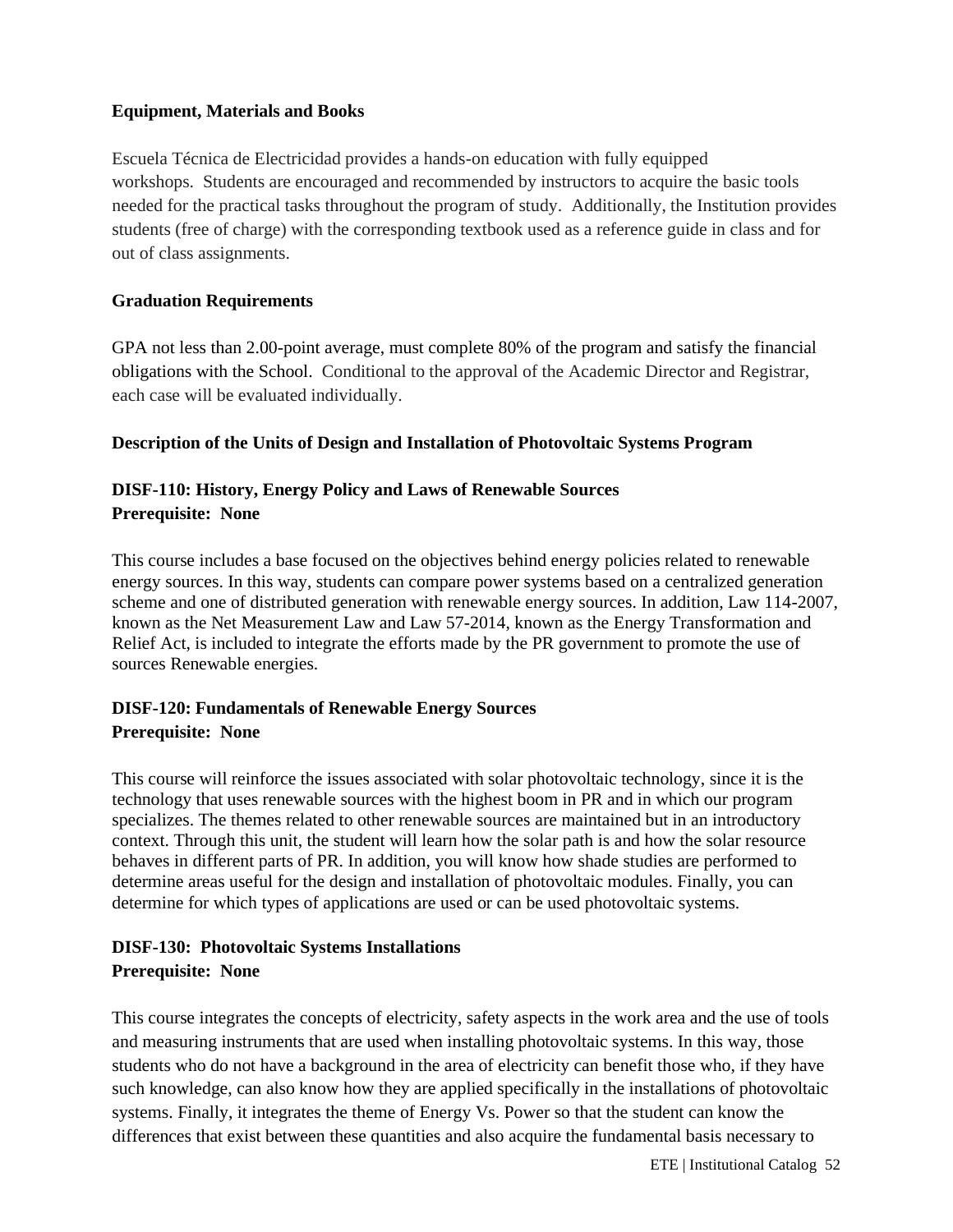**Equipment, Materials and Books**

Escuela Técnica de Electricidad provides a hands-on education with fully equipped workshops. Students are encouraged and recommended by instructors to acquire the basic tools needed for the practical tasks throughout the program of study. Additionally, the Institution provides students (free of charge) with the corresponding textbook used as a reference guide in class and for out of class assignments.

**Graduation Requirements**

GPA not less than 2.00-point average, must complete 80% of the program and satisfy the financial obligations with the School. Conditional to the approval of the Academic Director and Registrar, each case will be evaluated individually.

**Description of the Units of Design and Installation of Photovoltaic Systems Program**

**DISF-110: History, Energy Policy and Laws of Renewable Sources**
**Prerequisite: None**

This course includes a base focused on the objectives behind energy policies related to renewable energy sources. In this way, students can compare power systems based on a centralized generation scheme and one of distributed generation with renewable energy sources. In addition, Law 114-2007, known as the Net Measurement Law and Law 57-2014, known as the Energy Transformation and Relief Act, is included to integrate the efforts made by the PR government to promote the use of sources Renewable energies.

**DISF-120: Fundamentals of Renewable Energy Sources**
**Prerequisite: None**

This course will reinforce the issues associated with solar photovoltaic technology, since it is the technology that uses renewable sources with the highest boom in PR and in which our program specializes. The themes related to other renewable sources are maintained but in an introductory context. Through this unit, the student will learn how the solar path is and how the solar resource behaves in different parts of PR. In addition, you will know how shade studies are performed to determine areas useful for the design and installation of photovoltaic modules. Finally, you can determine for which types of applications are used or can be used photovoltaic systems.

**DISF-130: Photovoltaic Systems Installations**
**Prerequisite: None**

This course integrates the concepts of electricity, safety aspects in the work area and the use of tools and measuring instruments that are used when installing photovoltaic systems. In this way, those students who do not have a background in the area of electricity can benefit those who, if they have such knowledge, can also know how they are applied specifically in the installations of photovoltaic systems. Finally, it integrates the theme of Energy Vs. Power so that the student can know the differences that exist between these quantities and also acquire the fundamental basis necessary to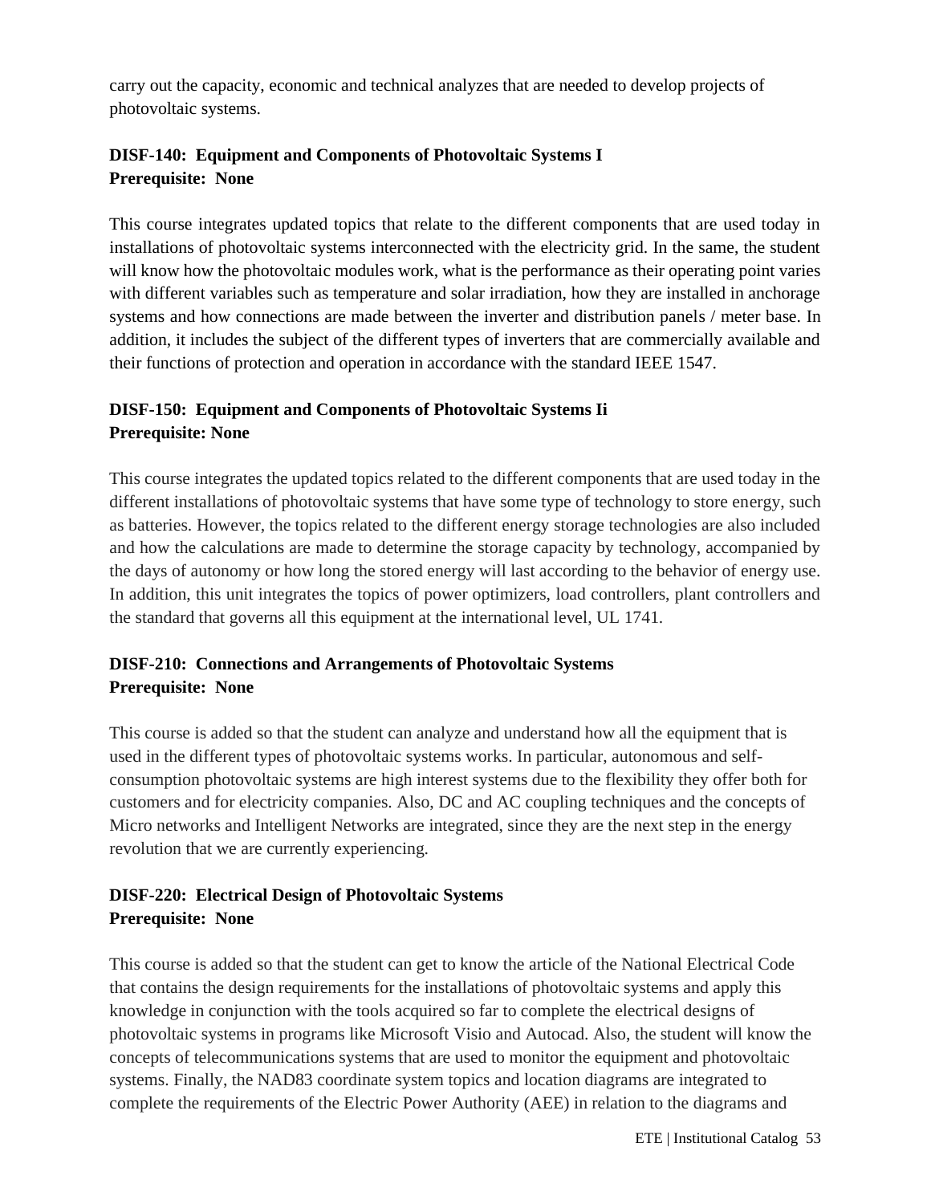carry out the capacity, economic and technical analyzes that are needed to develop projects of photovoltaic systems.

**DISF-140: Equipment and Components of Photovoltaic Systems I**
**Prerequisite: None**

This course integrates updated topics that relate to the different components that are used today in installations of photovoltaic systems interconnected with the electricity grid. In the same, the student will know how the photovoltaic modules work, what is the performance as their operating point varies with different variables such as temperature and solar irradiation, how they are installed in anchorage systems and how connections are made between the inverter and distribution panels / meter base. In addition, it includes the subject of the different types of inverters that are commercially available and their functions of protection and operation in accordance with the standard IEEE 1547.

**DISF-150: Equipment and Components of Photovoltaic Systems Ii**
**Prerequisite: None**

This course integrates the updated topics related to the different components that are used today in the different installations of photovoltaic systems that have some type of technology to store energy, such as batteries. However, the topics related to the different energy storage technologies are also included and how the calculations are made to determine the storage capacity by technology, accompanied by the days of autonomy or how long the stored energy will last according to the behavior of energy use. In addition, this unit integrates the topics of power optimizers, load controllers, plant controllers and the standard that governs all this equipment at the international level, UL 1741.

**DISF-210: Connections and Arrangements of Photovoltaic Systems**
**Prerequisite: None**

This course is added so that the student can analyze and understand how all the equipment that is used in the different types of photovoltaic systems works. In particular, autonomous and self-consumption photovoltaic systems are high interest systems due to the flexibility they offer both for customers and for electricity companies. Also, DC and AC coupling techniques and the concepts of Micro networks and Intelligent Networks are integrated, since they are the next step in the energy revolution that we are currently experiencing.

**DISF-220: Electrical Design of Photovoltaic Systems**
**Prerequisite: None**

This course is added so that the student can get to know the article of the National Electrical Code that contains the design requirements for the installations of photovoltaic systems and apply this knowledge in conjunction with the tools acquired so far to complete the electrical designs of photovoltaic systems in programs like Microsoft Visio and Autocad. Also, the student will know the concepts of telecommunications systems that are used to monitor the equipment and photovoltaic systems. Finally, the NAD83 coordinate system topics and location diagrams are integrated to complete the requirements of the Electric Power Authority (AEE) in relation to the diagrams and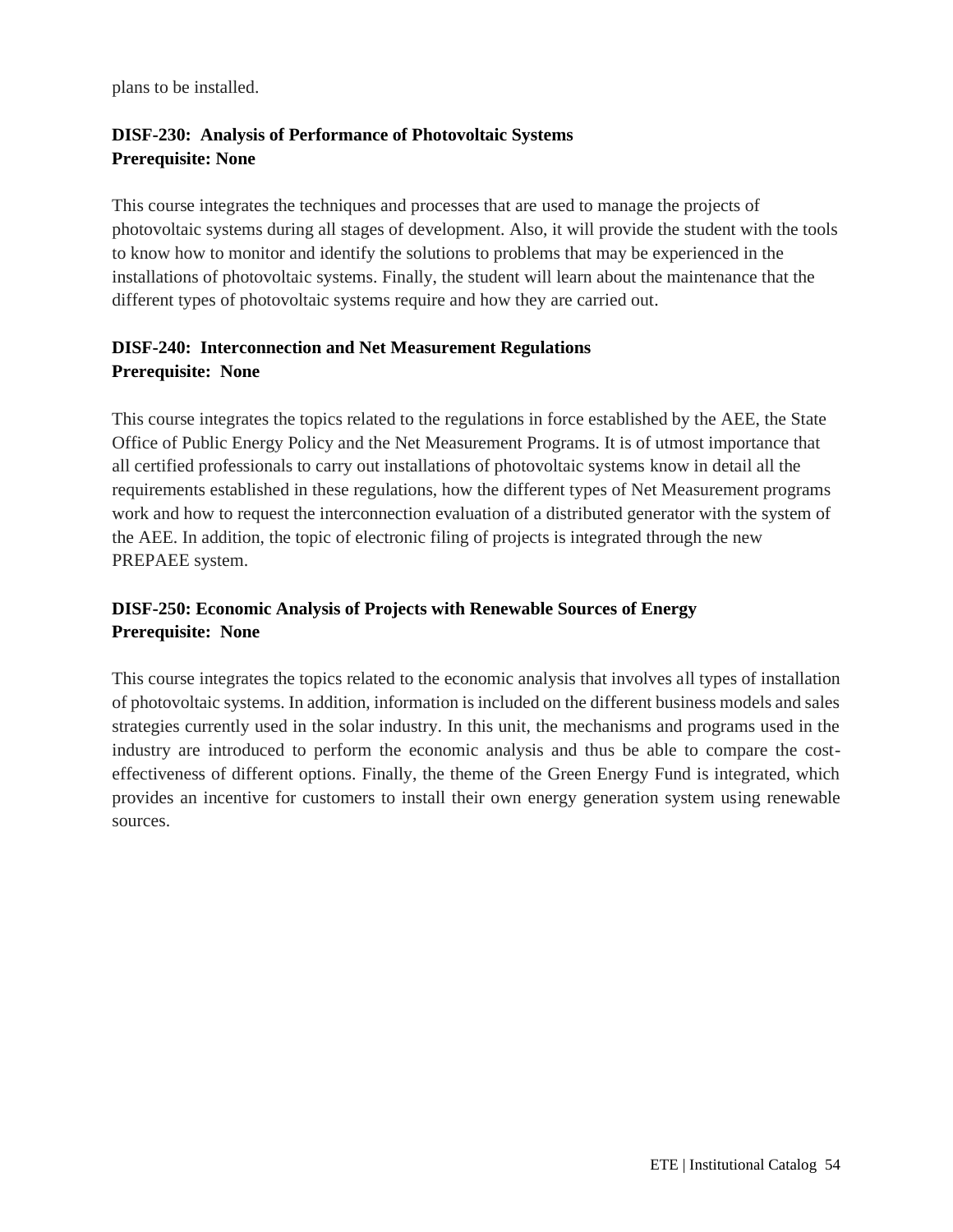plans to be installed.

**DISF-230: Analysis of Performance of Photovoltaic Systems**
**Prerequisite: None**

This course integrates the techniques and processes that are used to manage the projects of photovoltaic systems during all stages of development. Also, it will provide the student with the tools to know how to monitor and identify the solutions to problems that may be experienced in the installations of photovoltaic systems. Finally, the student will learn about the maintenance that the different types of photovoltaic systems require and how they are carried out.

**DISF-240: Interconnection and Net Measurement Regulations**
**Prerequisite: None**

This course integrates the topics related to the regulations in force established by the AEE, the State Office of Public Energy Policy and the Net Measurement Programs. It is of utmost importance that all certified professionals to carry out installations of photovoltaic systems know in detail all the requirements established in these regulations, how the different types of Net Measurement programs work and how to request the interconnection evaluation of a distributed generator with the system of the AEE. In addition, the topic of electronic filing of projects is integrated through the new PREPAEE system.

**DISF-250: Economic Analysis of Projects with Renewable Sources of Energy**
**Prerequisite: None**

This course integrates the topics related to the economic analysis that involves all types of installation of photovoltaic systems. In addition, information is included on the different business models and sales strategies currently used in the solar industry. In this unit, the mechanisms and programs used in the industry are introduced to perform the economic analysis and thus be able to compare the cost-effectiveness of different options. Finally, the theme of the Green Energy Fund is integrated, which provides an incentive for customers to install their own energy generation system using renewable sources.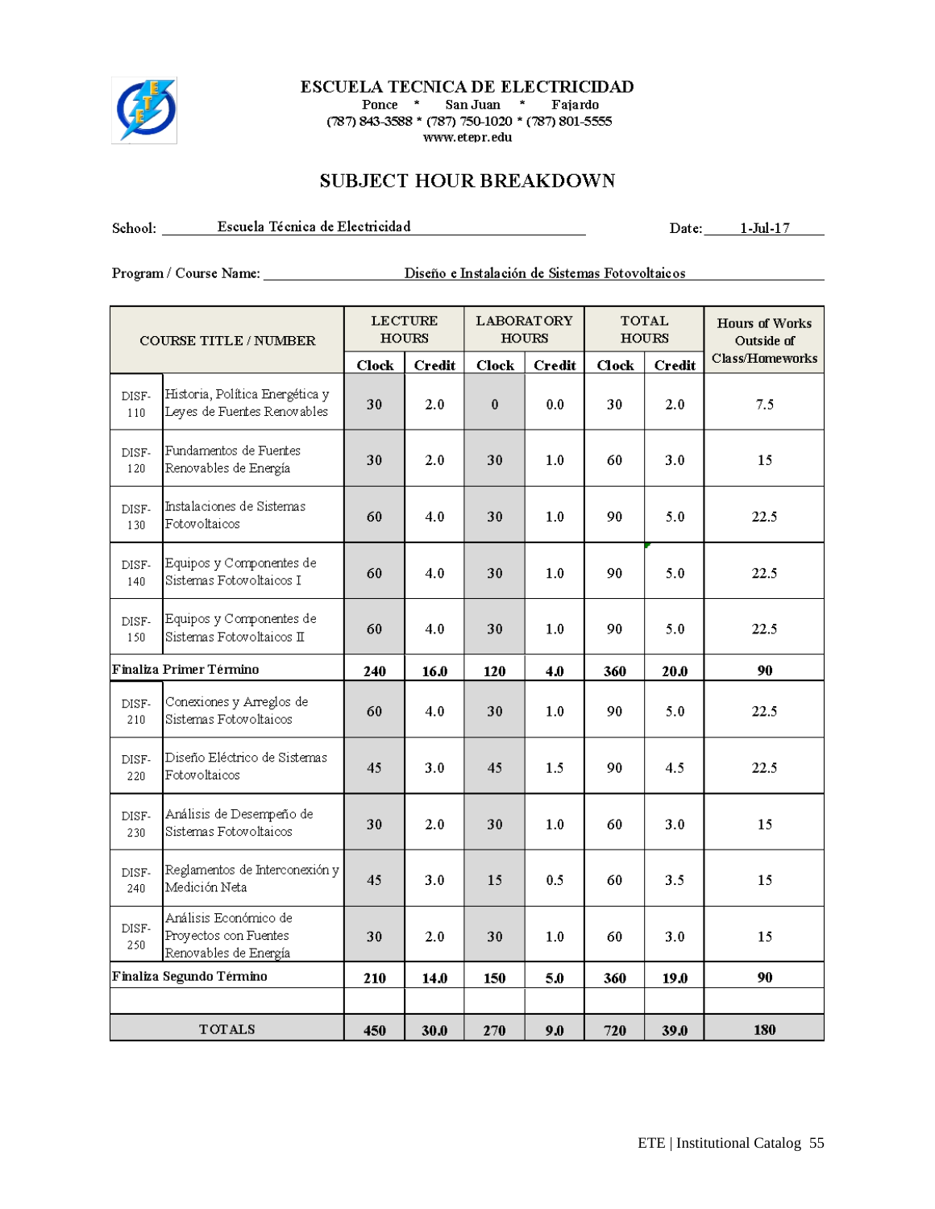**ESCUELA TECNICA DE ELECTRICIDAD**

Ponce * San Juan * Fajardo

(787) 843-3588 * (787) 750-1020 * (787) 801-5555

www.etepr.edu

## SUBJECT HOUR BREAKDOWN

School: Escuela Técnica de Electricidad Date: 1-Jul-17

Program / Course Name: Diseño e Instalación de Sistemas Fotovoltaicos

| COURSE TITLE / NUMBER | | LECTURE HOURS | | LABORATORY HOURS | | TOTAL HOURS | | Hours of Works Outside of Class/Homeworks |
|---|---|---|---|---|---|---|---|---|
| | | Clock | Credit | Clock | Credit | Clock | Credit | |
| DISF-110 | Historia, Política Energética y Leyes de Fuentes Renovables | 30 | 2.0 | 0 | 0.0 | 30 | 2.0 | 7.5 |
| DISF-120 | Fundamentos de Fuentes Renovables de Energía | 30 | 2.0 | 30 | 1.0 | 60 | 3.0 | 15 |
| DISF-130 | Instalaciones de Sistemas Fotovoltaicos | 60 | 4.0 | 30 | 1.0 | 90 | 5.0 | 22.5 |
| DISF-140 | Equipos y Componentes de Sistemas Fotovoltaicos I | 60 | 4.0 | 30 | 1.0 | 90 | 5.0 | 22.5 |
| DISF-150 | Equipos y Componentes de Sistemas Fotovoltaicos II | 60 | 4.0 | 30 | 1.0 | 90 | 5.0 | 22.5 |
| **Finaliza Primer Término** | | **240** | **16.0** | **120** | **4.0** | **360** | **20.0** | **90** |
| DISF-210 | Conexiones y Arreglos de Sistemas Fotovoltaicos | 60 | 4.0 | 30 | 1.0 | 90 | 5.0 | 22.5 |
| DISF-220 | Diseño Eléctrico de Sistemas Fotovoltaicos | 45 | 3.0 | 45 | 1.5 | 90 | 4.5 | 22.5 |
| DISF-230 | Análisis de Desempeño de Sistemas Fotovoltaicos | 30 | 2.0 | 30 | 1.0 | 60 | 3.0 | 15 |
| DISF-240 | Reglamentos de Interconexión y Medición Neta | 45 | 3.0 | 15 | 0.5 | 60 | 3.5 | 15 |
| DISF-250 | Análisis Económico de Proyectos con Fuentes Renovables de Energía | 30 | 2.0 | 30 | 1.0 | 60 | 3.0 | 15 |
| **Finaliza Segundo Término** | | **210** | **14.0** | **150** | **5.0** | **360** | **19.0** | **90** |
| | | | | | | | | |
| **TOTALS** | | **450** | **30.0** | **270** | **9.0** | **720** | **39.0** | **180** |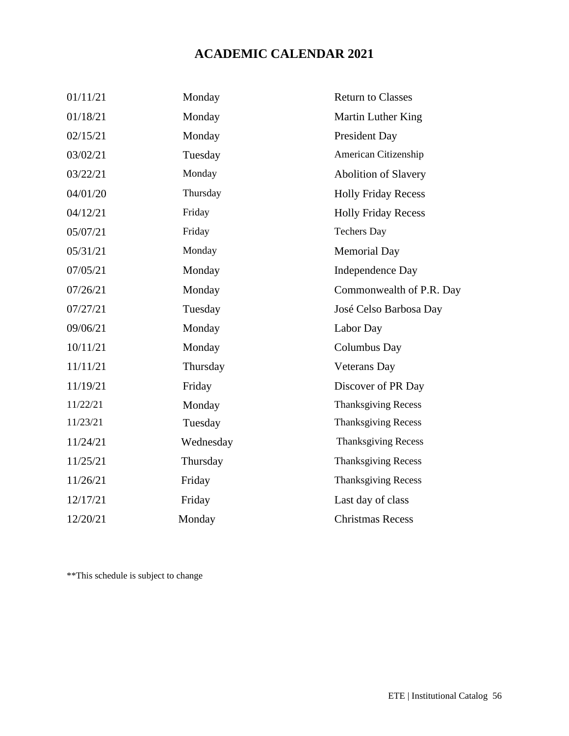# ACADEMIC CALENDAR 2021

| | | |
|---|---|---|
| 01/11/21 | Monday | Return to Classes |
| 01/18/21 | Monday | Martin Luther King |
| 02/15/21 | Monday | President Day |
| 03/02/21 | Tuesday | American Citizenship |
| 03/22/21 | Monday | Abolition of Slavery |
| 04/01/20 | Thursday | Holly Friday Recess |
| 04/12/21 | Friday | Holly Friday Recess |
| 05/07/21 | Friday | Techers Day |
| 05/31/21 | Monday | Memorial Day |
| 07/05/21 | Monday | Independence Day |
| 07/26/21 | Monday | Commonwealth of P.R. Day |
| 07/27/21 | Tuesday | José Celso Barbosa Day |
| 09/06/21 | Monday | Labor Day |
| 10/11/21 | Monday | Columbus Day |
| 11/11/21 | Thursday | Veterans Day |
| 11/19/21 | Friday | Discover of PR Day |
| 11/22/21 | Monday | Thanksgiving Recess |
| 11/23/21 | Tuesday | Thanksgiving Recess |
| 11/24/21 | Wednesday | Thanksgiving Recess |
| 11/25/21 | Thursday | Thanksgiving Recess |
| 11/26/21 | Friday | Thanksgiving Recess |
| 12/17/21 | Friday | Last day of class |
| 12/20/21 | Monday | Christmas Recess |

**This schedule is subject to change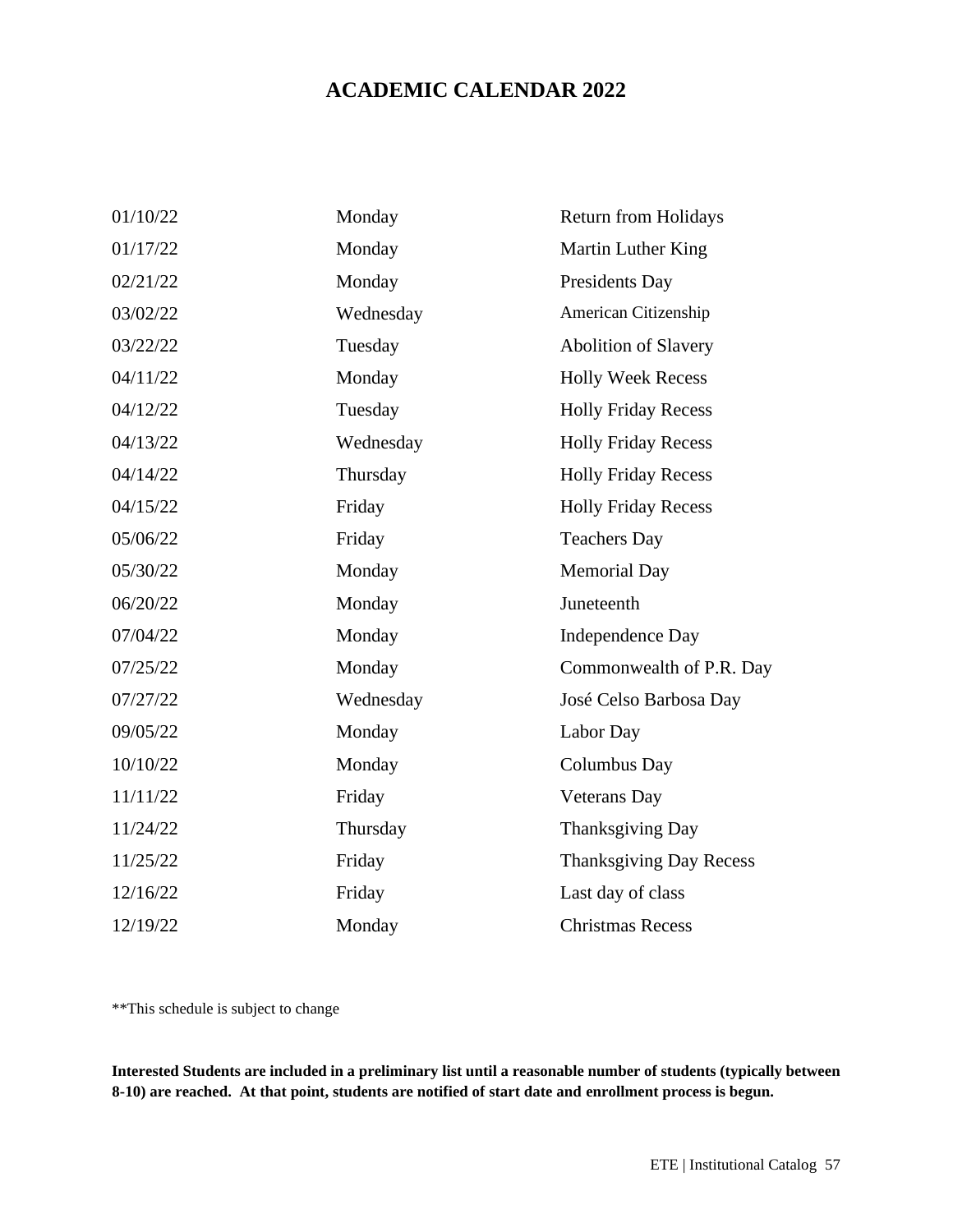# ACADEMIC CALENDAR 2022

| | | |
|---|---|---|
| 01/10/22 | Monday | Return from Holidays |
| 01/17/22 | Monday | Martin Luther King |
| 02/21/22 | Monday | Presidents Day |
| 03/02/22 | Wednesday | American Citizenship |
| 03/22/22 | Tuesday | Abolition of Slavery |
| 04/11/22 | Monday | Holly Week Recess |
| 04/12/22 | Tuesday | Holly Friday Recess |
| 04/13/22 | Wednesday | Holly Friday Recess |
| 04/14/22 | Thursday | Holly Friday Recess |
| 04/15/22 | Friday | Holly Friday Recess |
| 05/06/22 | Friday | Teachers Day |
| 05/30/22 | Monday | Memorial Day |
| 06/20/22 | Monday | Juneteenth |
| 07/04/22 | Monday | Independence Day |
| 07/25/22 | Monday | Commonwealth of P.R. Day |
| 07/27/22 | Wednesday | José Celso Barbosa Day |
| 09/05/22 | Monday | Labor Day |
| 10/10/22 | Monday | Columbus Day |
| 11/11/22 | Friday | Veterans Day |
| 11/24/22 | Thursday | Thanksgiving Day |
| 11/25/22 | Friday | Thanksgiving Day Recess |
| 12/16/22 | Friday | Last day of class |
| 12/19/22 | Monday | Christmas Recess |

**This schedule is subject to change

**Interested Students are included in a preliminary list until a reasonable number of students (typically between 8-10) are reached. At that point, students are notified of start date and enrollment process is begun.**